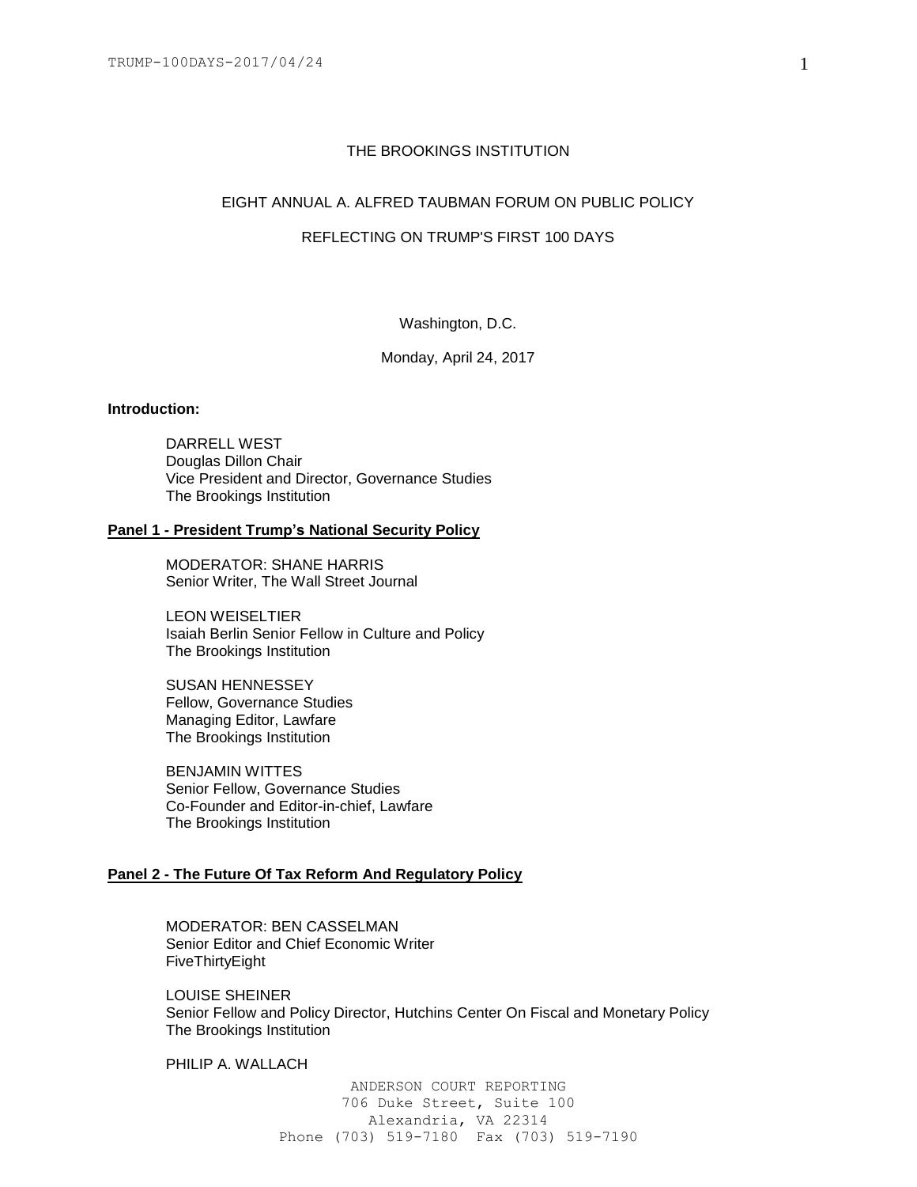THE BROOKINGS INSTITUTION

EIGHT ANNUAL A. ALFRED TAUBMAN FORUM ON PUBLIC POLICY

REFLECTING ON TRUMP'S FIRST 100 DAYS

Washington, D.C.

Monday, April 24, 2017

**Introduction:**

DARRELL WEST
Douglas Dillon Chair
Vice President and Director, Governance Studies
The Brookings Institution

**Panel 1 - President Trump's National Security Policy**

MODERATOR: SHANE HARRIS
Senior Writer, The Wall Street Journal

LEON WEISELTIER
Isaiah Berlin Senior Fellow in Culture and Policy
The Brookings Institution

SUSAN HENNESSEY
Fellow, Governance Studies
Managing Editor, Lawfare
The Brookings Institution

BENJAMIN WITTES
Senior Fellow, Governance Studies
Co-Founder and Editor-in-chief, Lawfare
The Brookings Institution

**Panel 2 - The Future Of Tax Reform And Regulatory Policy**

MODERATOR: BEN CASSELMAN
Senior Editor and Chief Economic Writer
FiveThirtyEight

LOUISE SHEINER
Senior Fellow and Policy Director, Hutchins Center On Fiscal and Monetary Policy
The Brookings Institution

PHILIP A. WALLACH

ANDERSON COURT REPORTING
706 Duke Street, Suite 100
Alexandria, VA 22314
Phone (703) 519-7180 Fax (703) 519-7190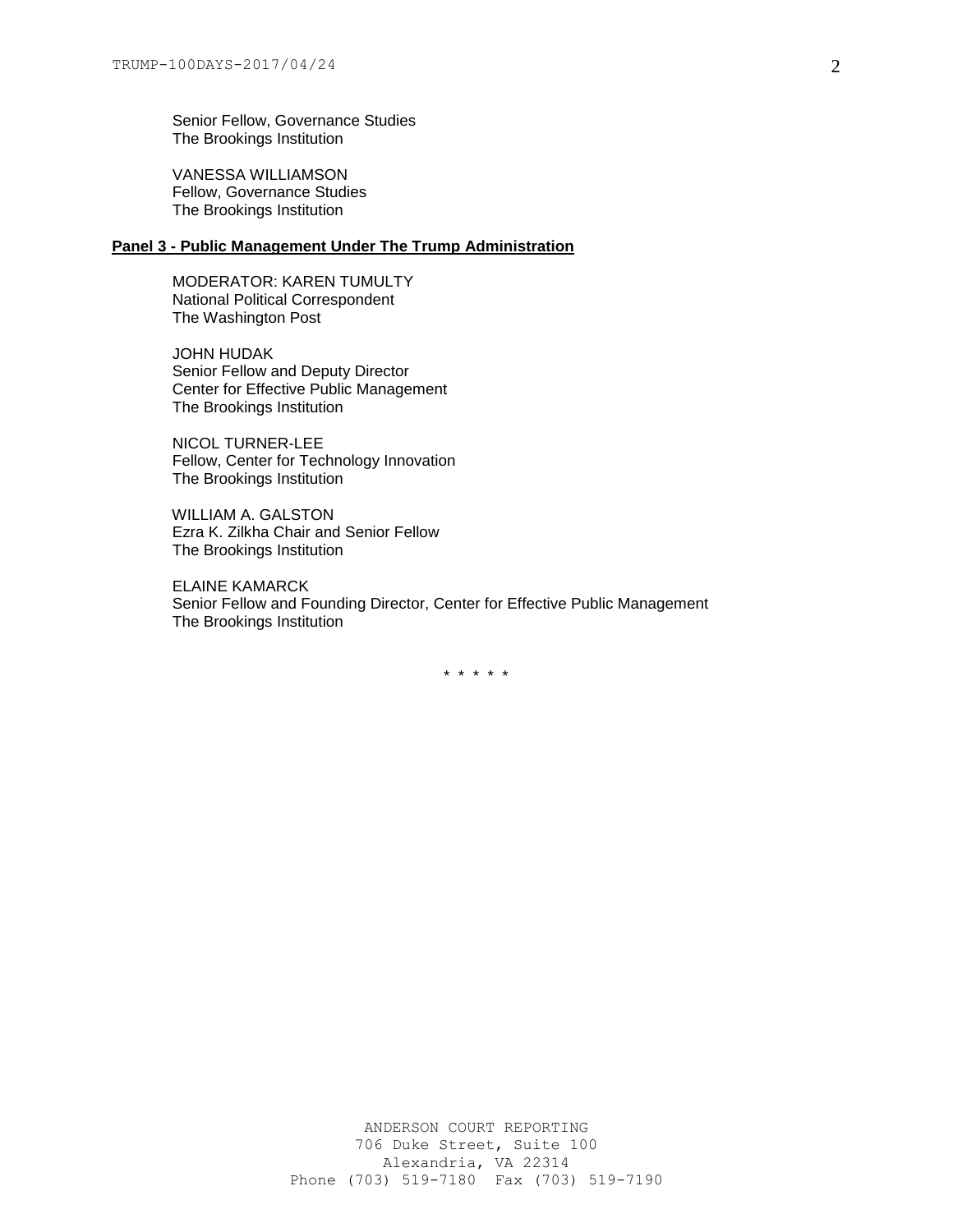Senior Fellow, Governance Studies
The Brookings Institution

VANESSA WILLIAMSON
Fellow, Governance Studies
The Brookings Institution

**Panel 3 - Public Management Under The Trump Administration**

MODERATOR: KAREN TUMULTY
National Political Correspondent
The Washington Post

JOHN HUDAK
Senior Fellow and Deputy Director
Center for Effective Public Management
The Brookings Institution

NICOL TURNER-LEE
Fellow, Center for Technology Innovation
The Brookings Institution

WILLIAM A. GALSTON
Ezra K. Zilkha Chair and Senior Fellow
The Brookings Institution

ELAINE KAMARCK
Senior Fellow and Founding Director, Center for Effective Public Management
The Brookings Institution

\* \* \* \* \*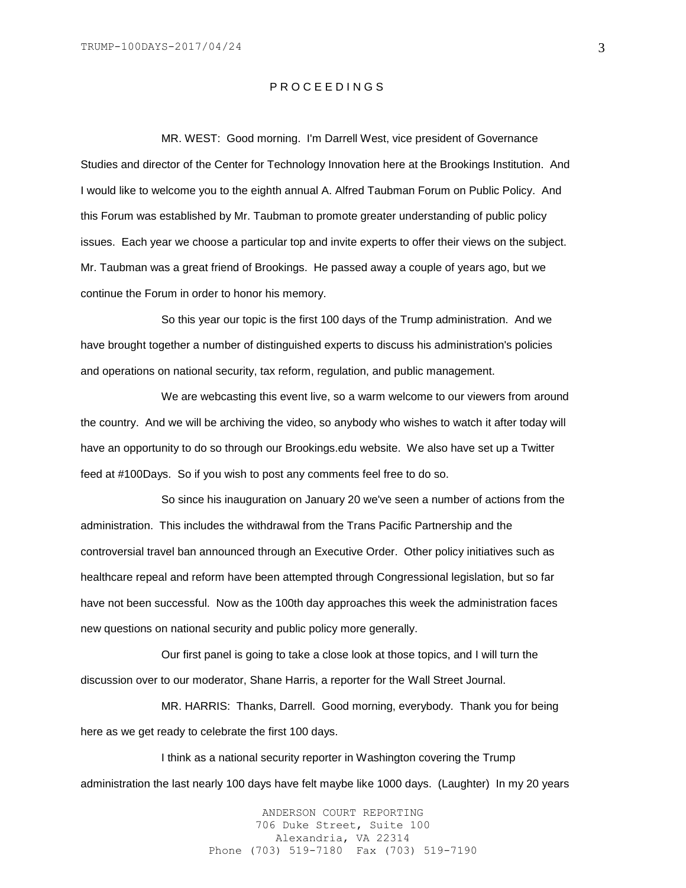P R O C E E D I N G S

MR. WEST: Good morning. I'm Darrell West, vice president of Governance Studies and director of the Center for Technology Innovation here at the Brookings Institution. And I would like to welcome you to the eighth annual A. Alfred Taubman Forum on Public Policy. And this Forum was established by Mr. Taubman to promote greater understanding of public policy issues. Each year we choose a particular top and invite experts to offer their views on the subject. Mr. Taubman was a great friend of Brookings. He passed away a couple of years ago, but we continue the Forum in order to honor his memory.

So this year our topic is the first 100 days of the Trump administration. And we have brought together a number of distinguished experts to discuss his administration's policies and operations on national security, tax reform, regulation, and public management.

We are webcasting this event live, so a warm welcome to our viewers from around the country. And we will be archiving the video, so anybody who wishes to watch it after today will have an opportunity to do so through our Brookings.edu website. We also have set up a Twitter feed at #100Days. So if you wish to post any comments feel free to do so.

So since his inauguration on January 20 we've seen a number of actions from the administration. This includes the withdrawal from the Trans Pacific Partnership and the controversial travel ban announced through an Executive Order. Other policy initiatives such as healthcare repeal and reform have been attempted through Congressional legislation, but so far have not been successful. Now as the 100th day approaches this week the administration faces new questions on national security and public policy more generally.

Our first panel is going to take a close look at those topics, and I will turn the discussion over to our moderator, Shane Harris, a reporter for the Wall Street Journal.

MR. HARRIS: Thanks, Darrell. Good morning, everybody. Thank you for being here as we get ready to celebrate the first 100 days.

I think as a national security reporter in Washington covering the Trump administration the last nearly 100 days have felt maybe like 1000 days. (Laughter) In my 20 years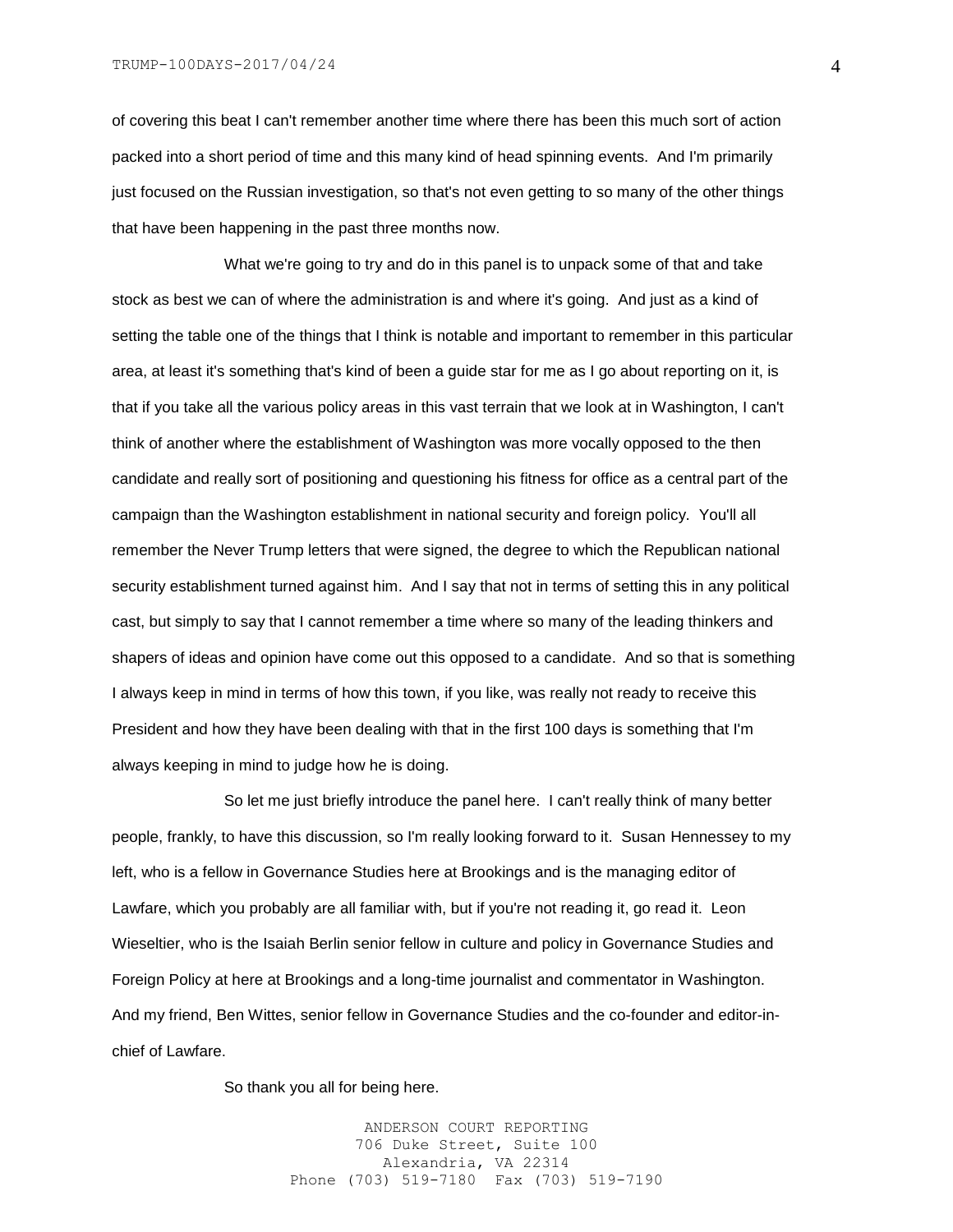of covering this beat I can't remember another time where there has been this much sort of action packed into a short period of time and this many kind of head spinning events. And I'm primarily just focused on the Russian investigation, so that's not even getting to so many of the other things that have been happening in the past three months now.

What we're going to try and do in this panel is to unpack some of that and take stock as best we can of where the administration is and where it's going. And just as a kind of setting the table one of the things that I think is notable and important to remember in this particular area, at least it's something that's kind of been a guide star for me as I go about reporting on it, is that if you take all the various policy areas in this vast terrain that we look at in Washington, I can't think of another where the establishment of Washington was more vocally opposed to the then candidate and really sort of positioning and questioning his fitness for office as a central part of the campaign than the Washington establishment in national security and foreign policy. You'll all remember the Never Trump letters that were signed, the degree to which the Republican national security establishment turned against him. And I say that not in terms of setting this in any political cast, but simply to say that I cannot remember a time where so many of the leading thinkers and shapers of ideas and opinion have come out this opposed to a candidate. And so that is something I always keep in mind in terms of how this town, if you like, was really not ready to receive this President and how they have been dealing with that in the first 100 days is something that I'm always keeping in mind to judge how he is doing.

So let me just briefly introduce the panel here. I can't really think of many better people, frankly, to have this discussion, so I'm really looking forward to it. Susan Hennessey to my left, who is a fellow in Governance Studies here at Brookings and is the managing editor of Lawfare, which you probably are all familiar with, but if you're not reading it, go read it. Leon Wieseltier, who is the Isaiah Berlin senior fellow in culture and policy in Governance Studies and Foreign Policy at here at Brookings and a long-time journalist and commentator in Washington. And my friend, Ben Wittes, senior fellow in Governance Studies and the co-founder and editor-in-chief of Lawfare.

So thank you all for being here.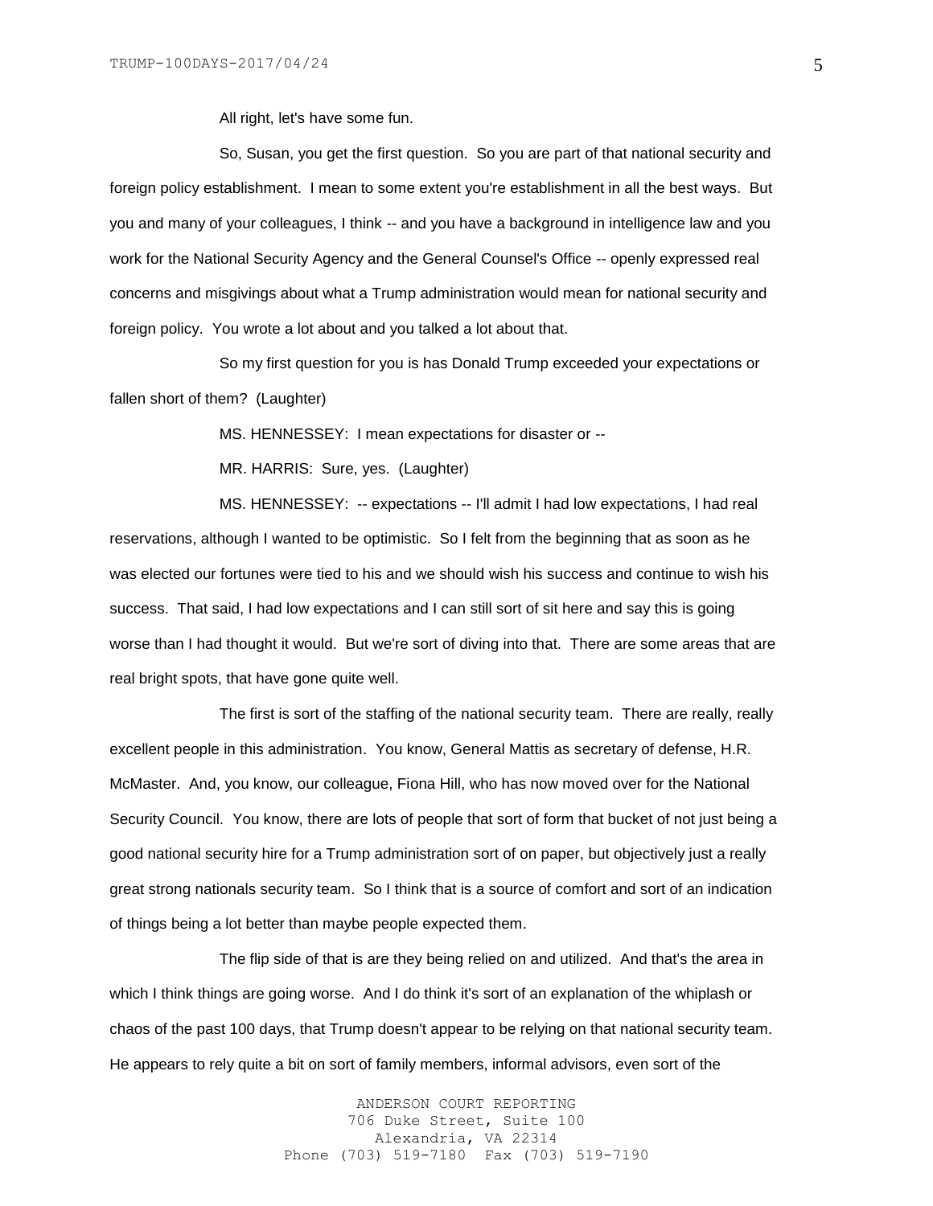All right, let's have some fun.

So, Susan, you get the first question. So you are part of that national security and foreign policy establishment. I mean to some extent you're establishment in all the best ways. But you and many of your colleagues, I think -- and you have a background in intelligence law and you work for the National Security Agency and the General Counsel's Office -- openly expressed real concerns and misgivings about what a Trump administration would mean for national security and foreign policy. You wrote a lot about and you talked a lot about that.

So my first question for you is has Donald Trump exceeded your expectations or fallen short of them? (Laughter)

MS. HENNESSEY: I mean expectations for disaster or --

MR. HARRIS: Sure, yes. (Laughter)

MS. HENNESSEY: -- expectations -- I'll admit I had low expectations, I had real reservations, although I wanted to be optimistic. So I felt from the beginning that as soon as he was elected our fortunes were tied to his and we should wish his success and continue to wish his success. That said, I had low expectations and I can still sort of sit here and say this is going worse than I had thought it would. But we're sort of diving into that. There are some areas that are real bright spots, that have gone quite well.

The first is sort of the staffing of the national security team. There are really, really excellent people in this administration. You know, General Mattis as secretary of defense, H.R. McMaster. And, you know, our colleague, Fiona Hill, who has now moved over for the National Security Council. You know, there are lots of people that sort of form that bucket of not just being a good national security hire for a Trump administration sort of on paper, but objectively just a really great strong nationals security team. So I think that is a source of comfort and sort of an indication of things being a lot better than maybe people expected them.

The flip side of that is are they being relied on and utilized. And that's the area in which I think things are going worse. And I do think it's sort of an explanation of the whiplash or chaos of the past 100 days, that Trump doesn't appear to be relying on that national security team. He appears to rely quite a bit on sort of family members, informal advisors, even sort of the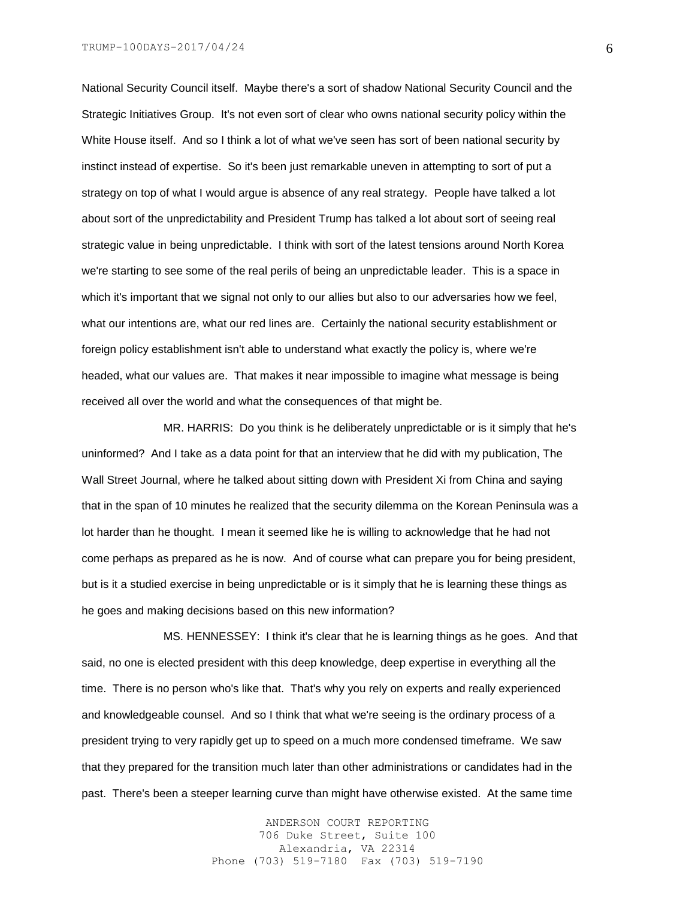National Security Council itself. Maybe there's a sort of shadow National Security Council and the Strategic Initiatives Group. It's not even sort of clear who owns national security policy within the White House itself. And so I think a lot of what we've seen has sort of been national security by instinct instead of expertise. So it's been just remarkable uneven in attempting to sort of put a strategy on top of what I would argue is absence of any real strategy. People have talked a lot about sort of the unpredictability and President Trump has talked a lot about sort of seeing real strategic value in being unpredictable. I think with sort of the latest tensions around North Korea we're starting to see some of the real perils of being an unpredictable leader. This is a space in which it's important that we signal not only to our allies but also to our adversaries how we feel, what our intentions are, what our red lines are. Certainly the national security establishment or foreign policy establishment isn't able to understand what exactly the policy is, where we're headed, what our values are. That makes it near impossible to imagine what message is being received all over the world and what the consequences of that might be.

MR. HARRIS: Do you think is he deliberately unpredictable or is it simply that he's uninformed? And I take as a data point for that an interview that he did with my publication, The Wall Street Journal, where he talked about sitting down with President Xi from China and saying that in the span of 10 minutes he realized that the security dilemma on the Korean Peninsula was a lot harder than he thought. I mean it seemed like he is willing to acknowledge that he had not come perhaps as prepared as he is now. And of course what can prepare you for being president, but is it a studied exercise in being unpredictable or is it simply that he is learning these things as he goes and making decisions based on this new information?

MS. HENNESSEY: I think it's clear that he is learning things as he goes. And that said, no one is elected president with this deep knowledge, deep expertise in everything all the time. There is no person who's like that. That's why you rely on experts and really experienced and knowledgeable counsel. And so I think that what we're seeing is the ordinary process of a president trying to very rapidly get up to speed on a much more condensed timeframe. We saw that they prepared for the transition much later than other administrations or candidates had in the past. There's been a steeper learning curve than might have otherwise existed. At the same time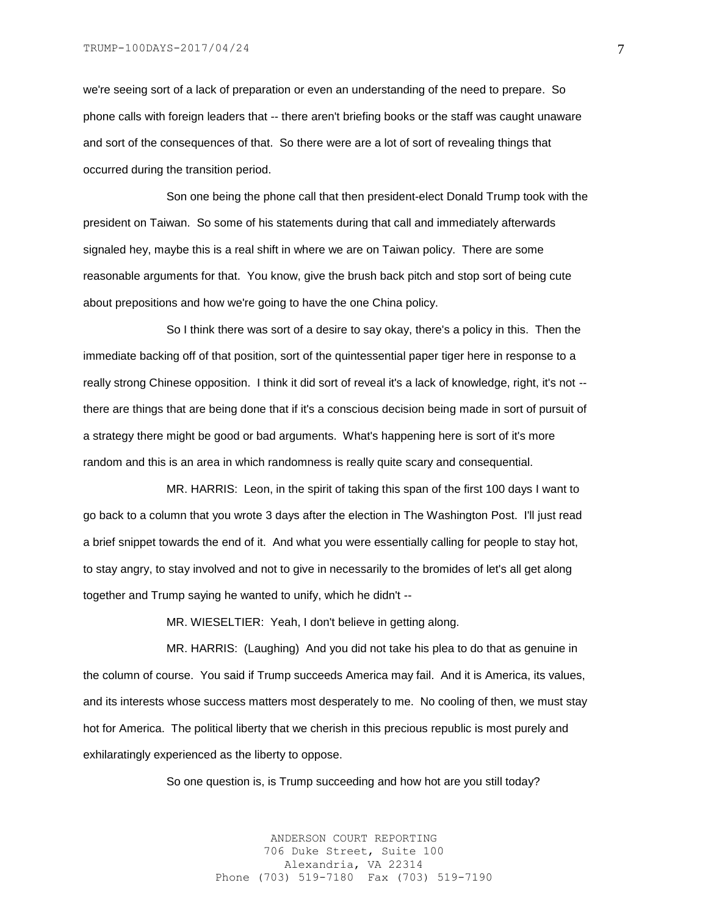we're seeing sort of a lack of preparation or even an understanding of the need to prepare. So phone calls with foreign leaders that -- there aren't briefing books or the staff was caught unaware and sort of the consequences of that. So there were are a lot of sort of revealing things that occurred during the transition period.

Son one being the phone call that then president-elect Donald Trump took with the president on Taiwan. So some of his statements during that call and immediately afterwards signaled hey, maybe this is a real shift in where we are on Taiwan policy. There are some reasonable arguments for that. You know, give the brush back pitch and stop sort of being cute about prepositions and how we're going to have the one China policy.

So I think there was sort of a desire to say okay, there's a policy in this. Then the immediate backing off of that position, sort of the quintessential paper tiger here in response to a really strong Chinese opposition. I think it did sort of reveal it's a lack of knowledge, right, it's not -- there are things that are being done that if it's a conscious decision being made in sort of pursuit of a strategy there might be good or bad arguments. What's happening here is sort of it's more random and this is an area in which randomness is really quite scary and consequential.

MR. HARRIS: Leon, in the spirit of taking this span of the first 100 days I want to go back to a column that you wrote 3 days after the election in The Washington Post. I'll just read a brief snippet towards the end of it. And what you were essentially calling for people to stay hot, to stay angry, to stay involved and not to give in necessarily to the bromides of let's all get along together and Trump saying he wanted to unify, which he didn't --

MR. WIESELTIER: Yeah, I don't believe in getting along.

MR. HARRIS: (Laughing) And you did not take his plea to do that as genuine in the column of course. You said if Trump succeeds America may fail. And it is America, its values, and its interests whose success matters most desperately to me. No cooling of then, we must stay hot for America. The political liberty that we cherish in this precious republic is most purely and exhilaratingly experienced as the liberty to oppose.

So one question is, is Trump succeeding and how hot are you still today?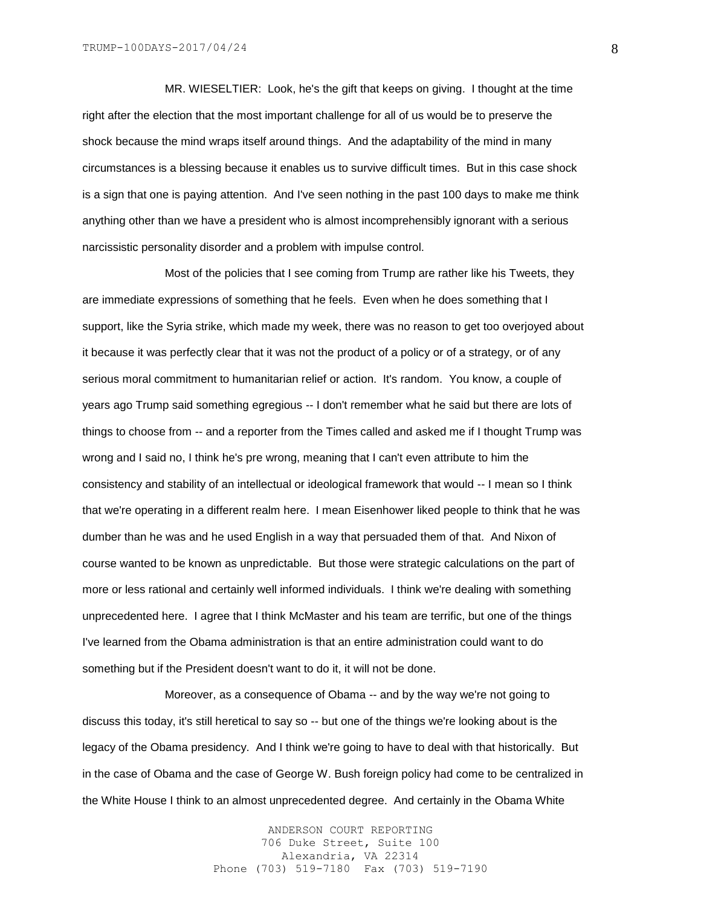MR. WIESELTIER: Look, he's the gift that keeps on giving. I thought at the time right after the election that the most important challenge for all of us would be to preserve the shock because the mind wraps itself around things. And the adaptability of the mind in many circumstances is a blessing because it enables us to survive difficult times. But in this case shock is a sign that one is paying attention. And I've seen nothing in the past 100 days to make me think anything other than we have a president who is almost incomprehensibly ignorant with a serious narcissistic personality disorder and a problem with impulse control.

Most of the policies that I see coming from Trump are rather like his Tweets, they are immediate expressions of something that he feels. Even when he does something that I support, like the Syria strike, which made my week, there was no reason to get too overjoyed about it because it was perfectly clear that it was not the product of a policy or of a strategy, or of any serious moral commitment to humanitarian relief or action. It's random. You know, a couple of years ago Trump said something egregious -- I don't remember what he said but there are lots of things to choose from -- and a reporter from the Times called and asked me if I thought Trump was wrong and I said no, I think he's pre wrong, meaning that I can't even attribute to him the consistency and stability of an intellectual or ideological framework that would -- I mean so I think that we're operating in a different realm here. I mean Eisenhower liked people to think that he was dumber than he was and he used English in a way that persuaded them of that. And Nixon of course wanted to be known as unpredictable. But those were strategic calculations on the part of more or less rational and certainly well informed individuals. I think we're dealing with something unprecedented here. I agree that I think McMaster and his team are terrific, but one of the things I've learned from the Obama administration is that an entire administration could want to do something but if the President doesn't want to do it, it will not be done.

Moreover, as a consequence of Obama -- and by the way we're not going to discuss this today, it's still heretical to say so -- but one of the things we're looking about is the legacy of the Obama presidency. And I think we're going to have to deal with that historically. But in the case of Obama and the case of George W. Bush foreign policy had come to be centralized in the White House I think to an almost unprecedented degree. And certainly in the Obama White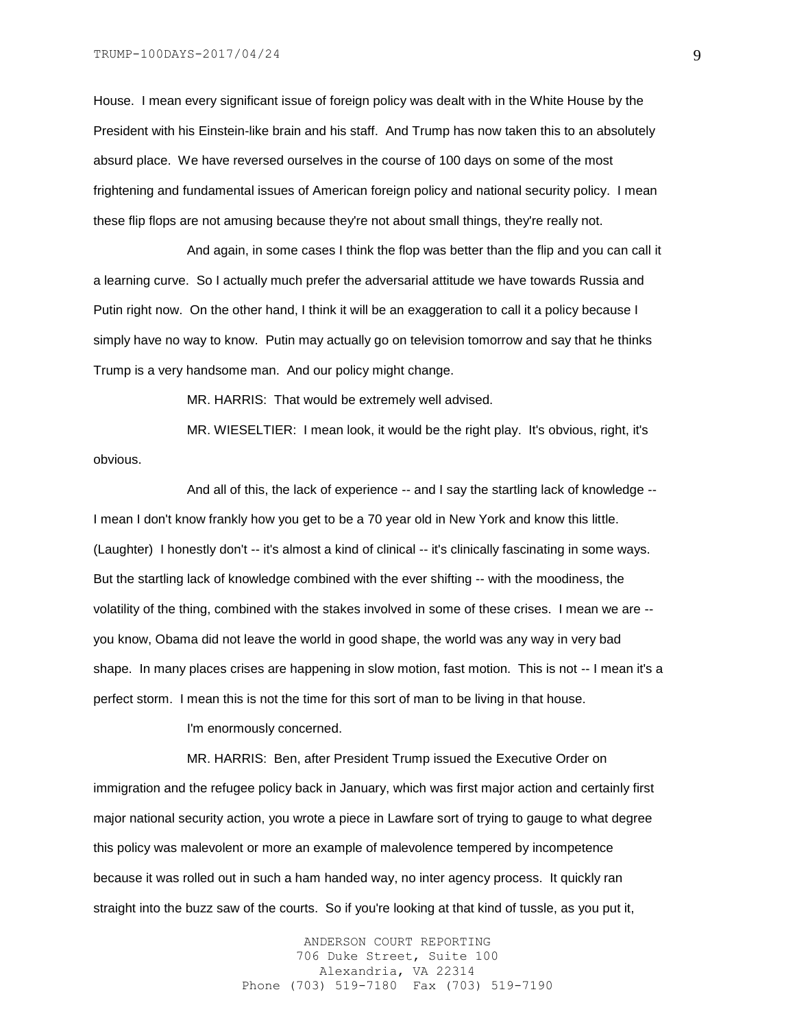House. I mean every significant issue of foreign policy was dealt with in the White House by the President with his Einstein-like brain and his staff. And Trump has now taken this to an absolutely absurd place. We have reversed ourselves in the course of 100 days on some of the most frightening and fundamental issues of American foreign policy and national security policy. I mean these flip flops are not amusing because they're not about small things, they're really not.

And again, in some cases I think the flop was better than the flip and you can call it a learning curve. So I actually much prefer the adversarial attitude we have towards Russia and Putin right now. On the other hand, I think it will be an exaggeration to call it a policy because I simply have no way to know. Putin may actually go on television tomorrow and say that he thinks Trump is a very handsome man. And our policy might change.

MR. HARRIS: That would be extremely well advised.

MR. WIESELTIER: I mean look, it would be the right play. It's obvious, right, it's obvious.

And all of this, the lack of experience -- and I say the startling lack of knowledge -- I mean I don't know frankly how you get to be a 70 year old in New York and know this little. (Laughter) I honestly don't -- it's almost a kind of clinical -- it's clinically fascinating in some ways. But the startling lack of knowledge combined with the ever shifting -- with the moodiness, the volatility of the thing, combined with the stakes involved in some of these crises. I mean we are -- you know, Obama did not leave the world in good shape, the world was any way in very bad shape. In many places crises are happening in slow motion, fast motion. This is not -- I mean it's a perfect storm. I mean this is not the time for this sort of man to be living in that house.

I'm enormously concerned.

MR. HARRIS: Ben, after President Trump issued the Executive Order on immigration and the refugee policy back in January, which was first major action and certainly first major national security action, you wrote a piece in Lawfare sort of trying to gauge to what degree this policy was malevolent or more an example of malevolence tempered by incompetence because it was rolled out in such a ham handed way, no inter agency process. It quickly ran straight into the buzz saw of the courts. So if you're looking at that kind of tussle, as you put it,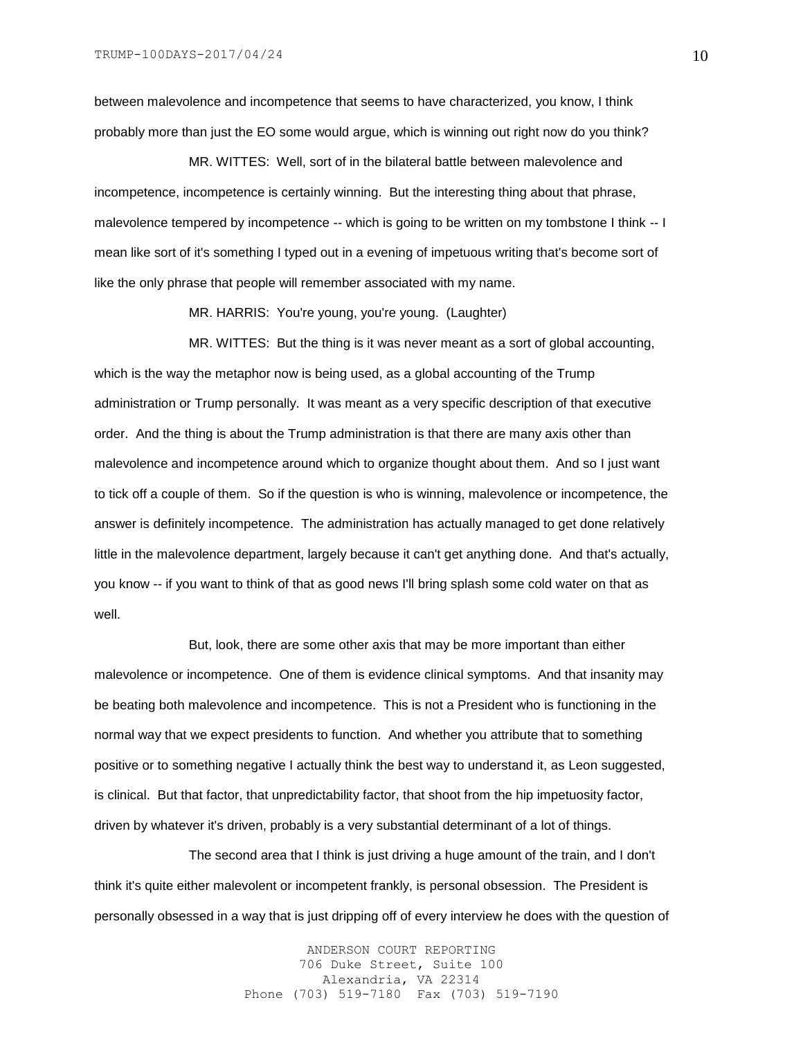between malevolence and incompetence that seems to have characterized, you know, I think probably more than just the EO some would argue, which is winning out right now do you think?

MR. WITTES: Well, sort of in the bilateral battle between malevolence and incompetence, incompetence is certainly winning. But the interesting thing about that phrase, malevolence tempered by incompetence -- which is going to be written on my tombstone I think -- I mean like sort of it's something I typed out in a evening of impetuous writing that's become sort of like the only phrase that people will remember associated with my name.

MR. HARRIS: You're young, you're young. (Laughter)

MR. WITTES: But the thing is it was never meant as a sort of global accounting, which is the way the metaphor now is being used, as a global accounting of the Trump administration or Trump personally. It was meant as a very specific description of that executive order. And the thing is about the Trump administration is that there are many axis other than malevolence and incompetence around which to organize thought about them. And so I just want to tick off a couple of them. So if the question is who is winning, malevolence or incompetence, the answer is definitely incompetence. The administration has actually managed to get done relatively little in the malevolence department, largely because it can't get anything done. And that's actually, you know -- if you want to think of that as good news I'll bring splash some cold water on that as well.

But, look, there are some other axis that may be more important than either malevolence or incompetence. One of them is evidence clinical symptoms. And that insanity may be beating both malevolence and incompetence. This is not a President who is functioning in the normal way that we expect presidents to function. And whether you attribute that to something positive or to something negative I actually think the best way to understand it, as Leon suggested, is clinical. But that factor, that unpredictability factor, that shoot from the hip impetuosity factor, driven by whatever it's driven, probably is a very substantial determinant of a lot of things.

The second area that I think is just driving a huge amount of the train, and I don't think it's quite either malevolent or incompetent frankly, is personal obsession. The President is personally obsessed in a way that is just dripping off of every interview he does with the question of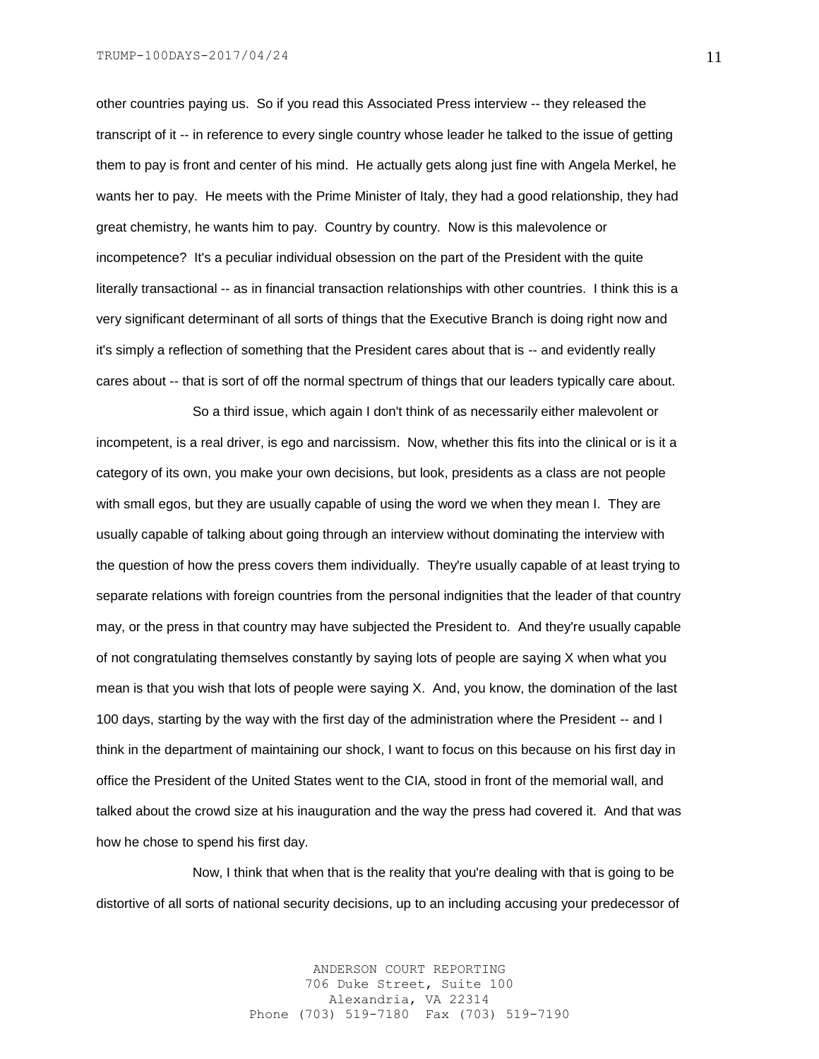other countries paying us. So if you read this Associated Press interview -- they released the transcript of it -- in reference to every single country whose leader he talked to the issue of getting them to pay is front and center of his mind. He actually gets along just fine with Angela Merkel, he wants her to pay. He meets with the Prime Minister of Italy, they had a good relationship, they had great chemistry, he wants him to pay. Country by country. Now is this malevolence or incompetence? It's a peculiar individual obsession on the part of the President with the quite literally transactional -- as in financial transaction relationships with other countries. I think this is a very significant determinant of all sorts of things that the Executive Branch is doing right now and it's simply a reflection of something that the President cares about that is -- and evidently really cares about -- that is sort of off the normal spectrum of things that our leaders typically care about.

So a third issue, which again I don't think of as necessarily either malevolent or incompetent, is a real driver, is ego and narcissism. Now, whether this fits into the clinical or is it a category of its own, you make your own decisions, but look, presidents as a class are not people with small egos, but they are usually capable of using the word we when they mean I. They are usually capable of talking about going through an interview without dominating the interview with the question of how the press covers them individually. They're usually capable of at least trying to separate relations with foreign countries from the personal indignities that the leader of that country may, or the press in that country may have subjected the President to. And they're usually capable of not congratulating themselves constantly by saying lots of people are saying X when what you mean is that you wish that lots of people were saying X. And, you know, the domination of the last 100 days, starting by the way with the first day of the administration where the President -- and I think in the department of maintaining our shock, I want to focus on this because on his first day in office the President of the United States went to the CIA, stood in front of the memorial wall, and talked about the crowd size at his inauguration and the way the press had covered it. And that was how he chose to spend his first day.

Now, I think that when that is the reality that you're dealing with that is going to be distortive of all sorts of national security decisions, up to an including accusing your predecessor of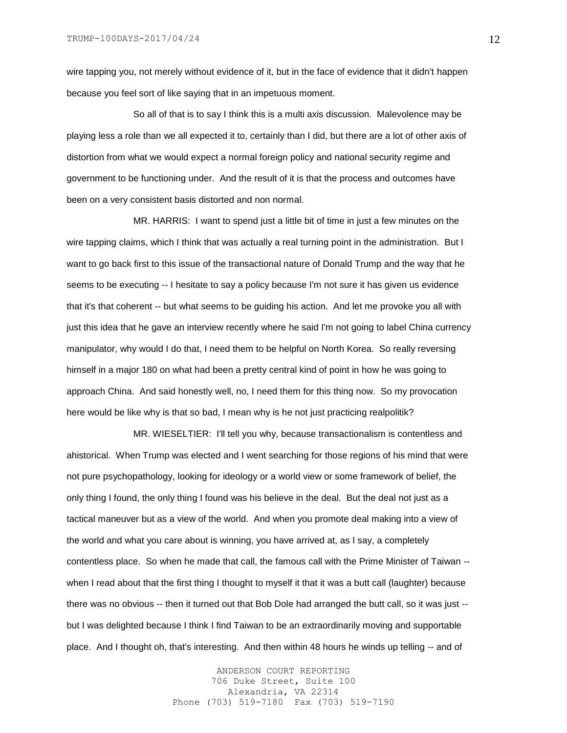wire tapping you, not merely without evidence of it, but in the face of evidence that it didn't happen because you feel sort of like saying that in an impetuous moment.

So all of that is to say I think this is a multi axis discussion. Malevolence may be playing less a role than we all expected it to, certainly than I did, but there are a lot of other axis of distortion from what we would expect a normal foreign policy and national security regime and government to be functioning under. And the result of it is that the process and outcomes have been on a very consistent basis distorted and non normal.

MR. HARRIS: I want to spend just a little bit of time in just a few minutes on the wire tapping claims, which I think that was actually a real turning point in the administration. But I want to go back first to this issue of the transactional nature of Donald Trump and the way that he seems to be executing -- I hesitate to say a policy because I'm not sure it has given us evidence that it's that coherent -- but what seems to be guiding his action. And let me provoke you all with just this idea that he gave an interview recently where he said I'm not going to label China currency manipulator, why would I do that, I need them to be helpful on North Korea. So really reversing himself in a major 180 on what had been a pretty central kind of point in how he was going to approach China. And said honestly well, no, I need them for this thing now. So my provocation here would be like why is that so bad, I mean why is he not just practicing realpolitik?

MR. WIESELTIER: I'll tell you why, because transactionalism is contentless and ahistorical. When Trump was elected and I went searching for those regions of his mind that were not pure psychopathology, looking for ideology or a world view or some framework of belief, the only thing I found, the only thing I found was his believe in the deal. But the deal not just as a tactical maneuver but as a view of the world. And when you promote deal making into a view of the world and what you care about is winning, you have arrived at, as I say, a completely contentless place. So when he made that call, the famous call with the Prime Minister of Taiwan -- when I read about that the first thing I thought to myself it that it was a butt call (laughter) because there was no obvious -- then it turned out that Bob Dole had arranged the butt call, so it was just -- but I was delighted because I think I find Taiwan to be an extraordinarily moving and supportable place. And I thought oh, that's interesting. And then within 48 hours he winds up telling -- and of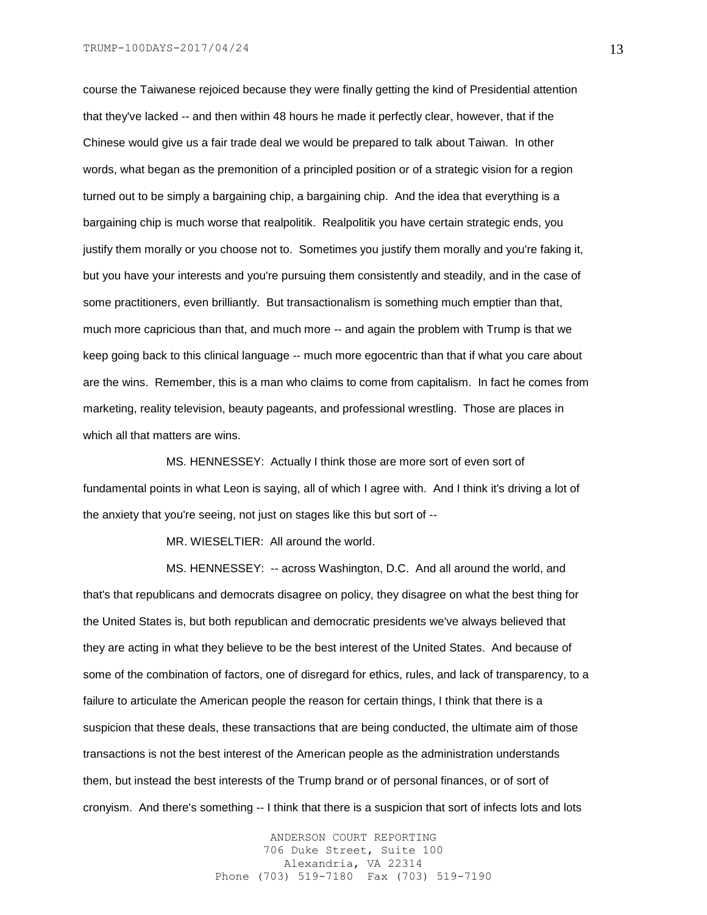course the Taiwanese rejoiced because they were finally getting the kind of Presidential attention that they've lacked -- and then within 48 hours he made it perfectly clear, however, that if the Chinese would give us a fair trade deal we would be prepared to talk about Taiwan. In other words, what began as the premonition of a principled position or of a strategic vision for a region turned out to be simply a bargaining chip, a bargaining chip. And the idea that everything is a bargaining chip is much worse that realpolitik. Realpolitik you have certain strategic ends, you justify them morally or you choose not to. Sometimes you justify them morally and you're faking it, but you have your interests and you're pursuing them consistently and steadily, and in the case of some practitioners, even brilliantly. But transactionalism is something much emptier than that, much more capricious than that, and much more -- and again the problem with Trump is that we keep going back to this clinical language -- much more egocentric than that if what you care about are the wins. Remember, this is a man who claims to come from capitalism. In fact he comes from marketing, reality television, beauty pageants, and professional wrestling. Those are places in which all that matters are wins.

MS. HENNESSEY: Actually I think those are more sort of even sort of fundamental points in what Leon is saying, all of which I agree with. And I think it's driving a lot of the anxiety that you're seeing, not just on stages like this but sort of --

MR. WIESELTIER: All around the world.

MS. HENNESSEY: -- across Washington, D.C. And all around the world, and that's that republicans and democrats disagree on policy, they disagree on what the best thing for the United States is, but both republican and democratic presidents we've always believed that they are acting in what they believe to be the best interest of the United States. And because of some of the combination of factors, one of disregard for ethics, rules, and lack of transparency, to a failure to articulate the American people the reason for certain things, I think that there is a suspicion that these deals, these transactions that are being conducted, the ultimate aim of those transactions is not the best interest of the American people as the administration understands them, but instead the best interests of the Trump brand or of personal finances, or of sort of cronyism. And there's something -- I think that there is a suspicion that sort of infects lots and lots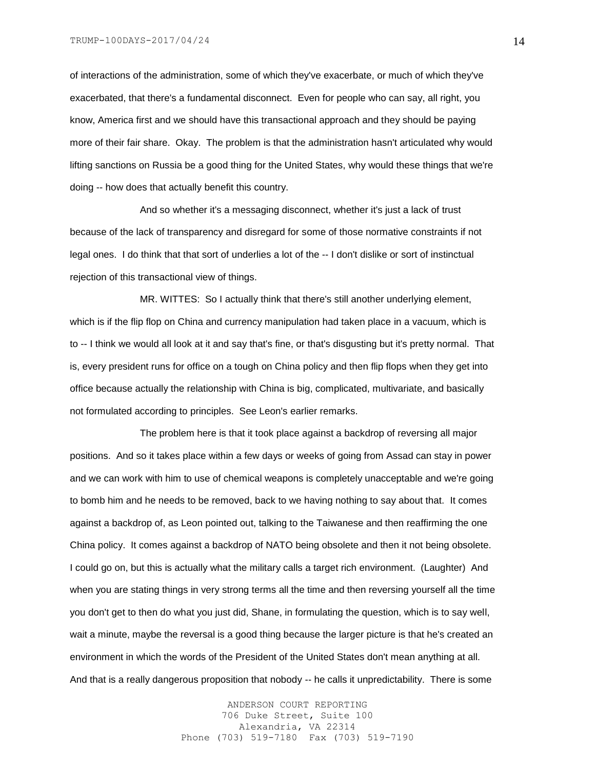of interactions of the administration, some of which they've exacerbate, or much of which they've exacerbated, that there's a fundamental disconnect. Even for people who can say, all right, you know, America first and we should have this transactional approach and they should be paying more of their fair share. Okay. The problem is that the administration hasn't articulated why would lifting sanctions on Russia be a good thing for the United States, why would these things that we're doing -- how does that actually benefit this country.

And so whether it's a messaging disconnect, whether it's just a lack of trust because of the lack of transparency and disregard for some of those normative constraints if not legal ones. I do think that that sort of underlies a lot of the -- I don't dislike or sort of instinctual rejection of this transactional view of things.

MR. WITTES: So I actually think that there's still another underlying element, which is if the flip flop on China and currency manipulation had taken place in a vacuum, which is to -- I think we would all look at it and say that's fine, or that's disgusting but it's pretty normal. That is, every president runs for office on a tough on China policy and then flip flops when they get into office because actually the relationship with China is big, complicated, multivariate, and basically not formulated according to principles. See Leon's earlier remarks.

The problem here is that it took place against a backdrop of reversing all major positions. And so it takes place within a few days or weeks of going from Assad can stay in power and we can work with him to use of chemical weapons is completely unacceptable and we're going to bomb him and he needs to be removed, back to we having nothing to say about that. It comes against a backdrop of, as Leon pointed out, talking to the Taiwanese and then reaffirming the one China policy. It comes against a backdrop of NATO being obsolete and then it not being obsolete. I could go on, but this is actually what the military calls a target rich environment. (Laughter) And when you are stating things in very strong terms all the time and then reversing yourself all the time you don't get to then do what you just did, Shane, in formulating the question, which is to say well, wait a minute, maybe the reversal is a good thing because the larger picture is that he's created an environment in which the words of the President of the United States don't mean anything at all. And that is a really dangerous proposition that nobody -- he calls it unpredictability. There is some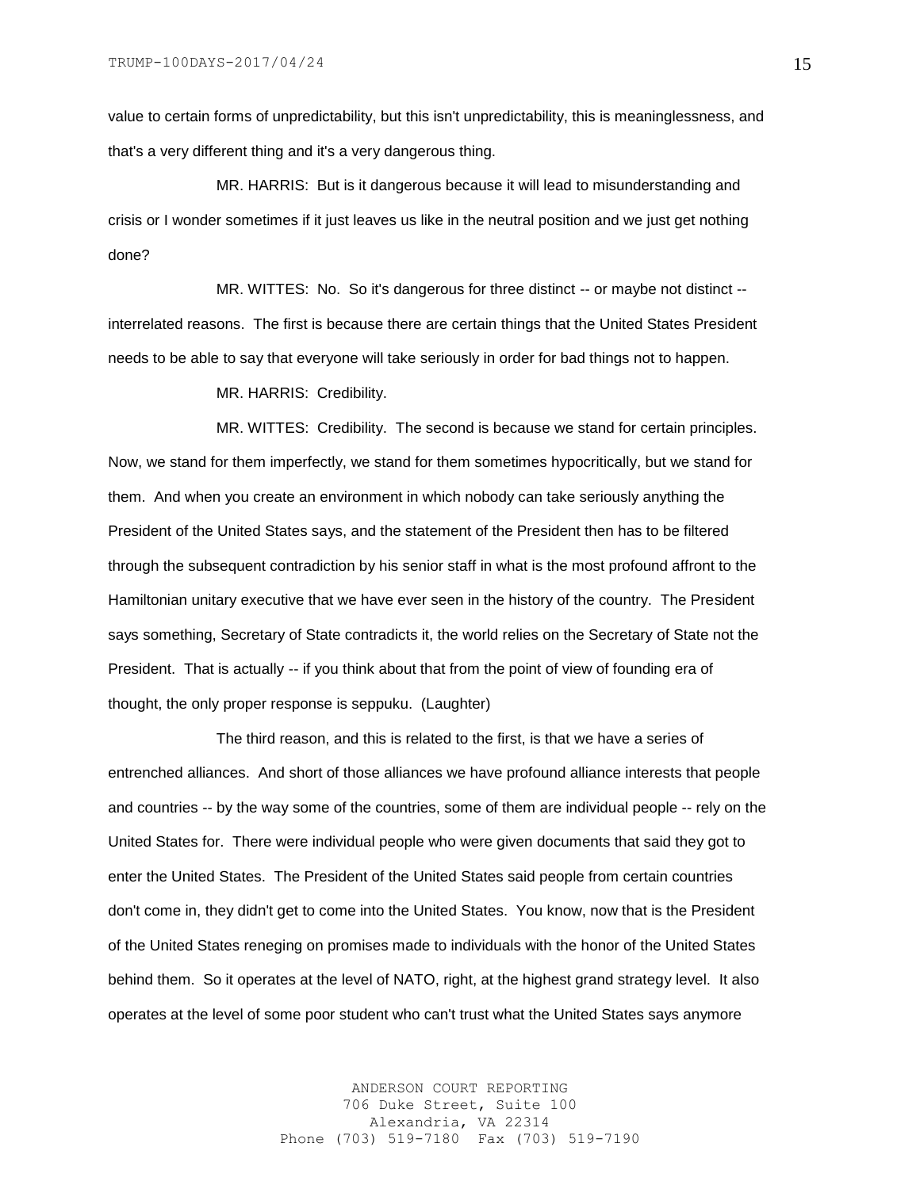value to certain forms of unpredictability, but this isn't unpredictability, this is meaninglessness, and that's a very different thing and it's a very dangerous thing.

MR. HARRIS: But is it dangerous because it will lead to misunderstanding and crisis or I wonder sometimes if it just leaves us like in the neutral position and we just get nothing done?

MR. WITTES: No. So it's dangerous for three distinct -- or maybe not distinct -- interrelated reasons. The first is because there are certain things that the United States President needs to be able to say that everyone will take seriously in order for bad things not to happen.

MR. HARRIS: Credibility.

MR. WITTES: Credibility. The second is because we stand for certain principles. Now, we stand for them imperfectly, we stand for them sometimes hypocritically, but we stand for them. And when you create an environment in which nobody can take seriously anything the President of the United States says, and the statement of the President then has to be filtered through the subsequent contradiction by his senior staff in what is the most profound affront to the Hamiltonian unitary executive that we have ever seen in the history of the country. The President says something, Secretary of State contradicts it, the world relies on the Secretary of State not the President. That is actually -- if you think about that from the point of view of founding era of thought, the only proper response is seppuku. (Laughter)

The third reason, and this is related to the first, is that we have a series of entrenched alliances. And short of those alliances we have profound alliance interests that people and countries -- by the way some of the countries, some of them are individual people -- rely on the United States for. There were individual people who were given documents that said they got to enter the United States. The President of the United States said people from certain countries don't come in, they didn't get to come into the United States. You know, now that is the President of the United States reneging on promises made to individuals with the honor of the United States behind them. So it operates at the level of NATO, right, at the highest grand strategy level. It also operates at the level of some poor student who can't trust what the United States says anymore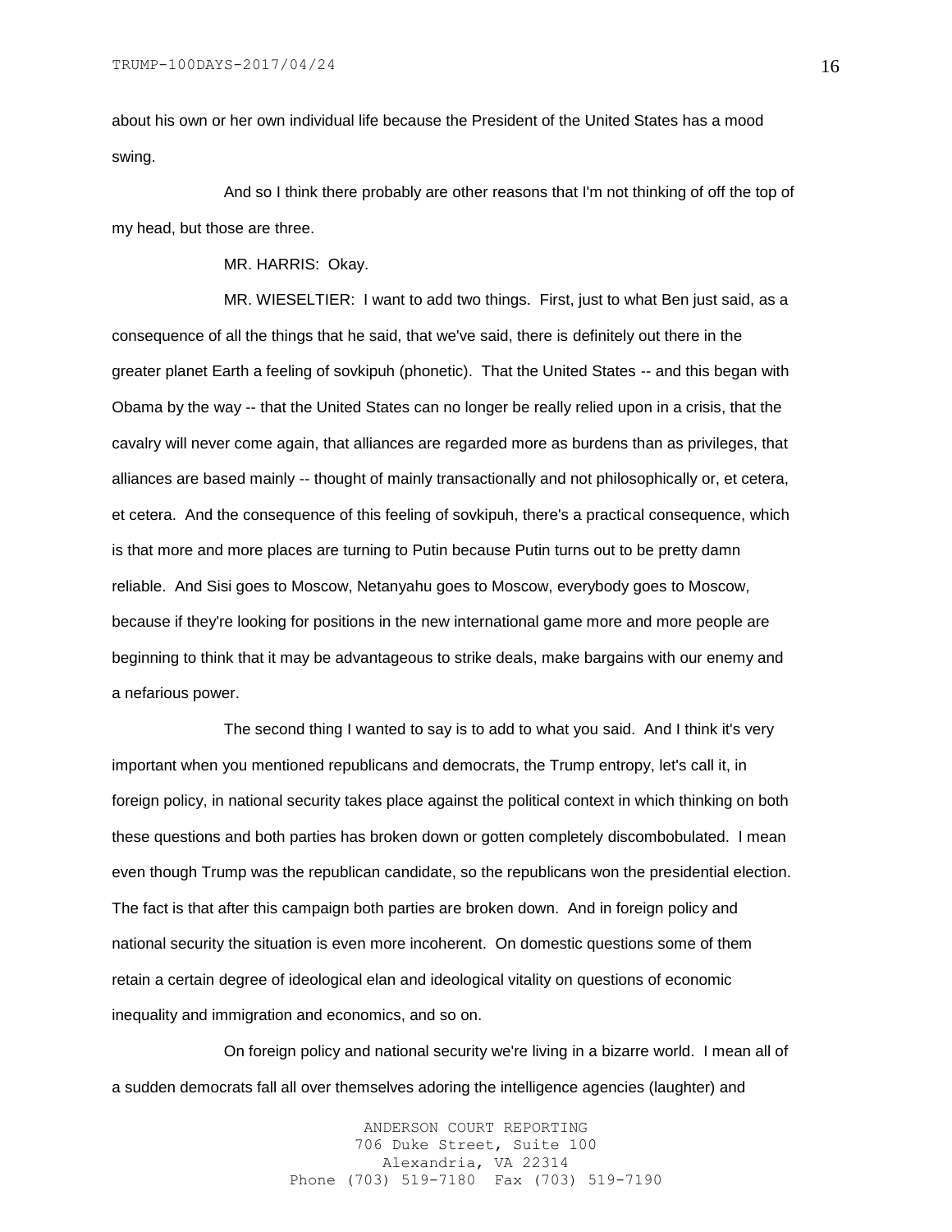about his own or her own individual life because the President of the United States has a mood swing.

And so I think there probably are other reasons that I'm not thinking of off the top of my head, but those are three.

MR. HARRIS: Okay.

MR. WIESELTIER: I want to add two things. First, just to what Ben just said, as a consequence of all the things that he said, that we've said, there is definitely out there in the greater planet Earth a feeling of sovkipuh (phonetic). That the United States -- and this began with Obama by the way -- that the United States can no longer be really relied upon in a crisis, that the cavalry will never come again, that alliances are regarded more as burdens than as privileges, that alliances are based mainly -- thought of mainly transactionally and not philosophically or, et cetera, et cetera. And the consequence of this feeling of sovkipuh, there's a practical consequence, which is that more and more places are turning to Putin because Putin turns out to be pretty damn reliable. And Sisi goes to Moscow, Netanyahu goes to Moscow, everybody goes to Moscow, because if they're looking for positions in the new international game more and more people are beginning to think that it may be advantageous to strike deals, make bargains with our enemy and a nefarious power.

The second thing I wanted to say is to add to what you said. And I think it's very important when you mentioned republicans and democrats, the Trump entropy, let's call it, in foreign policy, in national security takes place against the political context in which thinking on both these questions and both parties has broken down or gotten completely discombobulated. I mean even though Trump was the republican candidate, so the republicans won the presidential election. The fact is that after this campaign both parties are broken down. And in foreign policy and national security the situation is even more incoherent. On domestic questions some of them retain a certain degree of ideological elan and ideological vitality on questions of economic inequality and immigration and economics, and so on.

On foreign policy and national security we're living in a bizarre world. I mean all of a sudden democrats fall all over themselves adoring the intelligence agencies (laughter) and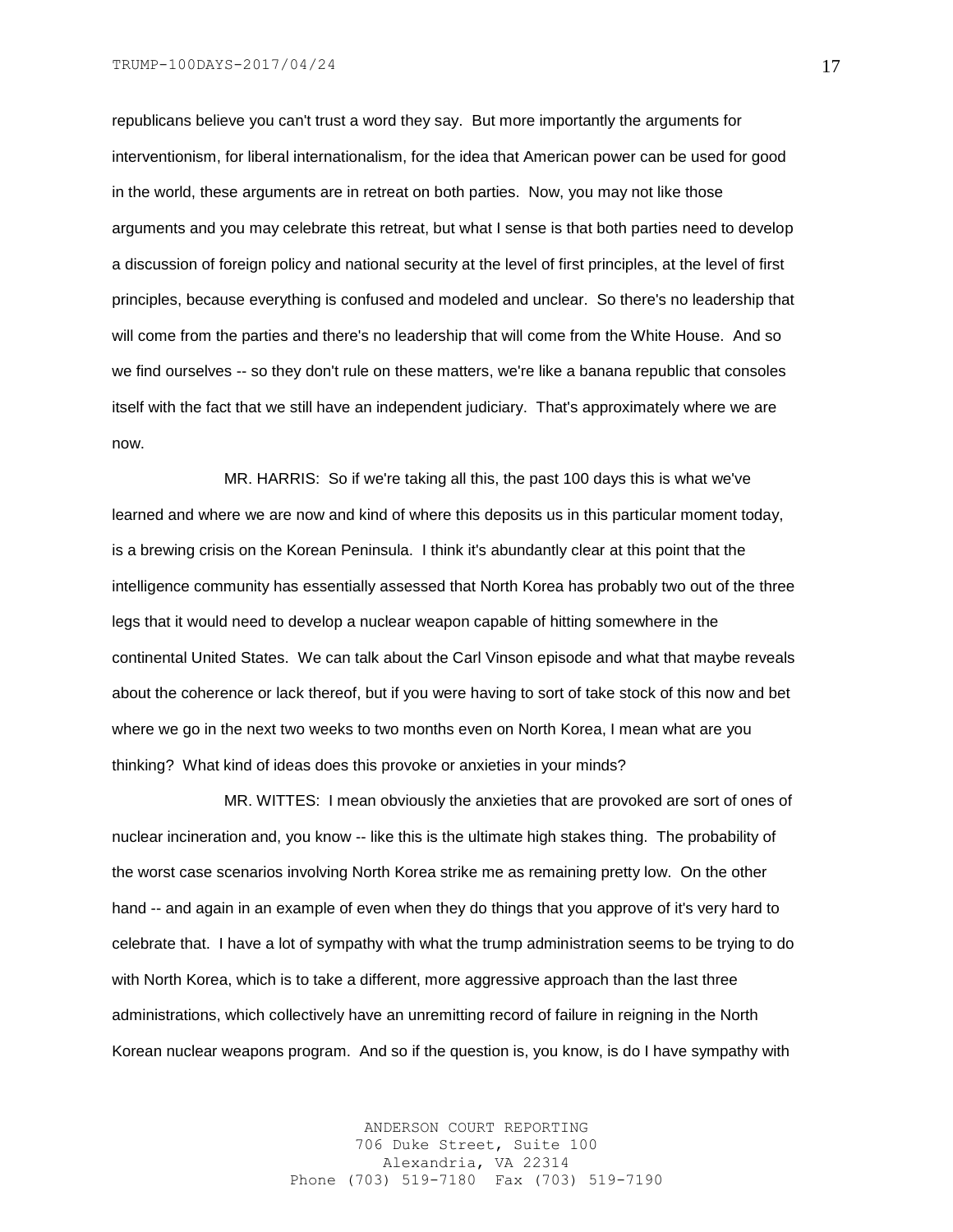republicans believe you can't trust a word they say. But more importantly the arguments for interventionism, for liberal internationalism, for the idea that American power can be used for good in the world, these arguments are in retreat on both parties. Now, you may not like those arguments and you may celebrate this retreat, but what I sense is that both parties need to develop a discussion of foreign policy and national security at the level of first principles, at the level of first principles, because everything is confused and modeled and unclear. So there's no leadership that will come from the parties and there's no leadership that will come from the White House. And so we find ourselves -- so they don't rule on these matters, we're like a banana republic that consoles itself with the fact that we still have an independent judiciary. That's approximately where we are now.

MR. HARRIS: So if we're taking all this, the past 100 days this is what we've learned and where we are now and kind of where this deposits us in this particular moment today, is a brewing crisis on the Korean Peninsula. I think it's abundantly clear at this point that the intelligence community has essentially assessed that North Korea has probably two out of the three legs that it would need to develop a nuclear weapon capable of hitting somewhere in the continental United States. We can talk about the Carl Vinson episode and what that maybe reveals about the coherence or lack thereof, but if you were having to sort of take stock of this now and bet where we go in the next two weeks to two months even on North Korea, I mean what are you thinking? What kind of ideas does this provoke or anxieties in your minds?

MR. WITTES: I mean obviously the anxieties that are provoked are sort of ones of nuclear incineration and, you know -- like this is the ultimate high stakes thing. The probability of the worst case scenarios involving North Korea strike me as remaining pretty low. On the other hand -- and again in an example of even when they do things that you approve of it's very hard to celebrate that. I have a lot of sympathy with what the trump administration seems to be trying to do with North Korea, which is to take a different, more aggressive approach than the last three administrations, which collectively have an unremitting record of failure in reigning in the North Korean nuclear weapons program. And so if the question is, you know, is do I have sympathy with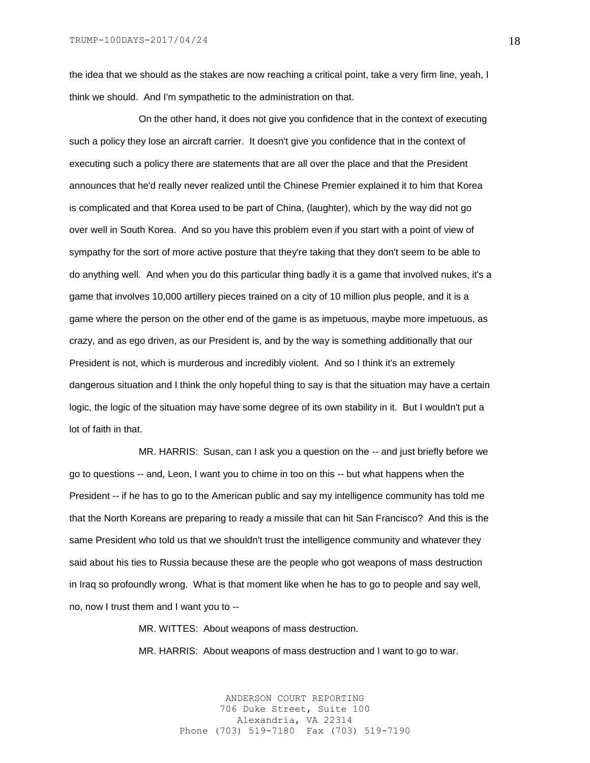the idea that we should as the stakes are now reaching a critical point, take a very firm line, yeah, I think we should. And I'm sympathetic to the administration on that.

On the other hand, it does not give you confidence that in the context of executing such a policy they lose an aircraft carrier. It doesn't give you confidence that in the context of executing such a policy there are statements that are all over the place and that the President announces that he'd really never realized until the Chinese Premier explained it to him that Korea is complicated and that Korea used to be part of China, (laughter), which by the way did not go over well in South Korea. And so you have this problem even if you start with a point of view of sympathy for the sort of more active posture that they're taking that they don't seem to be able to do anything well. And when you do this particular thing badly it is a game that involved nukes, it's a game that involves 10,000 artillery pieces trained on a city of 10 million plus people, and it is a game where the person on the other end of the game is as impetuous, maybe more impetuous, as crazy, and as ego driven, as our President is, and by the way is something additionally that our President is not, which is murderous and incredibly violent. And so I think it's an extremely dangerous situation and I think the only hopeful thing to say is that the situation may have a certain logic, the logic of the situation may have some degree of its own stability in it. But I wouldn't put a lot of faith in that.

MR. HARRIS: Susan, can I ask you a question on the -- and just briefly before we go to questions -- and, Leon, I want you to chime in too on this -- but what happens when the President -- if he has to go to the American public and say my intelligence community has told me that the North Koreans are preparing to ready a missile that can hit San Francisco? And this is the same President who told us that we shouldn't trust the intelligence community and whatever they said about his ties to Russia because these are the people who got weapons of mass destruction in Iraq so profoundly wrong. What is that moment like when he has to go to people and say well, no, now I trust them and I want you to --

MR. WITTES: About weapons of mass destruction.

MR. HARRIS: About weapons of mass destruction and I want to go to war.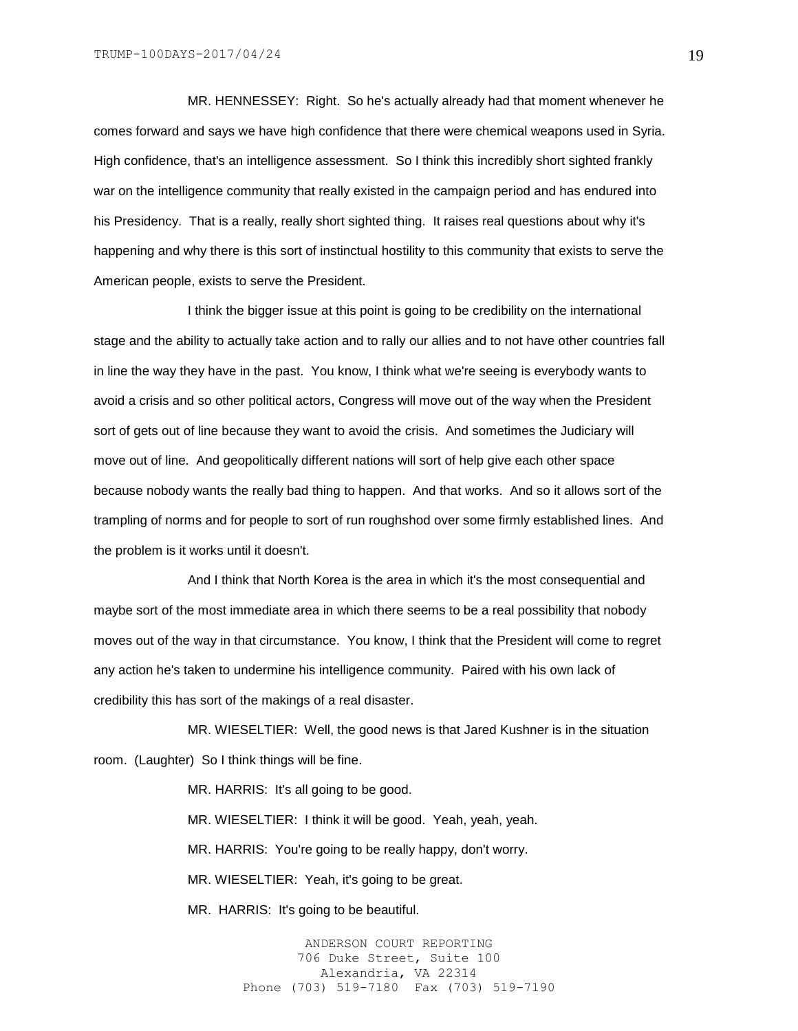MR. HENNESSEY: Right. So he's actually already had that moment whenever he comes forward and says we have high confidence that there were chemical weapons used in Syria. High confidence, that's an intelligence assessment. So I think this incredibly short sighted frankly war on the intelligence community that really existed in the campaign period and has endured into his Presidency. That is a really, really short sighted thing. It raises real questions about why it's happening and why there is this sort of instinctual hostility to this community that exists to serve the American people, exists to serve the President.

I think the bigger issue at this point is going to be credibility on the international stage and the ability to actually take action and to rally our allies and to not have other countries fall in line the way they have in the past. You know, I think what we're seeing is everybody wants to avoid a crisis and so other political actors, Congress will move out of the way when the President sort of gets out of line because they want to avoid the crisis. And sometimes the Judiciary will move out of line. And geopolitically different nations will sort of help give each other space because nobody wants the really bad thing to happen. And that works. And so it allows sort of the trampling of norms and for people to sort of run roughshod over some firmly established lines. And the problem is it works until it doesn't.

And I think that North Korea is the area in which it's the most consequential and maybe sort of the most immediate area in which there seems to be a real possibility that nobody moves out of the way in that circumstance. You know, I think that the President will come to regret any action he's taken to undermine his intelligence community. Paired with his own lack of credibility this has sort of the makings of a real disaster.

MR. WIESELTIER: Well, the good news is that Jared Kushner is in the situation room. (Laughter) So I think things will be fine.

MR. HARRIS: It's all going to be good.

MR. WIESELTIER: I think it will be good. Yeah, yeah, yeah.

MR. HARRIS: You're going to be really happy, don't worry.

MR. WIESELTIER: Yeah, it's going to be great.

MR. HARRIS: It's going to be beautiful.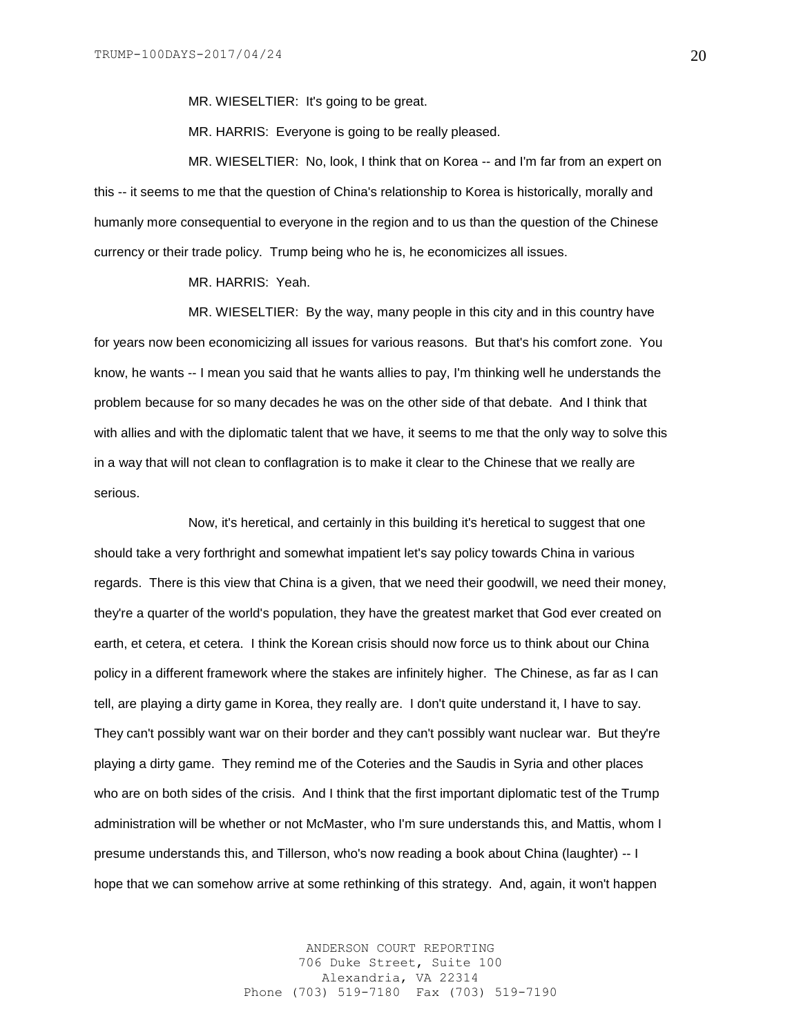MR. WIESELTIER: It's going to be great.

MR. HARRIS: Everyone is going to be really pleased.

MR. WIESELTIER: No, look, I think that on Korea -- and I'm far from an expert on this -- it seems to me that the question of China's relationship to Korea is historically, morally and humanly more consequential to everyone in the region and to us than the question of the Chinese currency or their trade policy. Trump being who he is, he economicizes all issues.

MR. HARRIS: Yeah.

MR. WIESELTIER: By the way, many people in this city and in this country have for years now been economicizing all issues for various reasons. But that's his comfort zone. You know, he wants -- I mean you said that he wants allies to pay, I'm thinking well he understands the problem because for so many decades he was on the other side of that debate. And I think that with allies and with the diplomatic talent that we have, it seems to me that the only way to solve this in a way that will not clean to conflagration is to make it clear to the Chinese that we really are serious.

Now, it's heretical, and certainly in this building it's heretical to suggest that one should take a very forthright and somewhat impatient let's say policy towards China in various regards. There is this view that China is a given, that we need their goodwill, we need their money, they're a quarter of the world's population, they have the greatest market that God ever created on earth, et cetera, et cetera. I think the Korean crisis should now force us to think about our China policy in a different framework where the stakes are infinitely higher. The Chinese, as far as I can tell, are playing a dirty game in Korea, they really are. I don't quite understand it, I have to say. They can't possibly want war on their border and they can't possibly want nuclear war. But they're playing a dirty game. They remind me of the Coteries and the Saudis in Syria and other places who are on both sides of the crisis. And I think that the first important diplomatic test of the Trump administration will be whether or not McMaster, who I'm sure understands this, and Mattis, whom I presume understands this, and Tillerson, who's now reading a book about China (laughter) -- I hope that we can somehow arrive at some rethinking of this strategy. And, again, it won't happen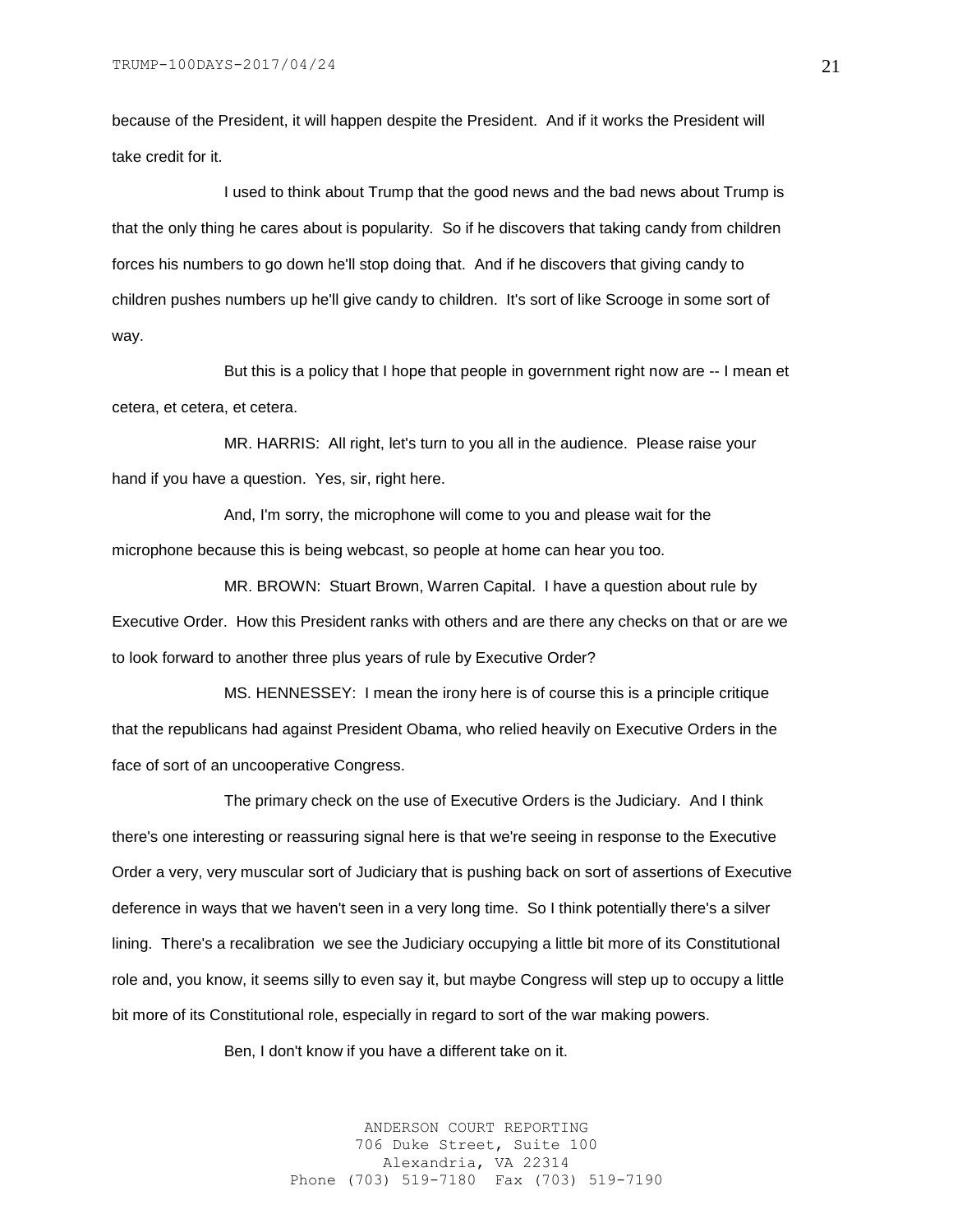because of the President, it will happen despite the President. And if it works the President will take credit for it.

I used to think about Trump that the good news and the bad news about Trump is that the only thing he cares about is popularity. So if he discovers that taking candy from children forces his numbers to go down he'll stop doing that. And if he discovers that giving candy to children pushes numbers up he'll give candy to children. It's sort of like Scrooge in some sort of way.

But this is a policy that I hope that people in government right now are -- I mean et cetera, et cetera, et cetera.

MR. HARRIS: All right, let's turn to you all in the audience. Please raise your hand if you have a question. Yes, sir, right here.

And, I'm sorry, the microphone will come to you and please wait for the microphone because this is being webcast, so people at home can hear you too.

MR. BROWN: Stuart Brown, Warren Capital. I have a question about rule by Executive Order. How this President ranks with others and are there any checks on that or are we to look forward to another three plus years of rule by Executive Order?

MS. HENNESSEY: I mean the irony here is of course this is a principle critique that the republicans had against President Obama, who relied heavily on Executive Orders in the face of sort of an uncooperative Congress.

The primary check on the use of Executive Orders is the Judiciary. And I think there's one interesting or reassuring signal here is that we're seeing in response to the Executive Order a very, very muscular sort of Judiciary that is pushing back on sort of assertions of Executive deference in ways that we haven't seen in a very long time. So I think potentially there's a silver lining. There's a recalibration we see the Judiciary occupying a little bit more of its Constitutional role and, you know, it seems silly to even say it, but maybe Congress will step up to occupy a little bit more of its Constitutional role, especially in regard to sort of the war making powers.

Ben, I don't know if you have a different take on it.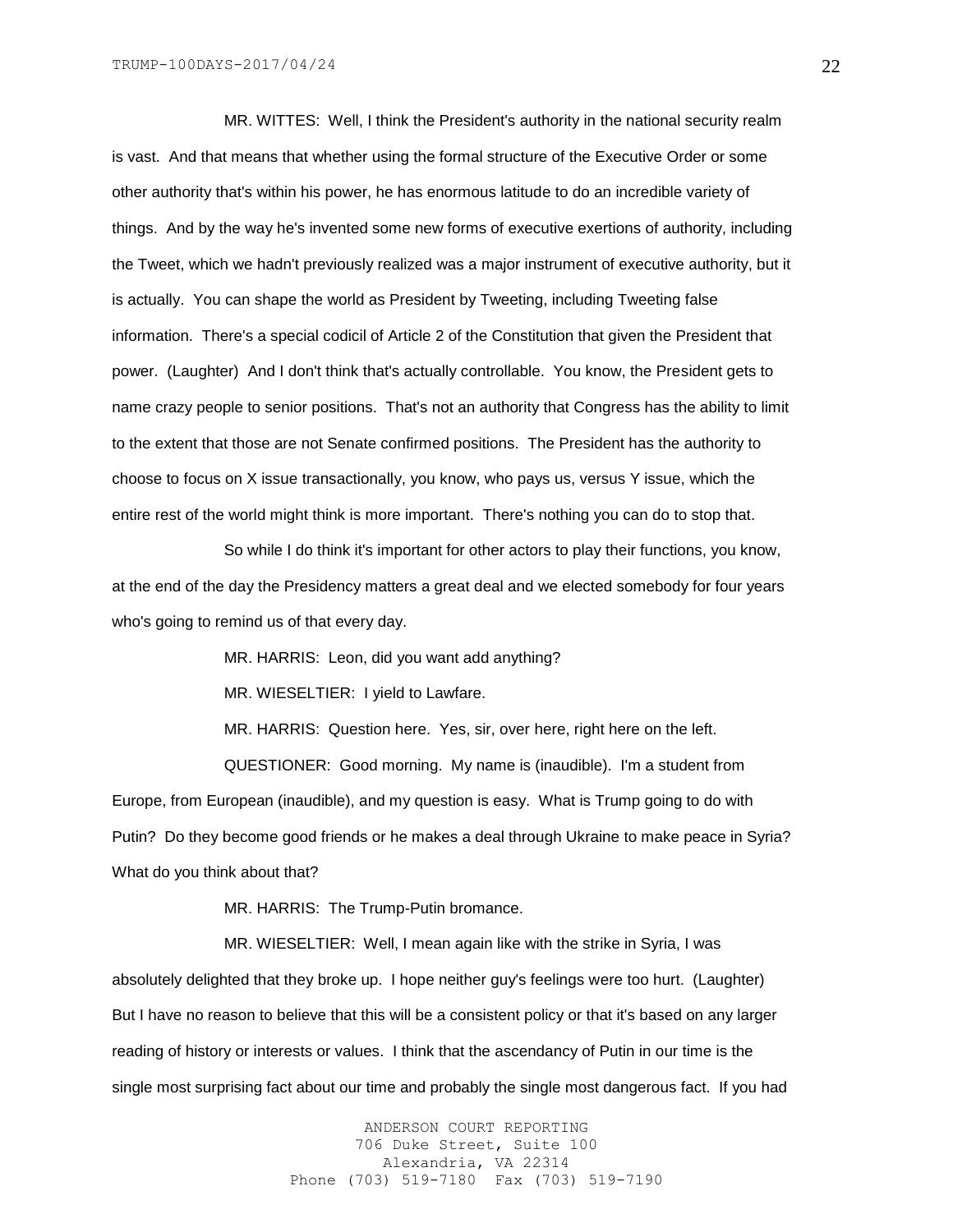MR. WITTES: Well, I think the President's authority in the national security realm is vast. And that means that whether using the formal structure of the Executive Order or some other authority that's within his power, he has enormous latitude to do an incredible variety of things. And by the way he's invented some new forms of executive exertions of authority, including the Tweet, which we hadn't previously realized was a major instrument of executive authority, but it is actually. You can shape the world as President by Tweeting, including Tweeting false information. There's a special codicil of Article 2 of the Constitution that given the President that power. (Laughter) And I don't think that's actually controllable. You know, the President gets to name crazy people to senior positions. That's not an authority that Congress has the ability to limit to the extent that those are not Senate confirmed positions. The President has the authority to choose to focus on X issue transactionally, you know, who pays us, versus Y issue, which the entire rest of the world might think is more important. There's nothing you can do to stop that.

So while I do think it's important for other actors to play their functions, you know, at the end of the day the Presidency matters a great deal and we elected somebody for four years who's going to remind us of that every day.

MR. HARRIS: Leon, did you want add anything?

MR. WIESELTIER: I yield to Lawfare.

MR. HARRIS: Question here. Yes, sir, over here, right here on the left.

QUESTIONER: Good morning. My name is (inaudible). I'm a student from Europe, from European (inaudible), and my question is easy. What is Trump going to do with Putin? Do they become good friends or he makes a deal through Ukraine to make peace in Syria? What do you think about that?

MR. HARRIS: The Trump-Putin bromance.

MR. WIESELTIER: Well, I mean again like with the strike in Syria, I was absolutely delighted that they broke up. I hope neither guy's feelings were too hurt. (Laughter) But I have no reason to believe that this will be a consistent policy or that it's based on any larger reading of history or interests or values. I think that the ascendancy of Putin in our time is the single most surprising fact about our time and probably the single most dangerous fact. If you had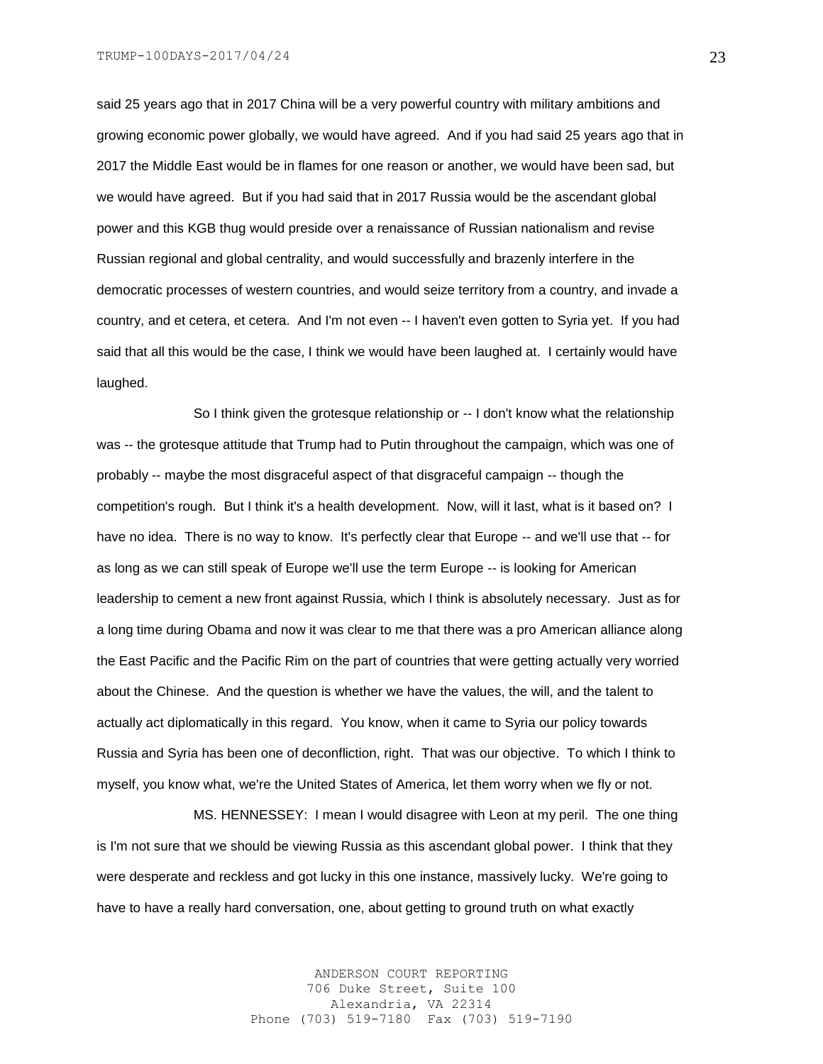said 25 years ago that in 2017 China will be a very powerful country with military ambitions and growing economic power globally, we would have agreed. And if you had said 25 years ago that in 2017 the Middle East would be in flames for one reason or another, we would have been sad, but we would have agreed. But if you had said that in 2017 Russia would be the ascendant global power and this KGB thug would preside over a renaissance of Russian nationalism and revise Russian regional and global centrality, and would successfully and brazenly interfere in the democratic processes of western countries, and would seize territory from a country, and invade a country, and et cetera, et cetera. And I'm not even -- I haven't even gotten to Syria yet. If you had said that all this would be the case, I think we would have been laughed at. I certainly would have laughed.

So I think given the grotesque relationship or -- I don't know what the relationship was -- the grotesque attitude that Trump had to Putin throughout the campaign, which was one of probably -- maybe the most disgraceful aspect of that disgraceful campaign -- though the competition's rough. But I think it's a health development. Now, will it last, what is it based on? I have no idea. There is no way to know. It's perfectly clear that Europe -- and we'll use that -- for as long as we can still speak of Europe we'll use the term Europe -- is looking for American leadership to cement a new front against Russia, which I think is absolutely necessary. Just as for a long time during Obama and now it was clear to me that there was a pro American alliance along the East Pacific and the Pacific Rim on the part of countries that were getting actually very worried about the Chinese. And the question is whether we have the values, the will, and the talent to actually act diplomatically in this regard. You know, when it came to Syria our policy towards Russia and Syria has been one of deconfliction, right. That was our objective. To which I think to myself, you know what, we're the United States of America, let them worry when we fly or not.

MS. HENNESSEY: I mean I would disagree with Leon at my peril. The one thing is I'm not sure that we should be viewing Russia as this ascendant global power. I think that they were desperate and reckless and got lucky in this one instance, massively lucky. We're going to have to have a really hard conversation, one, about getting to ground truth on what exactly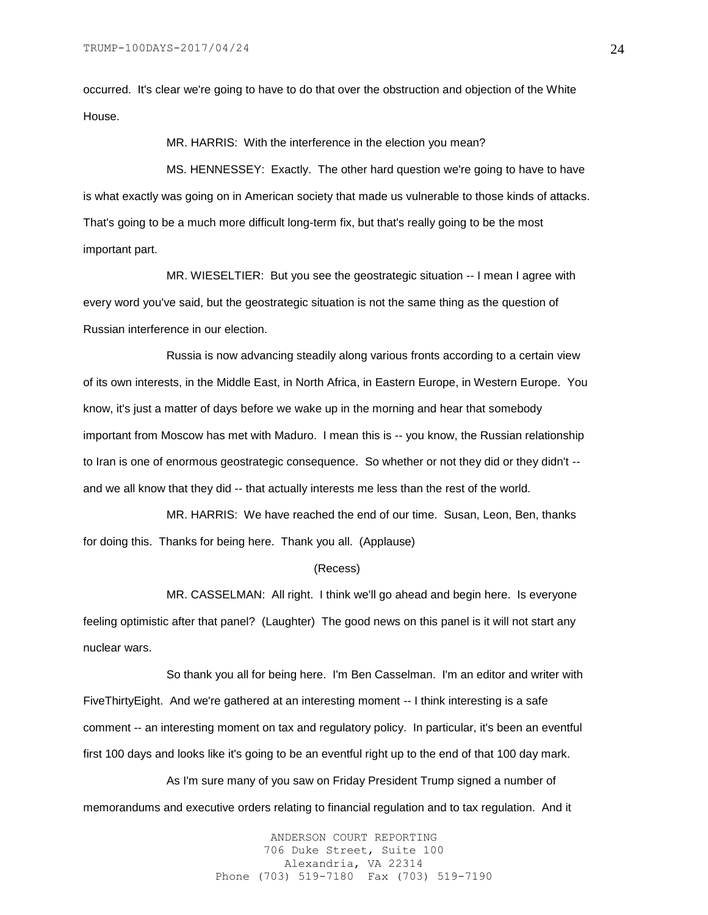occurred. It's clear we're going to have to do that over the obstruction and objection of the White House.

MR. HARRIS: With the interference in the election you mean?

MS. HENNESSEY: Exactly. The other hard question we're going to have to have is what exactly was going on in American society that made us vulnerable to those kinds of attacks. That's going to be a much more difficult long-term fix, but that's really going to be the most important part.

MR. WIESELTIER: But you see the geostrategic situation -- I mean I agree with every word you've said, but the geostrategic situation is not the same thing as the question of Russian interference in our election.

Russia is now advancing steadily along various fronts according to a certain view of its own interests, in the Middle East, in North Africa, in Eastern Europe, in Western Europe. You know, it's just a matter of days before we wake up in the morning and hear that somebody important from Moscow has met with Maduro. I mean this is -- you know, the Russian relationship to Iran is one of enormous geostrategic consequence. So whether or not they did or they didn't -- and we all know that they did -- that actually interests me less than the rest of the world.

MR. HARRIS: We have reached the end of our time. Susan, Leon, Ben, thanks for doing this. Thanks for being here. Thank you all. (Applause)

(Recess)

MR. CASSELMAN: All right. I think we'll go ahead and begin here. Is everyone feeling optimistic after that panel? (Laughter) The good news on this panel is it will not start any nuclear wars.

So thank you all for being here. I'm Ben Casselman. I'm an editor and writer with FiveThirtyEight. And we're gathered at an interesting moment -- I think interesting is a safe comment -- an interesting moment on tax and regulatory policy. In particular, it's been an eventful first 100 days and looks like it's going to be an eventful right up to the end of that 100 day mark.

As I'm sure many of you saw on Friday President Trump signed a number of memorandums and executive orders relating to financial regulation and to tax regulation. And it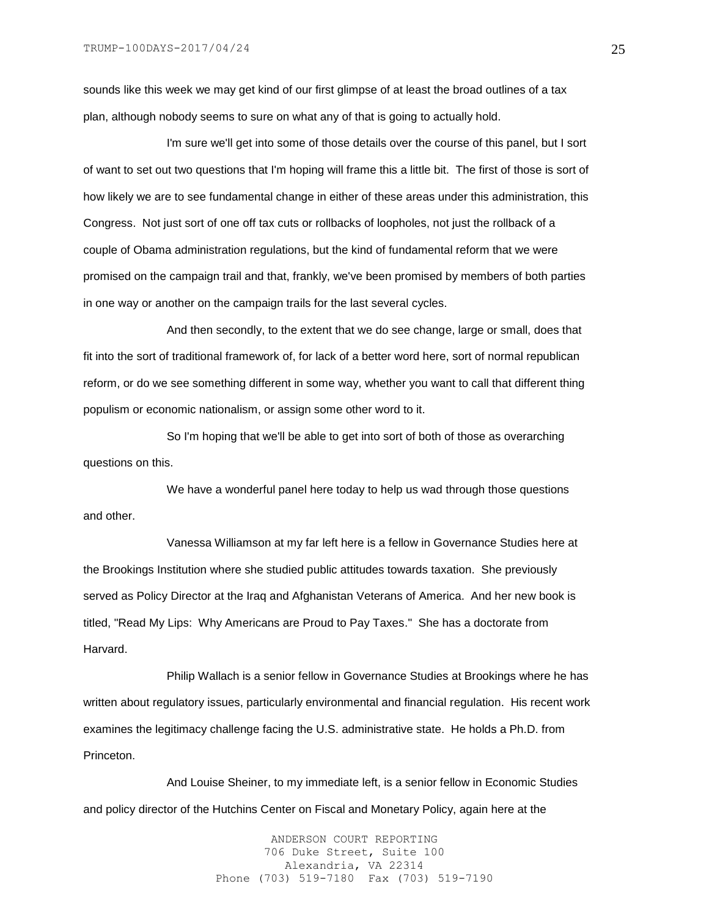sounds like this week we may get kind of our first glimpse of at least the broad outlines of a tax plan, although nobody seems to sure on what any of that is going to actually hold.

I'm sure we'll get into some of those details over the course of this panel, but I sort of want to set out two questions that I'm hoping will frame this a little bit. The first of those is sort of how likely we are to see fundamental change in either of these areas under this administration, this Congress. Not just sort of one off tax cuts or rollbacks of loopholes, not just the rollback of a couple of Obama administration regulations, but the kind of fundamental reform that we were promised on the campaign trail and that, frankly, we've been promised by members of both parties in one way or another on the campaign trails for the last several cycles.

And then secondly, to the extent that we do see change, large or small, does that fit into the sort of traditional framework of, for lack of a better word here, sort of normal republican reform, or do we see something different in some way, whether you want to call that different thing populism or economic nationalism, or assign some other word to it.

So I'm hoping that we'll be able to get into sort of both of those as overarching questions on this.

We have a wonderful panel here today to help us wad through those questions and other.

Vanessa Williamson at my far left here is a fellow in Governance Studies here at the Brookings Institution where she studied public attitudes towards taxation. She previously served as Policy Director at the Iraq and Afghanistan Veterans of America. And her new book is titled, "Read My Lips: Why Americans are Proud to Pay Taxes." She has a doctorate from Harvard.

Philip Wallach is a senior fellow in Governance Studies at Brookings where he has written about regulatory issues, particularly environmental and financial regulation. His recent work examines the legitimacy challenge facing the U.S. administrative state. He holds a Ph.D. from Princeton.

And Louise Sheiner, to my immediate left, is a senior fellow in Economic Studies and policy director of the Hutchins Center on Fiscal and Monetary Policy, again here at the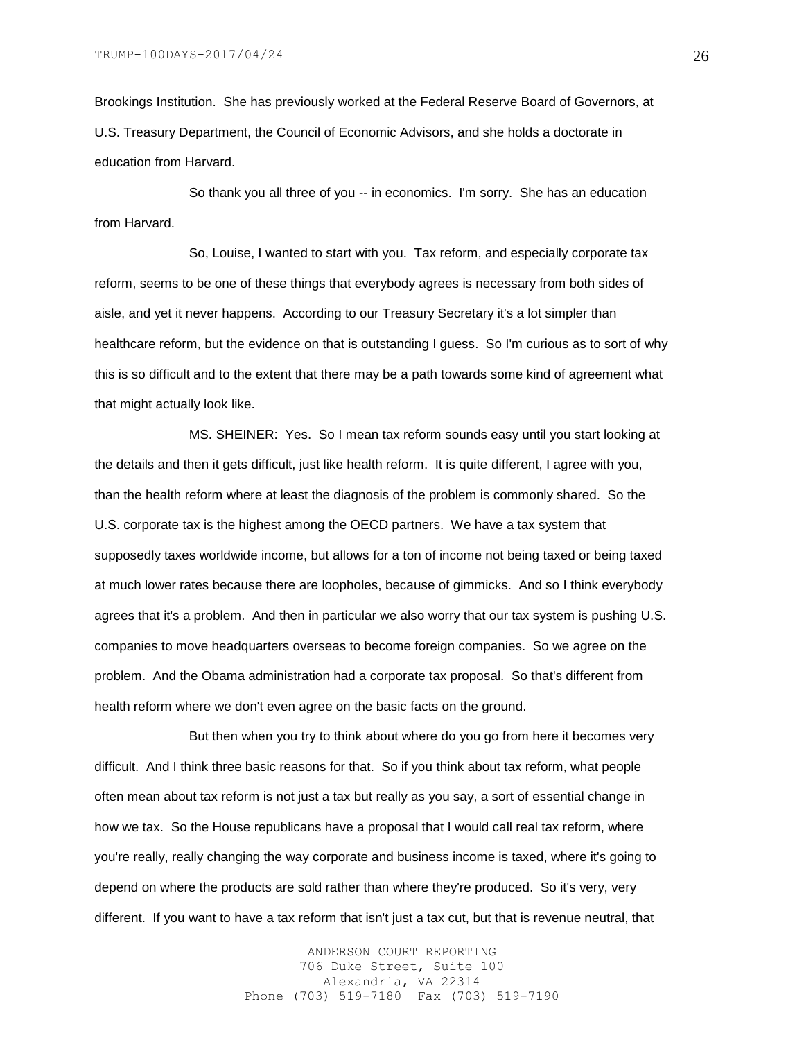Brookings Institution. She has previously worked at the Federal Reserve Board of Governors, at U.S. Treasury Department, the Council of Economic Advisors, and she holds a doctorate in education from Harvard.

So thank you all three of you -- in economics. I'm sorry. She has an education from Harvard.

So, Louise, I wanted to start with you. Tax reform, and especially corporate tax reform, seems to be one of these things that everybody agrees is necessary from both sides of aisle, and yet it never happens. According to our Treasury Secretary it's a lot simpler than healthcare reform, but the evidence on that is outstanding I guess. So I'm curious as to sort of why this is so difficult and to the extent that there may be a path towards some kind of agreement what that might actually look like.

MS. SHEINER: Yes. So I mean tax reform sounds easy until you start looking at the details and then it gets difficult, just like health reform. It is quite different, I agree with you, than the health reform where at least the diagnosis of the problem is commonly shared. So the U.S. corporate tax is the highest among the OECD partners. We have a tax system that supposedly taxes worldwide income, but allows for a ton of income not being taxed or being taxed at much lower rates because there are loopholes, because of gimmicks. And so I think everybody agrees that it's a problem. And then in particular we also worry that our tax system is pushing U.S. companies to move headquarters overseas to become foreign companies. So we agree on the problem. And the Obama administration had a corporate tax proposal. So that's different from health reform where we don't even agree on the basic facts on the ground.

But then when you try to think about where do you go from here it becomes very difficult. And I think three basic reasons for that. So if you think about tax reform, what people often mean about tax reform is not just a tax but really as you say, a sort of essential change in how we tax. So the House republicans have a proposal that I would call real tax reform, where you're really, really changing the way corporate and business income is taxed, where it's going to depend on where the products are sold rather than where they're produced. So it's very, very different. If you want to have a tax reform that isn't just a tax cut, but that is revenue neutral, that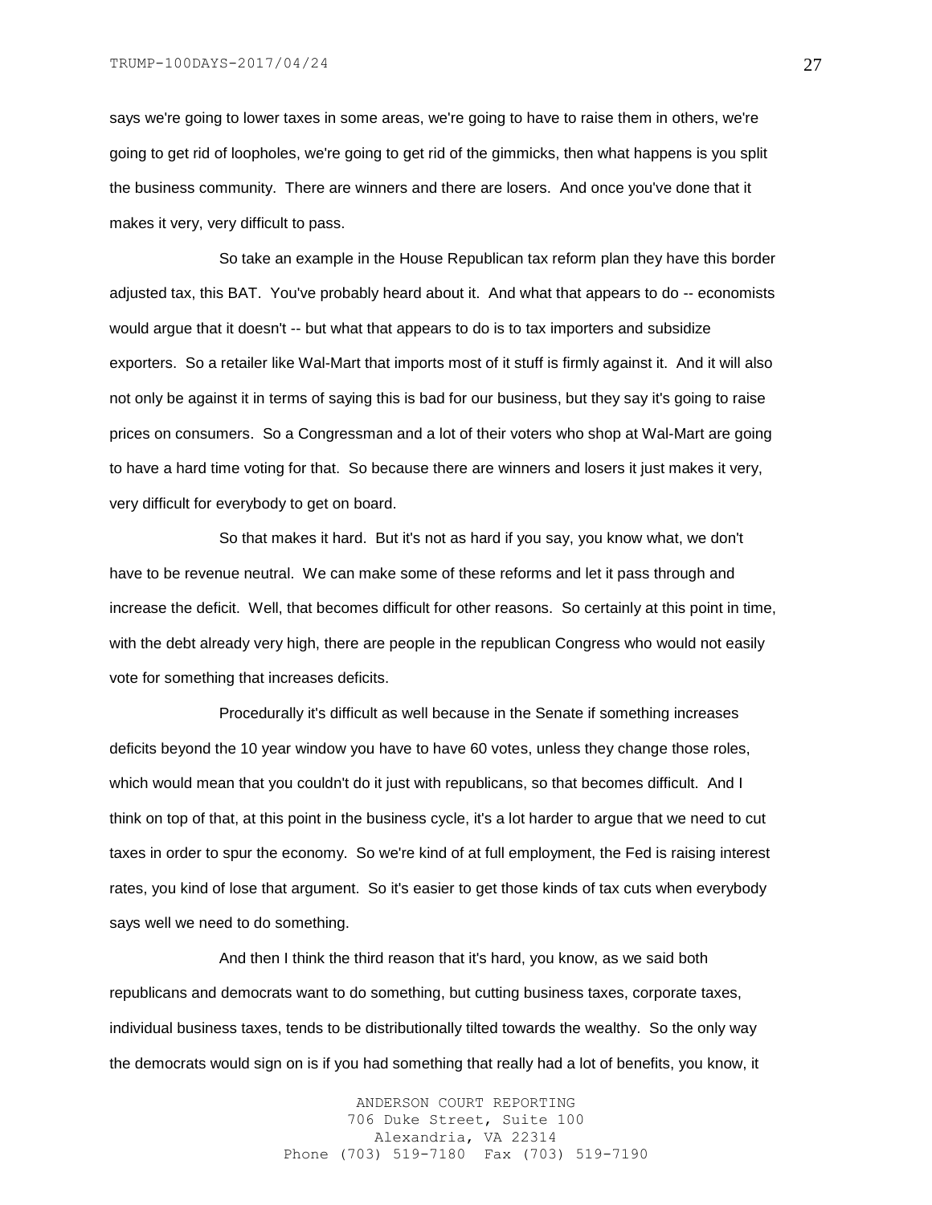says we're going to lower taxes in some areas, we're going to have to raise them in others, we're going to get rid of loopholes, we're going to get rid of the gimmicks, then what happens is you split the business community. There are winners and there are losers. And once you've done that it makes it very, very difficult to pass.

So take an example in the House Republican tax reform plan they have this border adjusted tax, this BAT. You've probably heard about it. And what that appears to do -- economists would argue that it doesn't -- but what that appears to do is to tax importers and subsidize exporters. So a retailer like Wal-Mart that imports most of it stuff is firmly against it. And it will also not only be against it in terms of saying this is bad for our business, but they say it's going to raise prices on consumers. So a Congressman and a lot of their voters who shop at Wal-Mart are going to have a hard time voting for that. So because there are winners and losers it just makes it very, very difficult for everybody to get on board.

So that makes it hard. But it's not as hard if you say, you know what, we don't have to be revenue neutral. We can make some of these reforms and let it pass through and increase the deficit. Well, that becomes difficult for other reasons. So certainly at this point in time, with the debt already very high, there are people in the republican Congress who would not easily vote for something that increases deficits.

Procedurally it's difficult as well because in the Senate if something increases deficits beyond the 10 year window you have to have 60 votes, unless they change those roles, which would mean that you couldn't do it just with republicans, so that becomes difficult. And I think on top of that, at this point in the business cycle, it's a lot harder to argue that we need to cut taxes in order to spur the economy. So we're kind of at full employment, the Fed is raising interest rates, you kind of lose that argument. So it's easier to get those kinds of tax cuts when everybody says well we need to do something.

And then I think the third reason that it's hard, you know, as we said both republicans and democrats want to do something, but cutting business taxes, corporate taxes, individual business taxes, tends to be distributionally tilted towards the wealthy. So the only way the democrats would sign on is if you had something that really had a lot of benefits, you know, it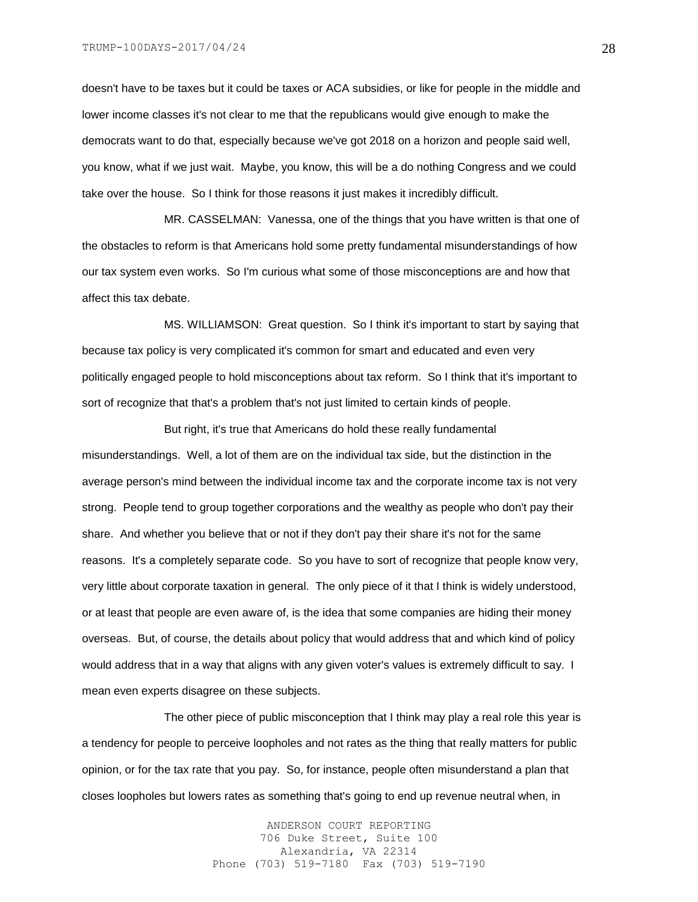doesn't have to be taxes but it could be taxes or ACA subsidies, or like for people in the middle and lower income classes it's not clear to me that the republicans would give enough to make the democrats want to do that, especially because we've got 2018 on a horizon and people said well, you know, what if we just wait. Maybe, you know, this will be a do nothing Congress and we could take over the house. So I think for those reasons it just makes it incredibly difficult.

MR. CASSELMAN: Vanessa, one of the things that you have written is that one of the obstacles to reform is that Americans hold some pretty fundamental misunderstandings of how our tax system even works. So I'm curious what some of those misconceptions are and how that affect this tax debate.

MS. WILLIAMSON: Great question. So I think it's important to start by saying that because tax policy is very complicated it's common for smart and educated and even very politically engaged people to hold misconceptions about tax reform. So I think that it's important to sort of recognize that that's a problem that's not just limited to certain kinds of people.

But right, it's true that Americans do hold these really fundamental misunderstandings. Well, a lot of them are on the individual tax side, but the distinction in the average person's mind between the individual income tax and the corporate income tax is not very strong. People tend to group together corporations and the wealthy as people who don't pay their share. And whether you believe that or not if they don't pay their share it's not for the same reasons. It's a completely separate code. So you have to sort of recognize that people know very, very little about corporate taxation in general. The only piece of it that I think is widely understood, or at least that people are even aware of, is the idea that some companies are hiding their money overseas. But, of course, the details about policy that would address that and which kind of policy would address that in a way that aligns with any given voter's values is extremely difficult to say. I mean even experts disagree on these subjects.

The other piece of public misconception that I think may play a real role this year is a tendency for people to perceive loopholes and not rates as the thing that really matters for public opinion, or for the tax rate that you pay. So, for instance, people often misunderstand a plan that closes loopholes but lowers rates as something that's going to end up revenue neutral when, in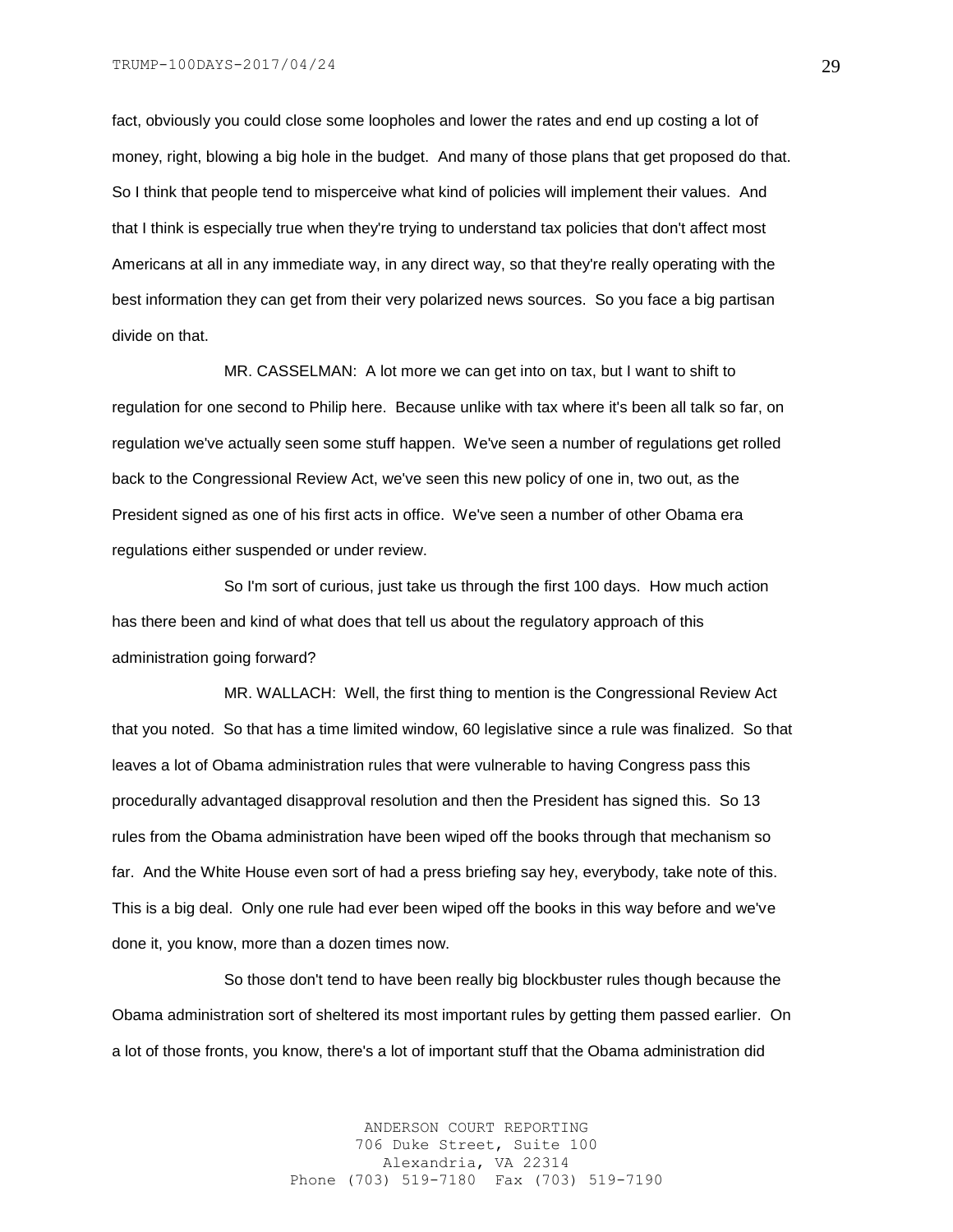fact, obviously you could close some loopholes and lower the rates and end up costing a lot of money, right, blowing a big hole in the budget. And many of those plans that get proposed do that. So I think that people tend to misperceive what kind of policies will implement their values. And that I think is especially true when they're trying to understand tax policies that don't affect most Americans at all in any immediate way, in any direct way, so that they're really operating with the best information they can get from their very polarized news sources. So you face a big partisan divide on that.

MR. CASSELMAN: A lot more we can get into on tax, but I want to shift to regulation for one second to Philip here. Because unlike with tax where it's been all talk so far, on regulation we've actually seen some stuff happen. We've seen a number of regulations get rolled back to the Congressional Review Act, we've seen this new policy of one in, two out, as the President signed as one of his first acts in office. We've seen a number of other Obama era regulations either suspended or under review.

So I'm sort of curious, just take us through the first 100 days. How much action has there been and kind of what does that tell us about the regulatory approach of this administration going forward?

MR. WALLACH: Well, the first thing to mention is the Congressional Review Act that you noted. So that has a time limited window, 60 legislative since a rule was finalized. So that leaves a lot of Obama administration rules that were vulnerable to having Congress pass this procedurally advantaged disapproval resolution and then the President has signed this. So 13 rules from the Obama administration have been wiped off the books through that mechanism so far. And the White House even sort of had a press briefing say hey, everybody, take note of this. This is a big deal. Only one rule had ever been wiped off the books in this way before and we've done it, you know, more than a dozen times now.

So those don't tend to have been really big blockbuster rules though because the Obama administration sort of sheltered its most important rules by getting them passed earlier. On a lot of those fronts, you know, there's a lot of important stuff that the Obama administration did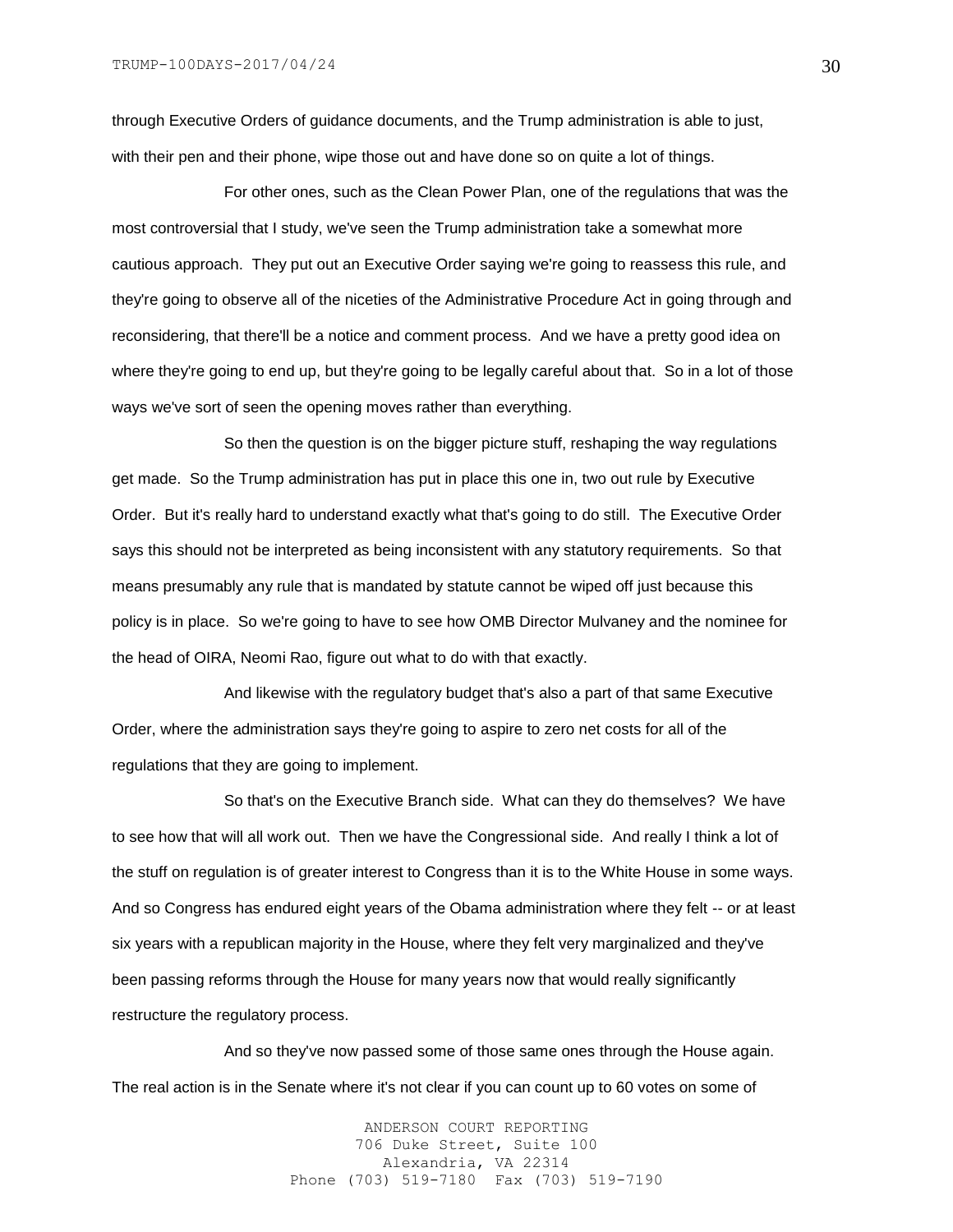through Executive Orders of guidance documents, and the Trump administration is able to just, with their pen and their phone, wipe those out and have done so on quite a lot of things.

For other ones, such as the Clean Power Plan, one of the regulations that was the most controversial that I study, we've seen the Trump administration take a somewhat more cautious approach. They put out an Executive Order saying we're going to reassess this rule, and they're going to observe all of the niceties of the Administrative Procedure Act in going through and reconsidering, that there'll be a notice and comment process. And we have a pretty good idea on where they're going to end up, but they're going to be legally careful about that. So in a lot of those ways we've sort of seen the opening moves rather than everything.

So then the question is on the bigger picture stuff, reshaping the way regulations get made. So the Trump administration has put in place this one in, two out rule by Executive Order. But it's really hard to understand exactly what that's going to do still. The Executive Order says this should not be interpreted as being inconsistent with any statutory requirements. So that means presumably any rule that is mandated by statute cannot be wiped off just because this policy is in place. So we're going to have to see how OMB Director Mulvaney and the nominee for the head of OIRA, Neomi Rao, figure out what to do with that exactly.

And likewise with the regulatory budget that's also a part of that same Executive Order, where the administration says they're going to aspire to zero net costs for all of the regulations that they are going to implement.

So that's on the Executive Branch side. What can they do themselves? We have to see how that will all work out. Then we have the Congressional side. And really I think a lot of the stuff on regulation is of greater interest to Congress than it is to the White House in some ways. And so Congress has endured eight years of the Obama administration where they felt -- or at least six years with a republican majority in the House, where they felt very marginalized and they've been passing reforms through the House for many years now that would really significantly restructure the regulatory process.

And so they've now passed some of those same ones through the House again. The real action is in the Senate where it's not clear if you can count up to 60 votes on some of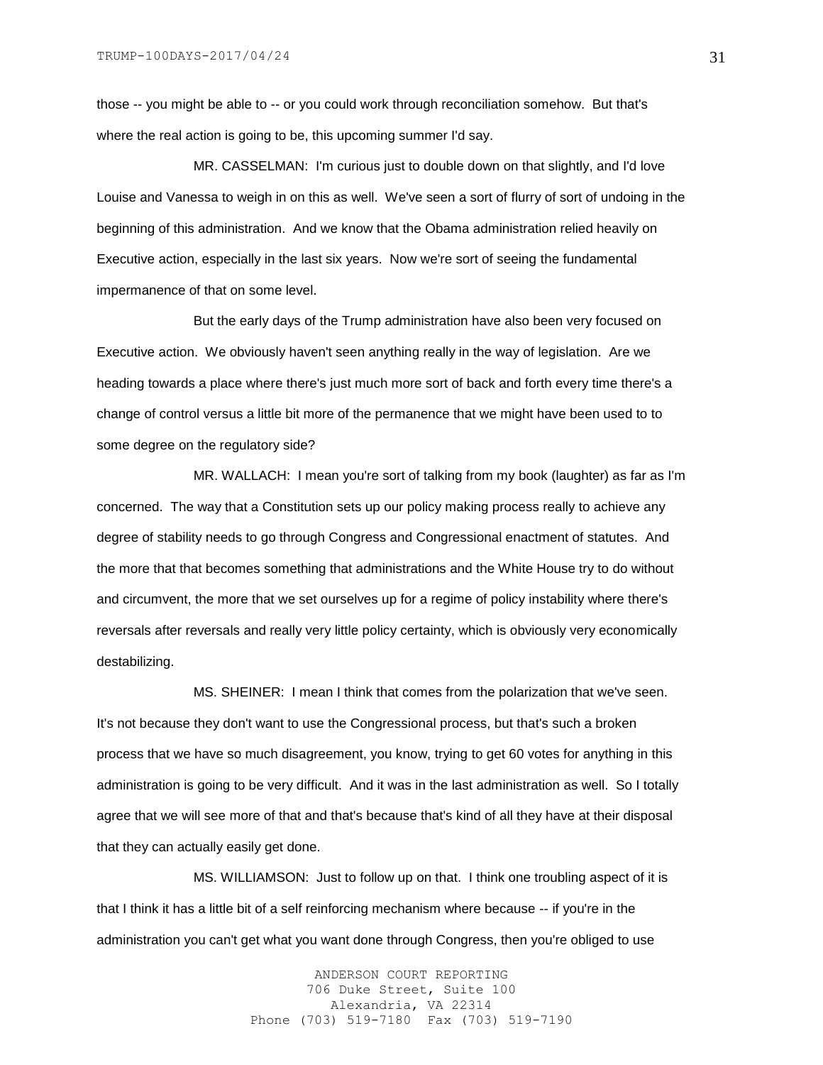those -- you might be able to -- or you could work through reconciliation somehow. But that's where the real action is going to be, this upcoming summer I'd say.

MR. CASSELMAN: I'm curious just to double down on that slightly, and I'd love Louise and Vanessa to weigh in on this as well. We've seen a sort of flurry of sort of undoing in the beginning of this administration. And we know that the Obama administration relied heavily on Executive action, especially in the last six years. Now we're sort of seeing the fundamental impermanence of that on some level.

But the early days of the Trump administration have also been very focused on Executive action. We obviously haven't seen anything really in the way of legislation. Are we heading towards a place where there's just much more sort of back and forth every time there's a change of control versus a little bit more of the permanence that we might have been used to to some degree on the regulatory side?

MR. WALLACH: I mean you're sort of talking from my book (laughter) as far as I'm concerned. The way that a Constitution sets up our policy making process really to achieve any degree of stability needs to go through Congress and Congressional enactment of statutes. And the more that that becomes something that administrations and the White House try to do without and circumvent, the more that we set ourselves up for a regime of policy instability where there's reversals after reversals and really very little policy certainty, which is obviously very economically destabilizing.

MS. SHEINER: I mean I think that comes from the polarization that we've seen. It's not because they don't want to use the Congressional process, but that's such a broken process that we have so much disagreement, you know, trying to get 60 votes for anything in this administration is going to be very difficult. And it was in the last administration as well. So I totally agree that we will see more of that and that's because that's kind of all they have at their disposal that they can actually easily get done.

MS. WILLIAMSON: Just to follow up on that. I think one troubling aspect of it is that I think it has a little bit of a self reinforcing mechanism where because -- if you're in the administration you can't get what you want done through Congress, then you're obliged to use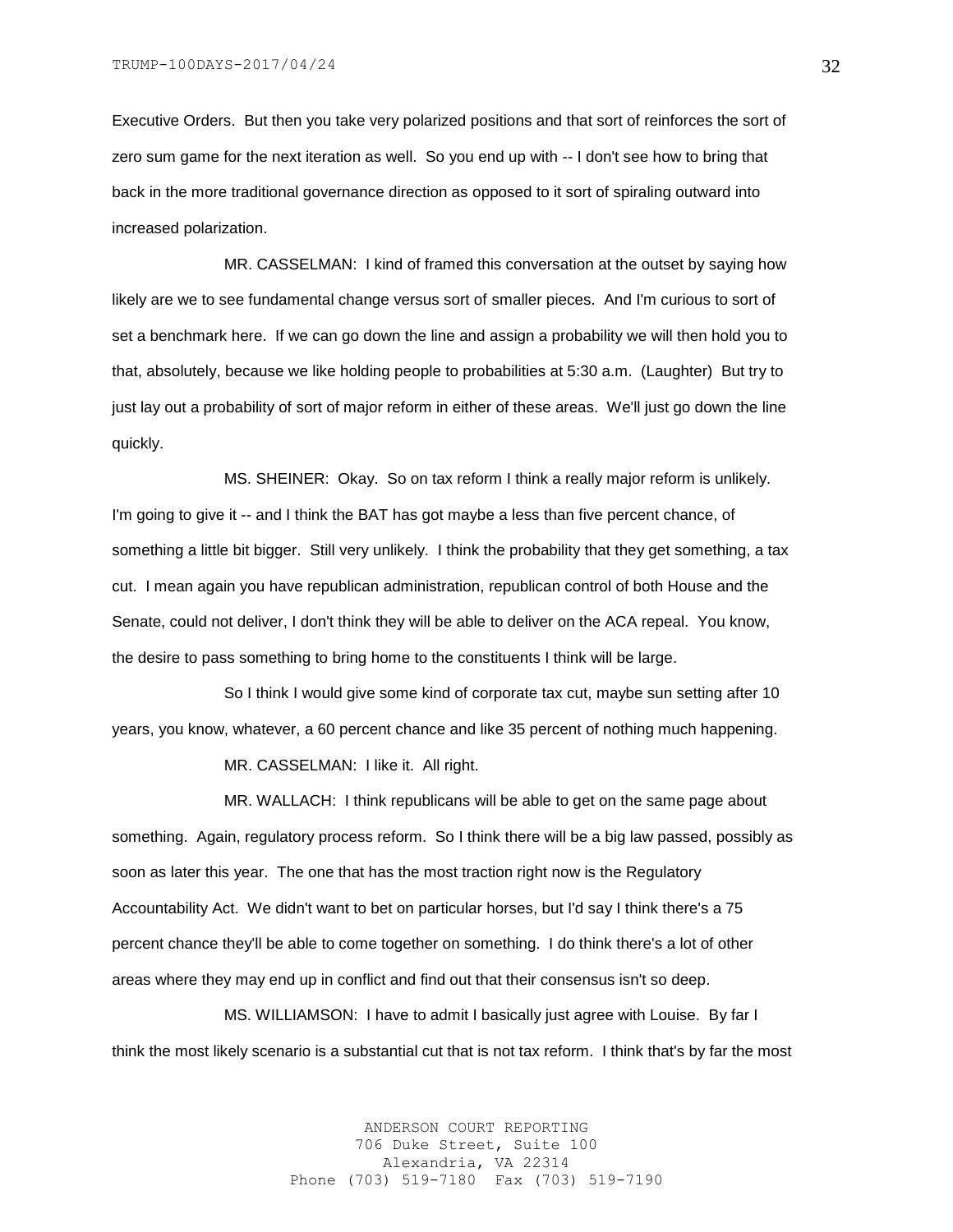Executive Orders. But then you take very polarized positions and that sort of reinforces the sort of zero sum game for the next iteration as well. So you end up with -- I don't see how to bring that back in the more traditional governance direction as opposed to it sort of spiraling outward into increased polarization.

MR. CASSELMAN: I kind of framed this conversation at the outset by saying how likely are we to see fundamental change versus sort of smaller pieces. And I'm curious to sort of set a benchmark here. If we can go down the line and assign a probability we will then hold you to that, absolutely, because we like holding people to probabilities at 5:30 a.m. (Laughter) But try to just lay out a probability of sort of major reform in either of these areas. We'll just go down the line quickly.

MS. SHEINER: Okay. So on tax reform I think a really major reform is unlikely. I'm going to give it -- and I think the BAT has got maybe a less than five percent chance, of something a little bit bigger. Still very unlikely. I think the probability that they get something, a tax cut. I mean again you have republican administration, republican control of both House and the Senate, could not deliver, I don't think they will be able to deliver on the ACA repeal. You know, the desire to pass something to bring home to the constituents I think will be large.

So I think I would give some kind of corporate tax cut, maybe sun setting after 10 years, you know, whatever, a 60 percent chance and like 35 percent of nothing much happening.

MR. CASSELMAN: I like it. All right.

MR. WALLACH: I think republicans will be able to get on the same page about something. Again, regulatory process reform. So I think there will be a big law passed, possibly as soon as later this year. The one that has the most traction right now is the Regulatory Accountability Act. We didn't want to bet on particular horses, but I'd say I think there's a 75 percent chance they'll be able to come together on something. I do think there's a lot of other areas where they may end up in conflict and find out that their consensus isn't so deep.

MS. WILLIAMSON: I have to admit I basically just agree with Louise. By far I think the most likely scenario is a substantial cut that is not tax reform. I think that's by far the most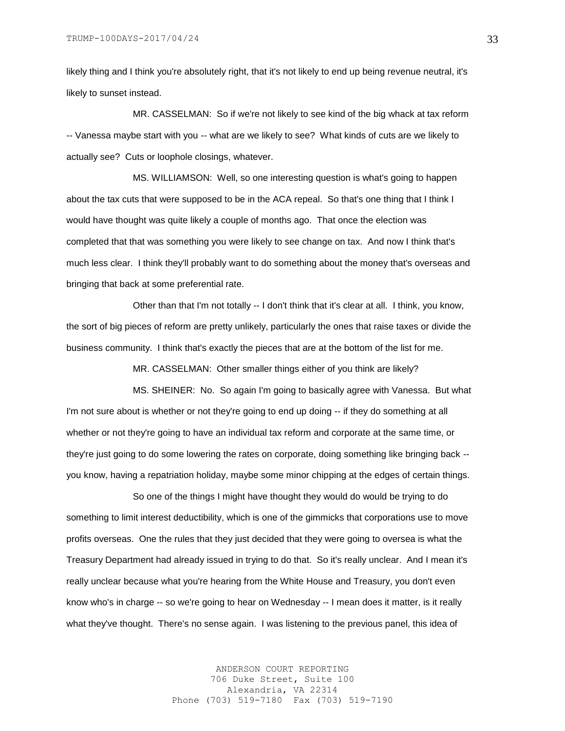likely thing and I think you're absolutely right, that it's not likely to end up being revenue neutral, it's likely to sunset instead.

MR. CASSELMAN: So if we're not likely to see kind of the big whack at tax reform -- Vanessa maybe start with you -- what are we likely to see? What kinds of cuts are we likely to actually see? Cuts or loophole closings, whatever.

MS. WILLIAMSON: Well, so one interesting question is what's going to happen about the tax cuts that were supposed to be in the ACA repeal. So that's one thing that I think I would have thought was quite likely a couple of months ago. That once the election was completed that that was something you were likely to see change on tax. And now I think that's much less clear. I think they'll probably want to do something about the money that's overseas and bringing that back at some preferential rate.

Other than that I'm not totally -- I don't think that it's clear at all. I think, you know, the sort of big pieces of reform are pretty unlikely, particularly the ones that raise taxes or divide the business community. I think that's exactly the pieces that are at the bottom of the list for me.

MR. CASSELMAN: Other smaller things either of you think are likely?

MS. SHEINER: No. So again I'm going to basically agree with Vanessa. But what I'm not sure about is whether or not they're going to end up doing -- if they do something at all whether or not they're going to have an individual tax reform and corporate at the same time, or they're just going to do some lowering the rates on corporate, doing something like bringing back -- you know, having a repatriation holiday, maybe some minor chipping at the edges of certain things.

So one of the things I might have thought they would do would be trying to do something to limit interest deductibility, which is one of the gimmicks that corporations use to move profits overseas. One the rules that they just decided that they were going to oversea is what the Treasury Department had already issued in trying to do that. So it's really unclear. And I mean it's really unclear because what you're hearing from the White House and Treasury, you don't even know who's in charge -- so we're going to hear on Wednesday -- I mean does it matter, is it really what they've thought. There's no sense again. I was listening to the previous panel, this idea of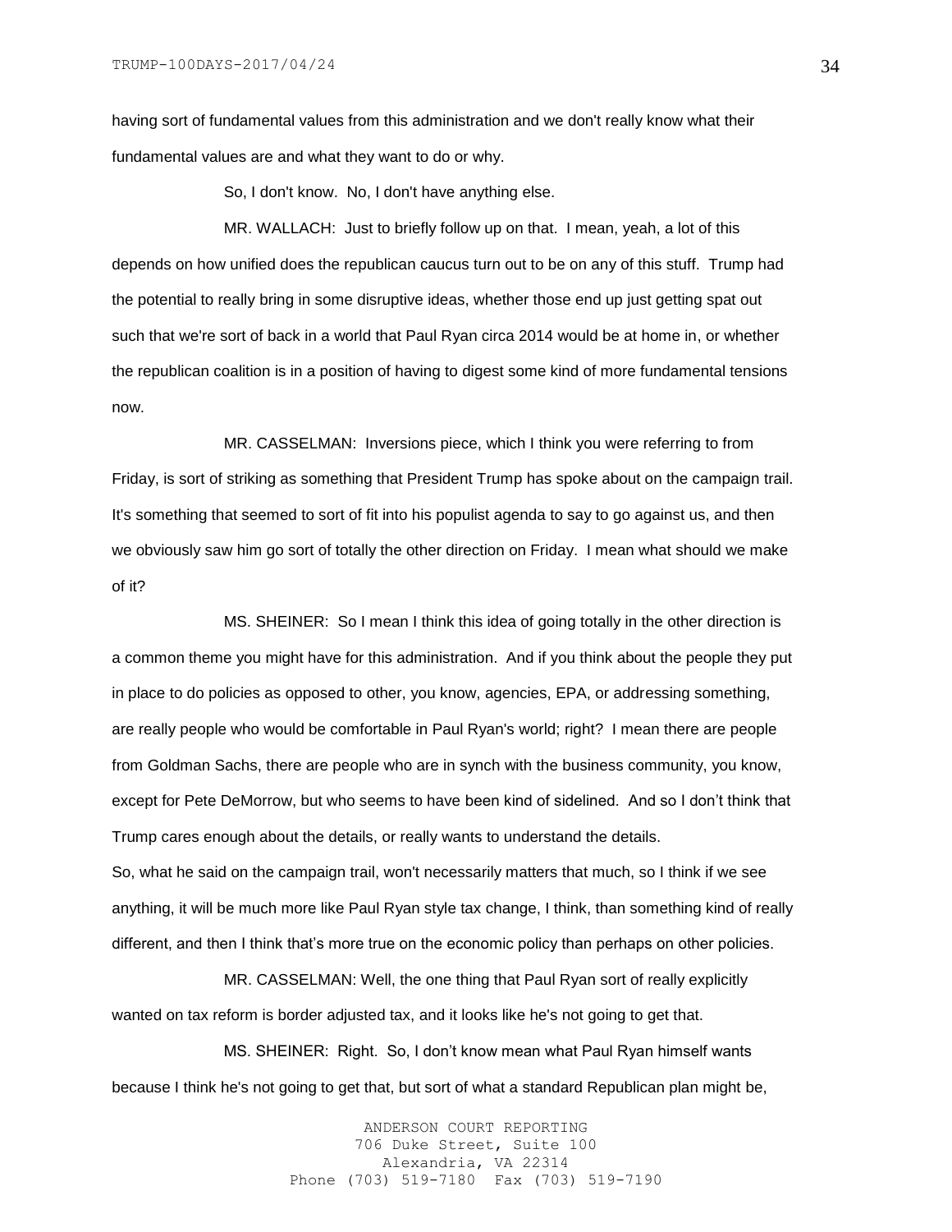having sort of fundamental values from this administration and we don't really know what their fundamental values are and what they want to do or why.

So, I don't know. No, I don't have anything else.

MR. WALLACH: Just to briefly follow up on that. I mean, yeah, a lot of this depends on how unified does the republican caucus turn out to be on any of this stuff. Trump had the potential to really bring in some disruptive ideas, whether those end up just getting spat out such that we're sort of back in a world that Paul Ryan circa 2014 would be at home in, or whether the republican coalition is in a position of having to digest some kind of more fundamental tensions now.

MR. CASSELMAN: Inversions piece, which I think you were referring to from Friday, is sort of striking as something that President Trump has spoke about on the campaign trail. It's something that seemed to sort of fit into his populist agenda to say to go against us, and then we obviously saw him go sort of totally the other direction on Friday. I mean what should we make of it?

MS. SHEINER: So I mean I think this idea of going totally in the other direction is a common theme you might have for this administration. And if you think about the people they put in place to do policies as opposed to other, you know, agencies, EPA, or addressing something, are really people who would be comfortable in Paul Ryan's world; right? I mean there are people from Goldman Sachs, there are people who are in synch with the business community, you know, except for Pete DeMorrow, but who seems to have been kind of sidelined. And so I don't think that Trump cares enough about the details, or really wants to understand the details.
So, what he said on the campaign trail, won't necessarily matters that much, so I think if we see anything, it will be much more like Paul Ryan style tax change, I think, than something kind of really different, and then I think that's more true on the economic policy than perhaps on other policies.

MR. CASSELMAN: Well, the one thing that Paul Ryan sort of really explicitly wanted on tax reform is border adjusted tax, and it looks like he's not going to get that.

MS. SHEINER: Right. So, I don't know mean what Paul Ryan himself wants because I think he's not going to get that, but sort of what a standard Republican plan might be,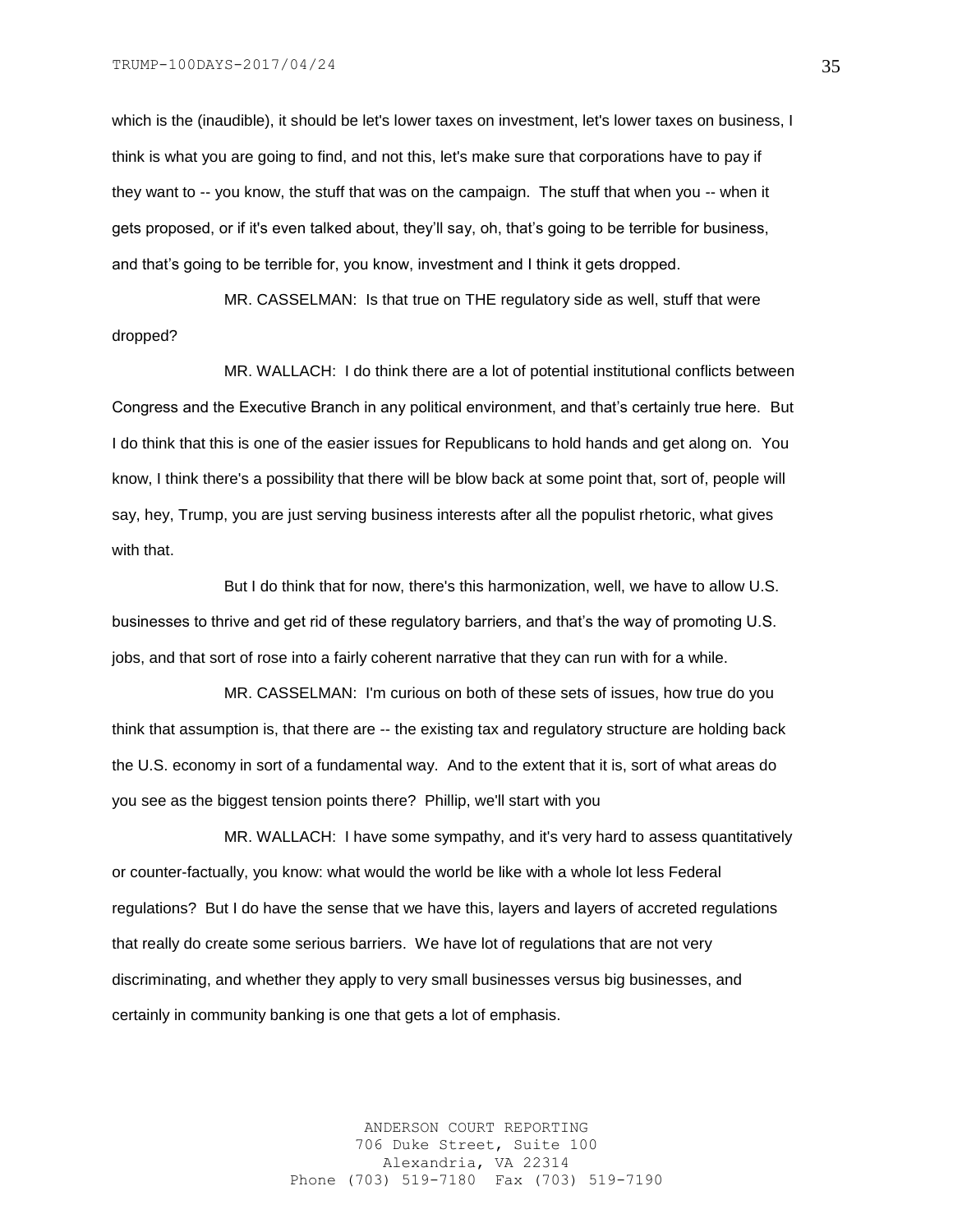which is the (inaudible), it should be let's lower taxes on investment, let's lower taxes on business, I think is what you are going to find, and not this, let's make sure that corporations have to pay if they want to -- you know, the stuff that was on the campaign. The stuff that when you -- when it gets proposed, or if it's even talked about, they'll say, oh, that's going to be terrible for business, and that's going to be terrible for, you know, investment and I think it gets dropped.

MR. CASSELMAN: Is that true on THE regulatory side as well, stuff that were dropped?

MR. WALLACH: I do think there are a lot of potential institutional conflicts between Congress and the Executive Branch in any political environment, and that's certainly true here. But I do think that this is one of the easier issues for Republicans to hold hands and get along on. You know, I think there's a possibility that there will be blow back at some point that, sort of, people will say, hey, Trump, you are just serving business interests after all the populist rhetoric, what gives with that.

But I do think that for now, there's this harmonization, well, we have to allow U.S. businesses to thrive and get rid of these regulatory barriers, and that's the way of promoting U.S. jobs, and that sort of rose into a fairly coherent narrative that they can run with for a while.

MR. CASSELMAN: I'm curious on both of these sets of issues, how true do you think that assumption is, that there are -- the existing tax and regulatory structure are holding back the U.S. economy in sort of a fundamental way. And to the extent that it is, sort of what areas do you see as the biggest tension points there? Phillip, we'll start with you

MR. WALLACH: I have some sympathy, and it's very hard to assess quantitatively or counter-factually, you know: what would the world be like with a whole lot less Federal regulations? But I do have the sense that we have this, layers and layers of accreted regulations that really do create some serious barriers. We have lot of regulations that are not very discriminating, and whether they apply to very small businesses versus big businesses, and certainly in community banking is one that gets a lot of emphasis.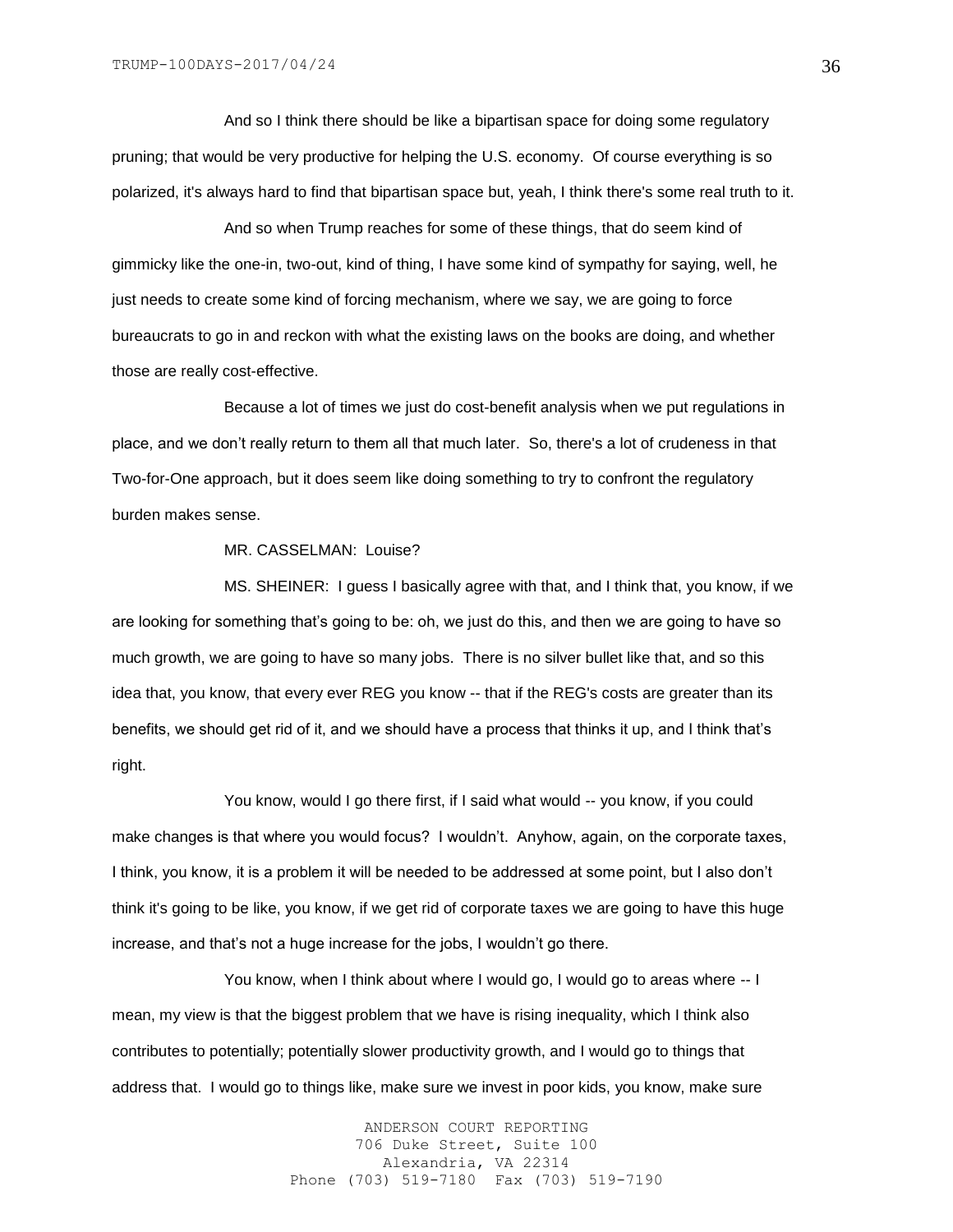And so I think there should be like a bipartisan space for doing some regulatory pruning; that would be very productive for helping the U.S. economy. Of course everything is so polarized, it's always hard to find that bipartisan space but, yeah, I think there's some real truth to it.

And so when Trump reaches for some of these things, that do seem kind of gimmicky like the one-in, two-out, kind of thing, I have some kind of sympathy for saying, well, he just needs to create some kind of forcing mechanism, where we say, we are going to force bureaucrats to go in and reckon with what the existing laws on the books are doing, and whether those are really cost-effective.

Because a lot of times we just do cost-benefit analysis when we put regulations in place, and we don't really return to them all that much later. So, there's a lot of crudeness in that Two-for-One approach, but it does seem like doing something to try to confront the regulatory burden makes sense.

MR. CASSELMAN: Louise?

MS. SHEINER: I guess I basically agree with that, and I think that, you know, if we are looking for something that's going to be: oh, we just do this, and then we are going to have so much growth, we are going to have so many jobs. There is no silver bullet like that, and so this idea that, you know, that every ever REG you know -- that if the REG's costs are greater than its benefits, we should get rid of it, and we should have a process that thinks it up, and I think that's right.

You know, would I go there first, if I said what would -- you know, if you could make changes is that where you would focus? I wouldn't. Anyhow, again, on the corporate taxes, I think, you know, it is a problem it will be needed to be addressed at some point, but I also don't think it's going to be like, you know, if we get rid of corporate taxes we are going to have this huge increase, and that's not a huge increase for the jobs, I wouldn't go there.

You know, when I think about where I would go, I would go to areas where -- I mean, my view is that the biggest problem that we have is rising inequality, which I think also contributes to potentially; potentially slower productivity growth, and I would go to things that address that. I would go to things like, make sure we invest in poor kids, you know, make sure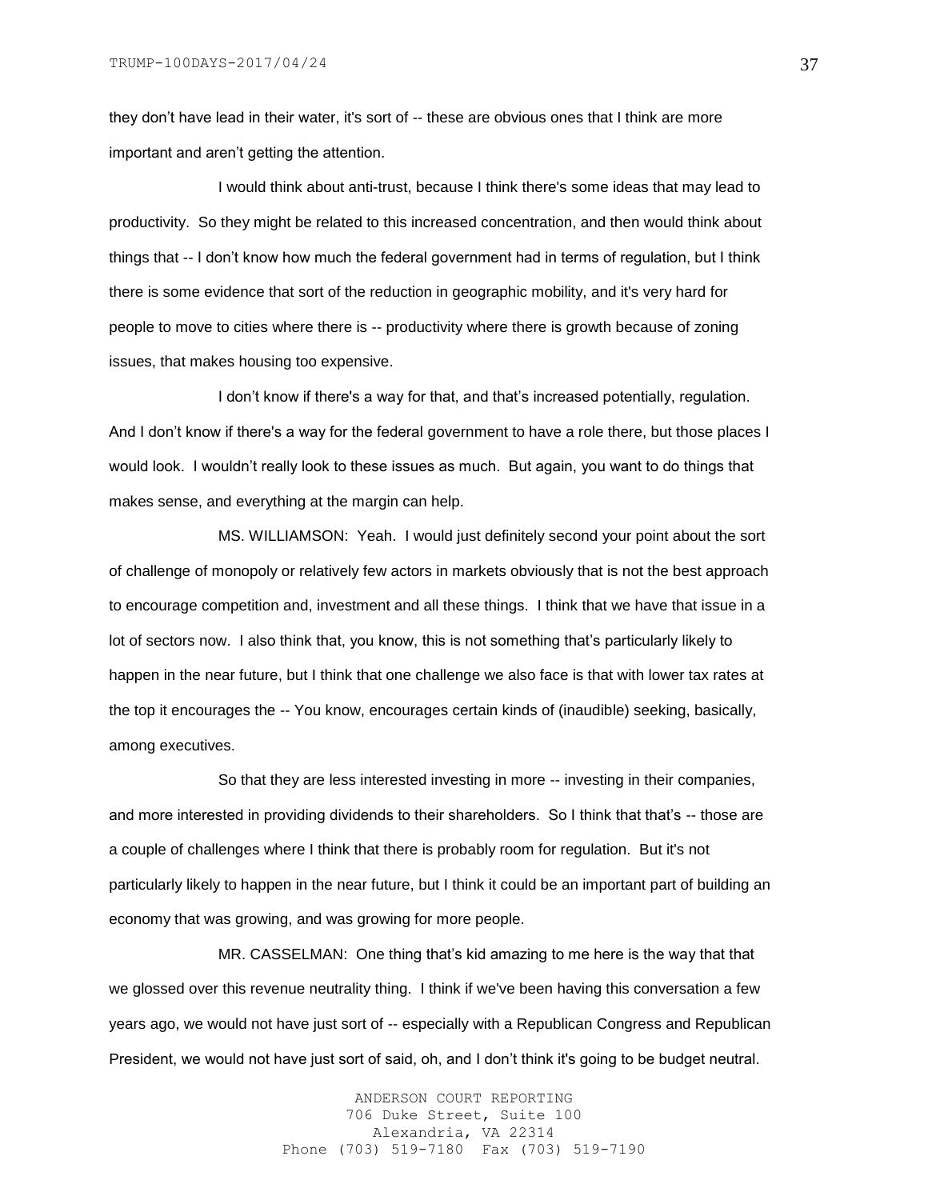they don't have lead in their water, it's sort of -- these are obvious ones that I think are more important and aren't getting the attention.

I would think about anti-trust, because I think there's some ideas that may lead to productivity. So they might be related to this increased concentration, and then would think about things that -- I don't know how much the federal government had in terms of regulation, but I think there is some evidence that sort of the reduction in geographic mobility, and it's very hard for people to move to cities where there is -- productivity where there is growth because of zoning issues, that makes housing too expensive.

I don't know if there's a way for that, and that's increased potentially, regulation. And I don't know if there's a way for the federal government to have a role there, but those places I would look. I wouldn't really look to these issues as much. But again, you want to do things that makes sense, and everything at the margin can help.

MS. WILLIAMSON: Yeah. I would just definitely second your point about the sort of challenge of monopoly or relatively few actors in markets obviously that is not the best approach to encourage competition and, investment and all these things. I think that we have that issue in a lot of sectors now. I also think that, you know, this is not something that's particularly likely to happen in the near future, but I think that one challenge we also face is that with lower tax rates at the top it encourages the -- You know, encourages certain kinds of (inaudible) seeking, basically, among executives.

So that they are less interested investing in more -- investing in their companies, and more interested in providing dividends to their shareholders. So I think that that's -- those are a couple of challenges where I think that there is probably room for regulation. But it's not particularly likely to happen in the near future, but I think it could be an important part of building an economy that was growing, and was growing for more people.

MR. CASSELMAN: One thing that's kid amazing to me here is the way that that we glossed over this revenue neutrality thing. I think if we've been having this conversation a few years ago, we would not have just sort of -- especially with a Republican Congress and Republican President, we would not have just sort of said, oh, and I don't think it's going to be budget neutral.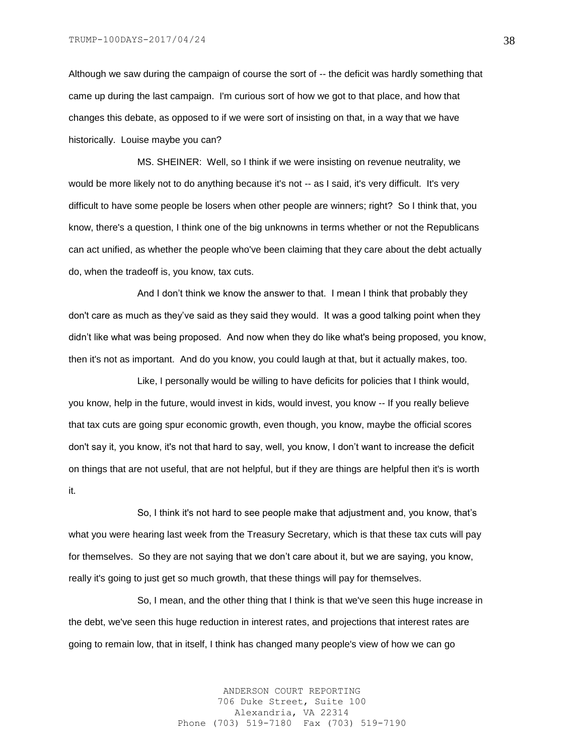Although we saw during the campaign of course the sort of -- the deficit was hardly something that came up during the last campaign. I'm curious sort of how we got to that place, and how that changes this debate, as opposed to if we were sort of insisting on that, in a way that we have historically. Louise maybe you can?

MS. SHEINER: Well, so I think if we were insisting on revenue neutrality, we would be more likely not to do anything because it's not -- as I said, it's very difficult. It's very difficult to have some people be losers when other people are winners; right? So I think that, you know, there's a question, I think one of the big unknowns in terms whether or not the Republicans can act unified, as whether the people who've been claiming that they care about the debt actually do, when the tradeoff is, you know, tax cuts.

And I don't think we know the answer to that. I mean I think that probably they don't care as much as they've said as they said they would. It was a good talking point when they didn't like what was being proposed. And now when they do like what's being proposed, you know, then it's not as important. And do you know, you could laugh at that, but it actually makes, too.

Like, I personally would be willing to have deficits for policies that I think would, you know, help in the future, would invest in kids, would invest, you know -- If you really believe that tax cuts are going spur economic growth, even though, you know, maybe the official scores don't say it, you know, it's not that hard to say, well, you know, I don't want to increase the deficit on things that are not useful, that are not helpful, but if they are things are helpful then it's is worth it.

So, I think it's not hard to see people make that adjustment and, you know, that's what you were hearing last week from the Treasury Secretary, which is that these tax cuts will pay for themselves. So they are not saying that we don't care about it, but we are saying, you know, really it's going to just get so much growth, that these things will pay for themselves.

So, I mean, and the other thing that I think is that we've seen this huge increase in the debt, we've seen this huge reduction in interest rates, and projections that interest rates are going to remain low, that in itself, I think has changed many people's view of how we can go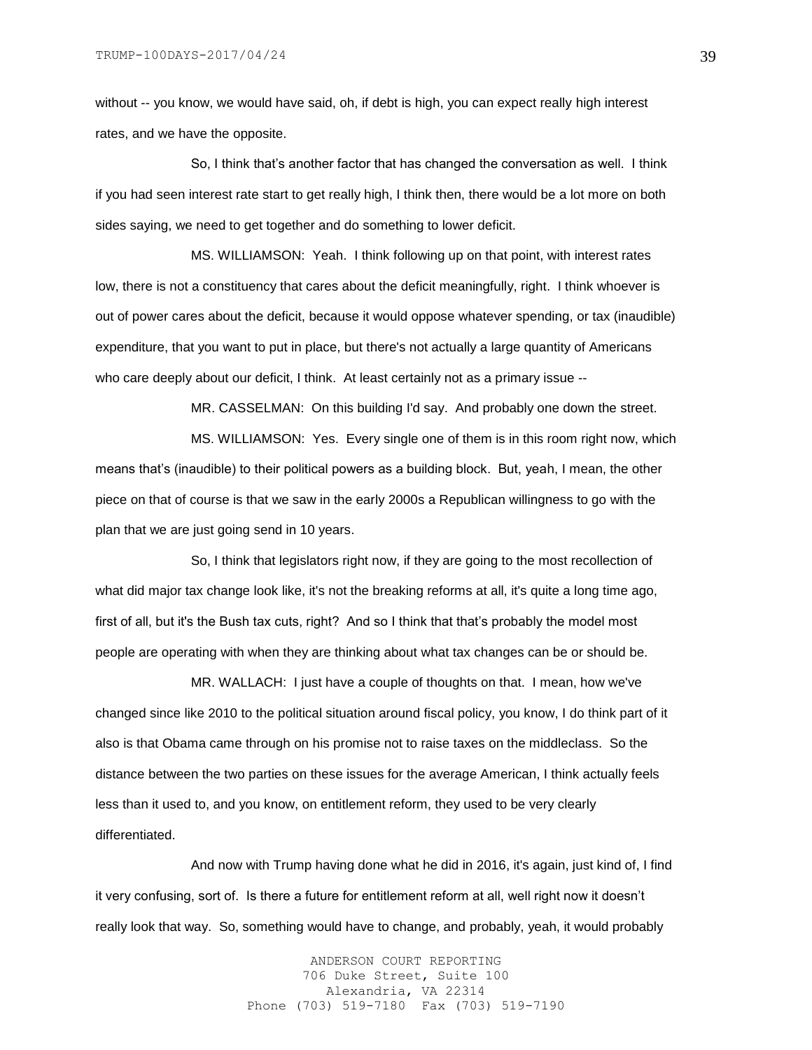without -- you know, we would have said, oh, if debt is high, you can expect really high interest rates, and we have the opposite.

So, I think that's another factor that has changed the conversation as well. I think if you had seen interest rate start to get really high, I think then, there would be a lot more on both sides saying, we need to get together and do something to lower deficit.

MS. WILLIAMSON: Yeah. I think following up on that point, with interest rates low, there is not a constituency that cares about the deficit meaningfully, right. I think whoever is out of power cares about the deficit, because it would oppose whatever spending, or tax (inaudible) expenditure, that you want to put in place, but there's not actually a large quantity of Americans who care deeply about our deficit, I think. At least certainly not as a primary issue --

MR. CASSELMAN: On this building I'd say. And probably one down the street.

MS. WILLIAMSON: Yes. Every single one of them is in this room right now, which means that's (inaudible) to their political powers as a building block. But, yeah, I mean, the other piece on that of course is that we saw in the early 2000s a Republican willingness to go with the plan that we are just going send in 10 years.

So, I think that legislators right now, if they are going to the most recollection of what did major tax change look like, it's not the breaking reforms at all, it's quite a long time ago, first of all, but it's the Bush tax cuts, right? And so I think that that's probably the model most people are operating with when they are thinking about what tax changes can be or should be.

MR. WALLACH: I just have a couple of thoughts on that. I mean, how we've changed since like 2010 to the political situation around fiscal policy, you know, I do think part of it also is that Obama came through on his promise not to raise taxes on the middleclass. So the distance between the two parties on these issues for the average American, I think actually feels less than it used to, and you know, on entitlement reform, they used to be very clearly differentiated.

And now with Trump having done what he did in 2016, it's again, just kind of, I find it very confusing, sort of. Is there a future for entitlement reform at all, well right now it doesn't really look that way. So, something would have to change, and probably, yeah, it would probably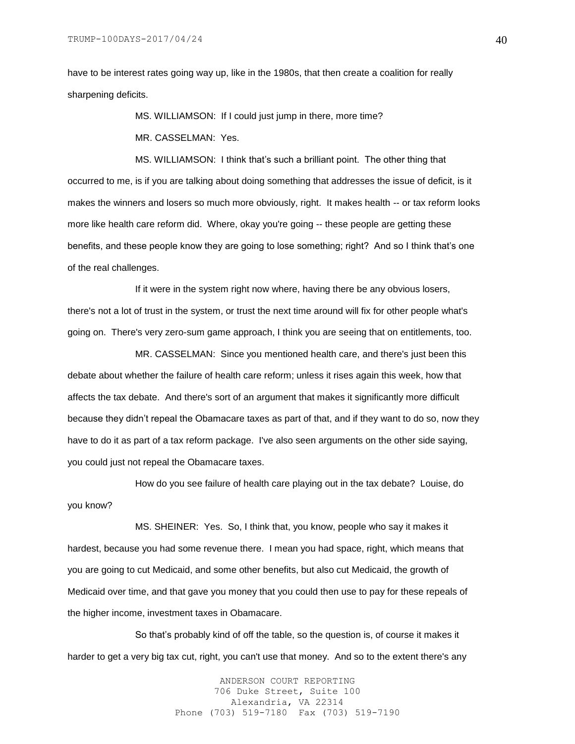have to be interest rates going way up, like in the 1980s, that then create a coalition for really sharpening deficits.

MS. WILLIAMSON: If I could just jump in there, more time?

MR. CASSELMAN: Yes.

MS. WILLIAMSON: I think that’s such a brilliant point. The other thing that occurred to me, is if you are talking about doing something that addresses the issue of deficit, is it makes the winners and losers so much more obviously, right. It makes health -- or tax reform looks more like health care reform did. Where, okay you're going -- these people are getting these benefits, and these people know they are going to lose something; right? And so I think that’s one of the real challenges.

If it were in the system right now where, having there be any obvious losers, there's not a lot of trust in the system, or trust the next time around will fix for other people what's going on. There's very zero-sum game approach, I think you are seeing that on entitlements, too.

MR. CASSELMAN: Since you mentioned health care, and there's just been this debate about whether the failure of health care reform; unless it rises again this week, how that affects the tax debate. And there's sort of an argument that makes it significantly more difficult because they didn’t repeal the Obamacare taxes as part of that, and if they want to do so, now they have to do it as part of a tax reform package. I've also seen arguments on the other side saying, you could just not repeal the Obamacare taxes.

How do you see failure of health care playing out in the tax debate? Louise, do you know?

MS. SHEINER: Yes. So, I think that, you know, people who say it makes it hardest, because you had some revenue there. I mean you had space, right, which means that you are going to cut Medicaid, and some other benefits, but also cut Medicaid, the growth of Medicaid over time, and that gave you money that you could then use to pay for these repeals of the higher income, investment taxes in Obamacare.

So that’s probably kind of off the table, so the question is, of course it makes it harder to get a very big tax cut, right, you can't use that money. And so to the extent there's any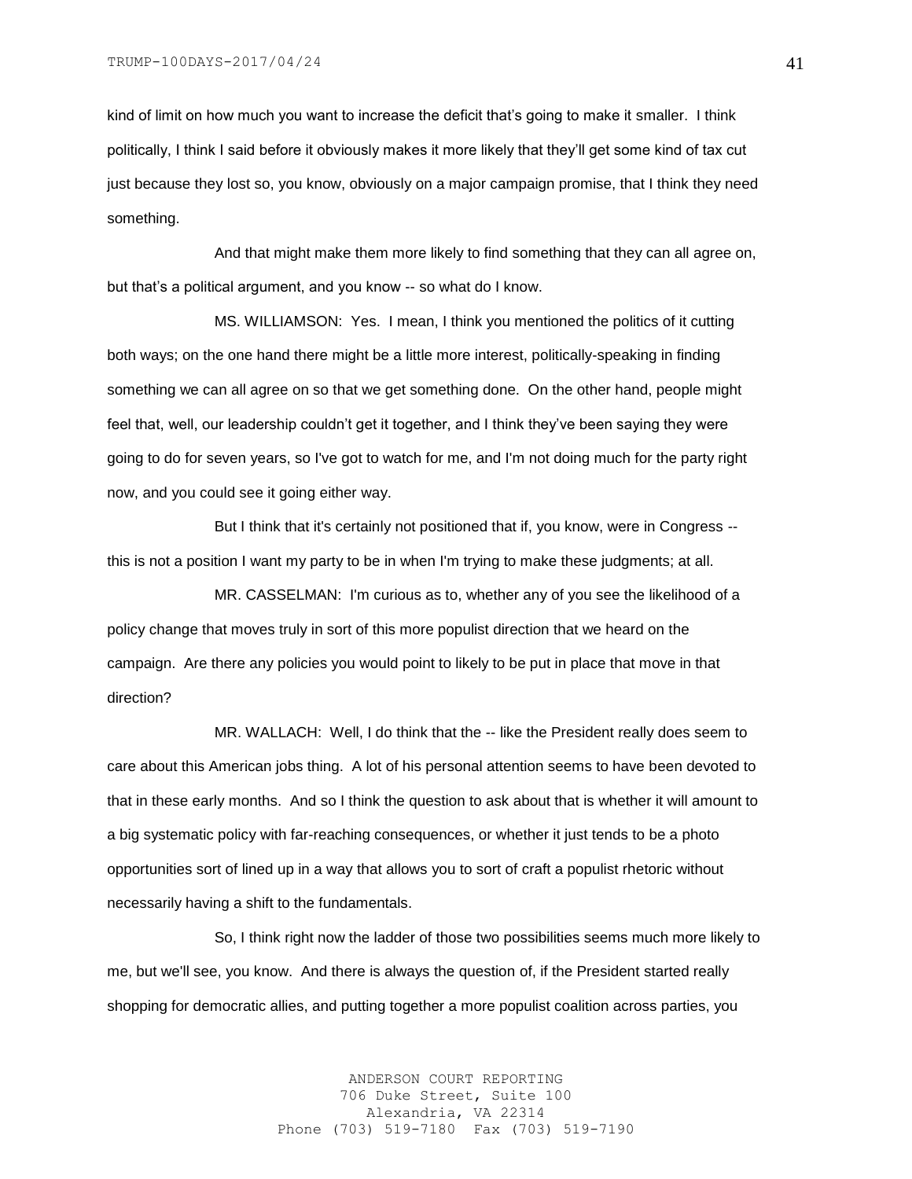kind of limit on how much you want to increase the deficit that's going to make it smaller. I think politically, I think I said before it obviously makes it more likely that they'll get some kind of tax cut just because they lost so, you know, obviously on a major campaign promise, that I think they need something.

And that might make them more likely to find something that they can all agree on, but that's a political argument, and you know -- so what do I know.

MS. WILLIAMSON: Yes. I mean, I think you mentioned the politics of it cutting both ways; on the one hand there might be a little more interest, politically-speaking in finding something we can all agree on so that we get something done. On the other hand, people might feel that, well, our leadership couldn't get it together, and I think they've been saying they were going to do for seven years, so I've got to watch for me, and I'm not doing much for the party right now, and you could see it going either way.

But I think that it's certainly not positioned that if, you know, were in Congress -- this is not a position I want my party to be in when I'm trying to make these judgments; at all.

MR. CASSELMAN: I'm curious as to, whether any of you see the likelihood of a policy change that moves truly in sort of this more populist direction that we heard on the campaign. Are there any policies you would point to likely to be put in place that move in that direction?

MR. WALLACH: Well, I do think that the -- like the President really does seem to care about this American jobs thing. A lot of his personal attention seems to have been devoted to that in these early months. And so I think the question to ask about that is whether it will amount to a big systematic policy with far-reaching consequences, or whether it just tends to be a photo opportunities sort of lined up in a way that allows you to sort of craft a populist rhetoric without necessarily having a shift to the fundamentals.

So, I think right now the ladder of those two possibilities seems much more likely to me, but we'll see, you know. And there is always the question of, if the President started really shopping for democratic allies, and putting together a more populist coalition across parties, you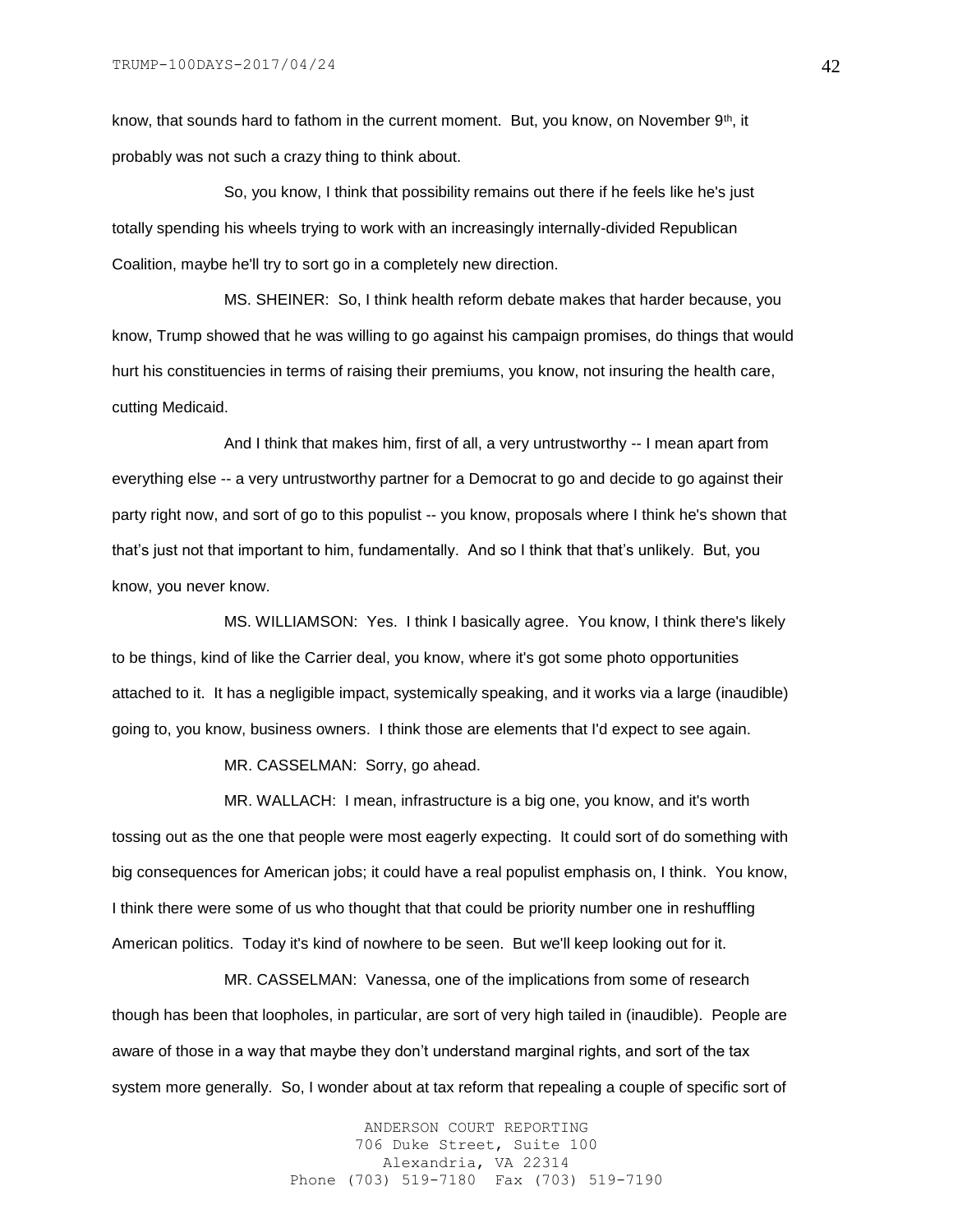know, that sounds hard to fathom in the current moment. But, you know, on November 9th, it probably was not such a crazy thing to think about.

So, you know, I think that possibility remains out there if he feels like he's just totally spending his wheels trying to work with an increasingly internally-divided Republican Coalition, maybe he'll try to sort go in a completely new direction.

MS. SHEINER: So, I think health reform debate makes that harder because, you know, Trump showed that he was willing to go against his campaign promises, do things that would hurt his constituencies in terms of raising their premiums, you know, not insuring the health care, cutting Medicaid.

And I think that makes him, first of all, a very untrustworthy -- I mean apart from everything else -- a very untrustworthy partner for a Democrat to go and decide to go against their party right now, and sort of go to this populist -- you know, proposals where I think he's shown that that's just not that important to him, fundamentally. And so I think that that's unlikely. But, you know, you never know.

MS. WILLIAMSON: Yes. I think I basically agree. You know, I think there's likely to be things, kind of like the Carrier deal, you know, where it's got some photo opportunities attached to it. It has a negligible impact, systemically speaking, and it works via a large (inaudible) going to, you know, business owners. I think those are elements that I'd expect to see again.

MR. CASSELMAN: Sorry, go ahead.

MR. WALLACH: I mean, infrastructure is a big one, you know, and it's worth tossing out as the one that people were most eagerly expecting. It could sort of do something with big consequences for American jobs; it could have a real populist emphasis on, I think. You know, I think there were some of us who thought that that could be priority number one in reshuffling American politics. Today it's kind of nowhere to be seen. But we'll keep looking out for it.

MR. CASSELMAN: Vanessa, one of the implications from some of research though has been that loopholes, in particular, are sort of very high tailed in (inaudible). People are aware of those in a way that maybe they don't understand marginal rights, and sort of the tax system more generally. So, I wonder about at tax reform that repealing a couple of specific sort of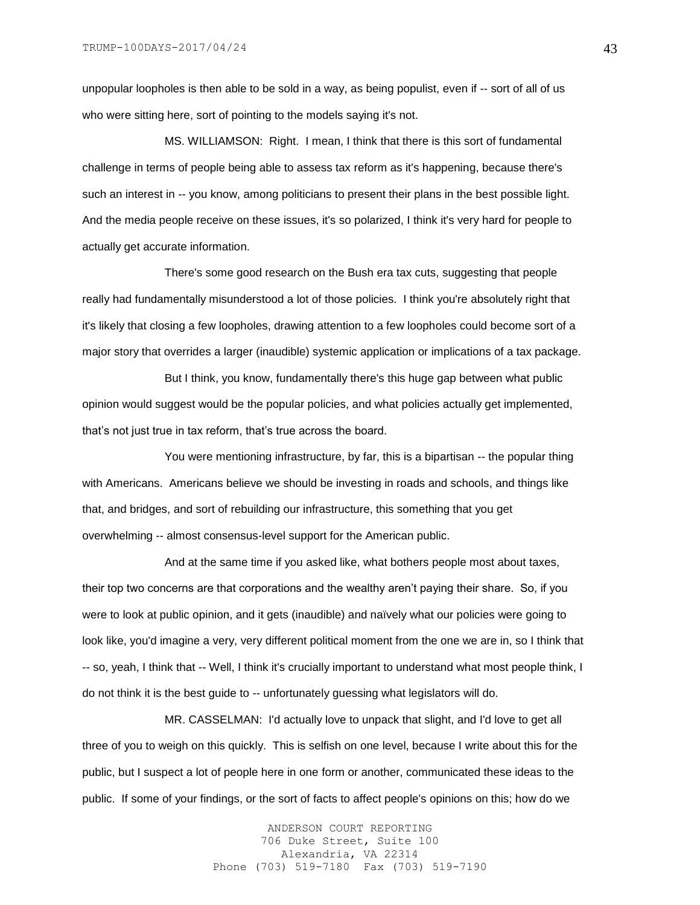unpopular loopholes is then able to be sold in a way, as being populist, even if -- sort of all of us who were sitting here, sort of pointing to the models saying it's not.

MS. WILLIAMSON: Right. I mean, I think that there is this sort of fundamental challenge in terms of people being able to assess tax reform as it's happening, because there's such an interest in -- you know, among politicians to present their plans in the best possible light. And the media people receive on these issues, it's so polarized, I think it's very hard for people to actually get accurate information.

There's some good research on the Bush era tax cuts, suggesting that people really had fundamentally misunderstood a lot of those policies. I think you're absolutely right that it's likely that closing a few loopholes, drawing attention to a few loopholes could become sort of a major story that overrides a larger (inaudible) systemic application or implications of a tax package.

But I think, you know, fundamentally there's this huge gap between what public opinion would suggest would be the popular policies, and what policies actually get implemented, that's not just true in tax reform, that's true across the board.

You were mentioning infrastructure, by far, this is a bipartisan -- the popular thing with Americans. Americans believe we should be investing in roads and schools, and things like that, and bridges, and sort of rebuilding our infrastructure, this something that you get overwhelming -- almost consensus-level support for the American public.

And at the same time if you asked like, what bothers people most about taxes, their top two concerns are that corporations and the wealthy aren't paying their share. So, if you were to look at public opinion, and it gets (inaudible) and naïvely what our policies were going to look like, you'd imagine a very, very different political moment from the one we are in, so I think that -- so, yeah, I think that -- Well, I think it's crucially important to understand what most people think, I do not think it is the best guide to -- unfortunately guessing what legislators will do.

MR. CASSELMAN: I'd actually love to unpack that slight, and I'd love to get all three of you to weigh on this quickly. This is selfish on one level, because I write about this for the public, but I suspect a lot of people here in one form or another, communicated these ideas to the public. If some of your findings, or the sort of facts to affect people's opinions on this; how do we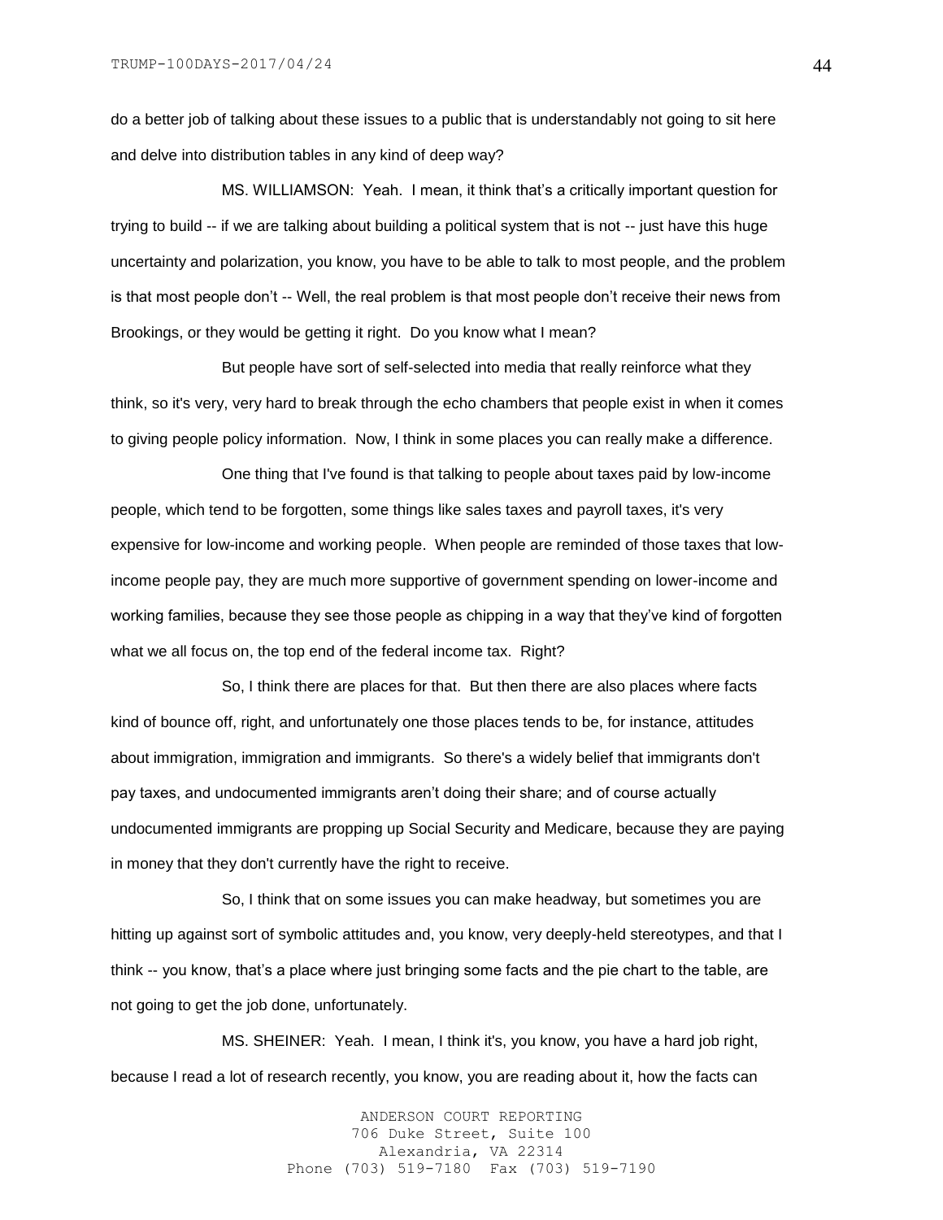do a better job of talking about these issues to a public that is understandably not going to sit here and delve into distribution tables in any kind of deep way?

MS. WILLIAMSON: Yeah. I mean, it think that's a critically important question for trying to build -- if we are talking about building a political system that is not -- just have this huge uncertainty and polarization, you know, you have to be able to talk to most people, and the problem is that most people don't -- Well, the real problem is that most people don't receive their news from Brookings, or they would be getting it right. Do you know what I mean?

But people have sort of self-selected into media that really reinforce what they think, so it's very, very hard to break through the echo chambers that people exist in when it comes to giving people policy information. Now, I think in some places you can really make a difference.

One thing that I've found is that talking to people about taxes paid by low-income people, which tend to be forgotten, some things like sales taxes and payroll taxes, it's very expensive for low-income and working people. When people are reminded of those taxes that low-income people pay, they are much more supportive of government spending on lower-income and working families, because they see those people as chipping in a way that they've kind of forgotten what we all focus on, the top end of the federal income tax. Right?

So, I think there are places for that. But then there are also places where facts kind of bounce off, right, and unfortunately one those places tends to be, for instance, attitudes about immigration, immigration and immigrants. So there's a widely belief that immigrants don't pay taxes, and undocumented immigrants aren't doing their share; and of course actually undocumented immigrants are propping up Social Security and Medicare, because they are paying in money that they don't currently have the right to receive.

So, I think that on some issues you can make headway, but sometimes you are hitting up against sort of symbolic attitudes and, you know, very deeply-held stereotypes, and that I think -- you know, that's a place where just bringing some facts and the pie chart to the table, are not going to get the job done, unfortunately.

MS. SHEINER: Yeah. I mean, I think it's, you know, you have a hard job right, because I read a lot of research recently, you know, you are reading about it, how the facts can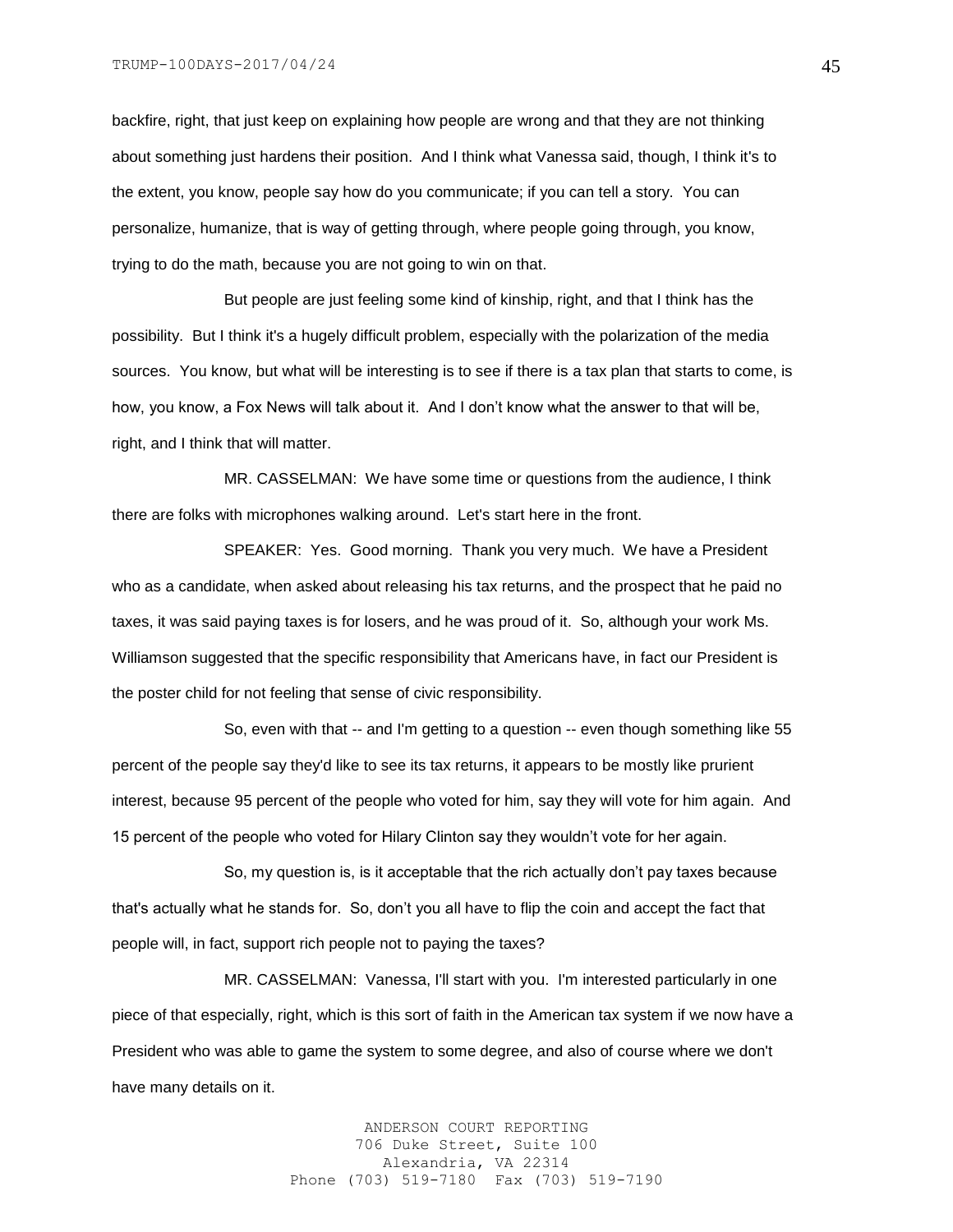backfire, right, that just keep on explaining how people are wrong and that they are not thinking about something just hardens their position. And I think what Vanessa said, though, I think it's to the extent, you know, people say how do you communicate; if you can tell a story. You can personalize, humanize, that is way of getting through, where people going through, you know, trying to do the math, because you are not going to win on that.

But people are just feeling some kind of kinship, right, and that I think has the possibility. But I think it's a hugely difficult problem, especially with the polarization of the media sources. You know, but what will be interesting is to see if there is a tax plan that starts to come, is how, you know, a Fox News will talk about it. And I don't know what the answer to that will be, right, and I think that will matter.

MR. CASSELMAN: We have some time or questions from the audience, I think there are folks with microphones walking around. Let's start here in the front.

SPEAKER: Yes. Good morning. Thank you very much. We have a President who as a candidate, when asked about releasing his tax returns, and the prospect that he paid no taxes, it was said paying taxes is for losers, and he was proud of it. So, although your work Ms. Williamson suggested that the specific responsibility that Americans have, in fact our President is the poster child for not feeling that sense of civic responsibility.

So, even with that -- and I'm getting to a question -- even though something like 55 percent of the people say they'd like to see its tax returns, it appears to be mostly like prurient interest, because 95 percent of the people who voted for him, say they will vote for him again. And 15 percent of the people who voted for Hilary Clinton say they wouldn't vote for her again.

So, my question is, is it acceptable that the rich actually don't pay taxes because that's actually what he stands for. So, don't you all have to flip the coin and accept the fact that people will, in fact, support rich people not to paying the taxes?

MR. CASSELMAN: Vanessa, I'll start with you. I'm interested particularly in one piece of that especially, right, which is this sort of faith in the American tax system if we now have a President who was able to game the system to some degree, and also of course where we don't have many details on it.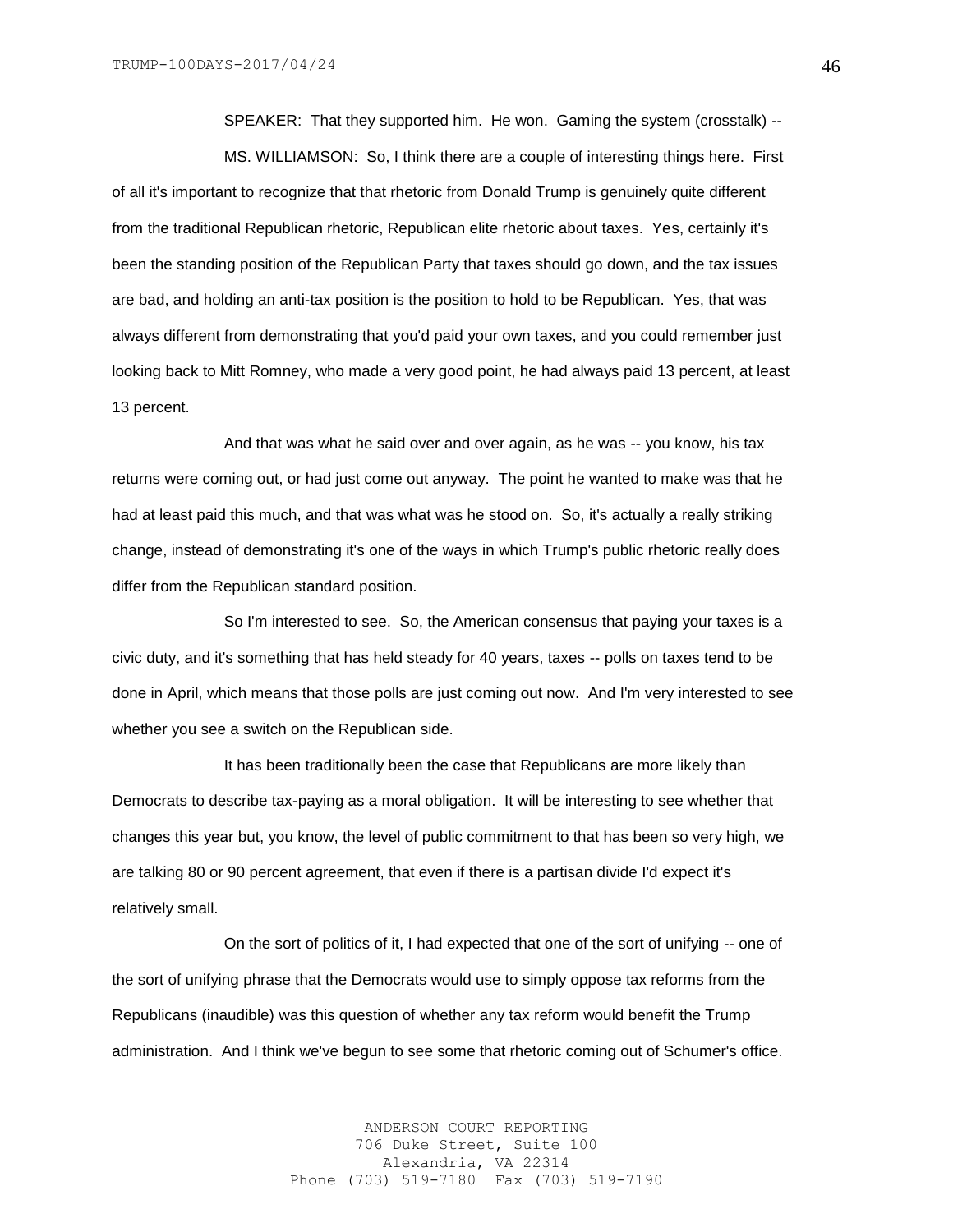SPEAKER: That they supported him. He won. Gaming the system (crosstalk) --

MS. WILLIAMSON: So, I think there are a couple of interesting things here. First of all it's important to recognize that that rhetoric from Donald Trump is genuinely quite different from the traditional Republican rhetoric, Republican elite rhetoric about taxes. Yes, certainly it's been the standing position of the Republican Party that taxes should go down, and the tax issues are bad, and holding an anti-tax position is the position to hold to be Republican. Yes, that was always different from demonstrating that you'd paid your own taxes, and you could remember just looking back to Mitt Romney, who made a very good point, he had always paid 13 percent, at least 13 percent.

And that was what he said over and over again, as he was -- you know, his tax returns were coming out, or had just come out anyway. The point he wanted to make was that he had at least paid this much, and that was what was he stood on. So, it's actually a really striking change, instead of demonstrating it's one of the ways in which Trump's public rhetoric really does differ from the Republican standard position.

So I'm interested to see. So, the American consensus that paying your taxes is a civic duty, and it's something that has held steady for 40 years, taxes -- polls on taxes tend to be done in April, which means that those polls are just coming out now. And I'm very interested to see whether you see a switch on the Republican side.

It has been traditionally been the case that Republicans are more likely than Democrats to describe tax-paying as a moral obligation. It will be interesting to see whether that changes this year but, you know, the level of public commitment to that has been so very high, we are talking 80 or 90 percent agreement, that even if there is a partisan divide I'd expect it's relatively small.

On the sort of politics of it, I had expected that one of the sort of unifying -- one of the sort of unifying phrase that the Democrats would use to simply oppose tax reforms from the Republicans (inaudible) was this question of whether any tax reform would benefit the Trump administration. And I think we've begun to see some that rhetoric coming out of Schumer's office.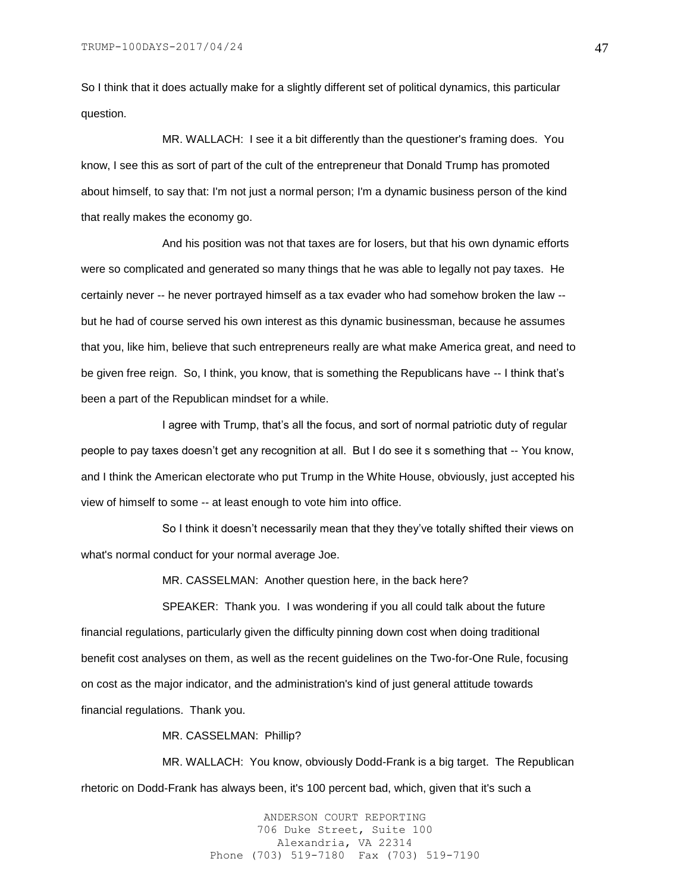So I think that it does actually make for a slightly different set of political dynamics, this particular question.

MR. WALLACH: I see it a bit differently than the questioner's framing does. You know, I see this as sort of part of the cult of the entrepreneur that Donald Trump has promoted about himself, to say that: I'm not just a normal person; I'm a dynamic business person of the kind that really makes the economy go.

And his position was not that taxes are for losers, but that his own dynamic efforts were so complicated and generated so many things that he was able to legally not pay taxes. He certainly never -- he never portrayed himself as a tax evader who had somehow broken the law -- but he had of course served his own interest as this dynamic businessman, because he assumes that you, like him, believe that such entrepreneurs really are what make America great, and need to be given free reign. So, I think, you know, that is something the Republicans have -- I think that's been a part of the Republican mindset for a while.

I agree with Trump, that's all the focus, and sort of normal patriotic duty of regular people to pay taxes doesn't get any recognition at all. But I do see it s something that -- You know, and I think the American electorate who put Trump in the White House, obviously, just accepted his view of himself to some -- at least enough to vote him into office.

So I think it doesn't necessarily mean that they they've totally shifted their views on what's normal conduct for your normal average Joe.

MR. CASSELMAN: Another question here, in the back here?

SPEAKER: Thank you. I was wondering if you all could talk about the future financial regulations, particularly given the difficulty pinning down cost when doing traditional benefit cost analyses on them, as well as the recent guidelines on the Two-for-One Rule, focusing on cost as the major indicator, and the administration's kind of just general attitude towards financial regulations. Thank you.

MR. CASSELMAN: Phillip?

MR. WALLACH: You know, obviously Dodd-Frank is a big target. The Republican rhetoric on Dodd-Frank has always been, it's 100 percent bad, which, given that it's such a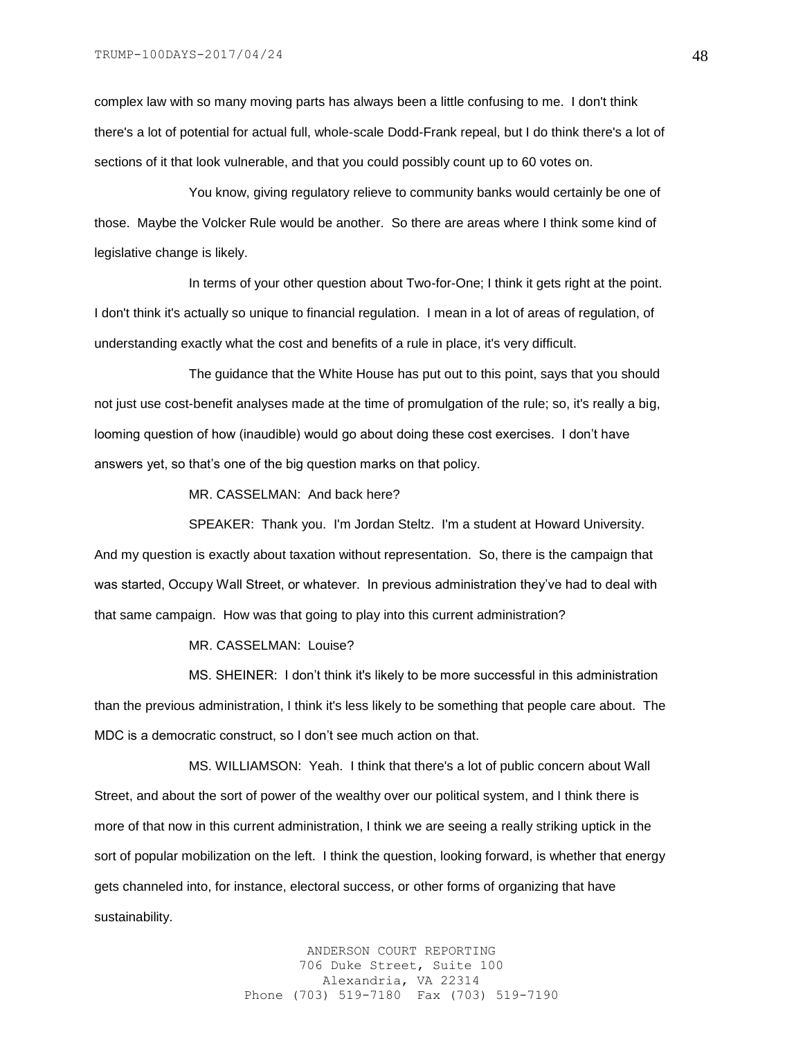complex law with so many moving parts has always been a little confusing to me. I don't think there's a lot of potential for actual full, whole-scale Dodd-Frank repeal, but I do think there's a lot of sections of it that look vulnerable, and that you could possibly count up to 60 votes on.

You know, giving regulatory relieve to community banks would certainly be one of those. Maybe the Volcker Rule would be another. So there are areas where I think some kind of legislative change is likely.

In terms of your other question about Two-for-One; I think it gets right at the point. I don't think it's actually so unique to financial regulation. I mean in a lot of areas of regulation, of understanding exactly what the cost and benefits of a rule in place, it's very difficult.

The guidance that the White House has put out to this point, says that you should not just use cost-benefit analyses made at the time of promulgation of the rule; so, it's really a big, looming question of how (inaudible) would go about doing these cost exercises. I don't have answers yet, so that's one of the big question marks on that policy.

MR. CASSELMAN: And back here?

SPEAKER: Thank you. I'm Jordan Steltz. I'm a student at Howard University. And my question is exactly about taxation without representation. So, there is the campaign that was started, Occupy Wall Street, or whatever. In previous administration they've had to deal with that same campaign. How was that going to play into this current administration?

MR. CASSELMAN: Louise?

MS. SHEINER: I don't think it's likely to be more successful in this administration than the previous administration, I think it's less likely to be something that people care about. The MDC is a democratic construct, so I don't see much action on that.

MS. WILLIAMSON: Yeah. I think that there's a lot of public concern about Wall Street, and about the sort of power of the wealthy over our political system, and I think there is more of that now in this current administration, I think we are seeing a really striking uptick in the sort of popular mobilization on the left. I think the question, looking forward, is whether that energy gets channeled into, for instance, electoral success, or other forms of organizing that have sustainability.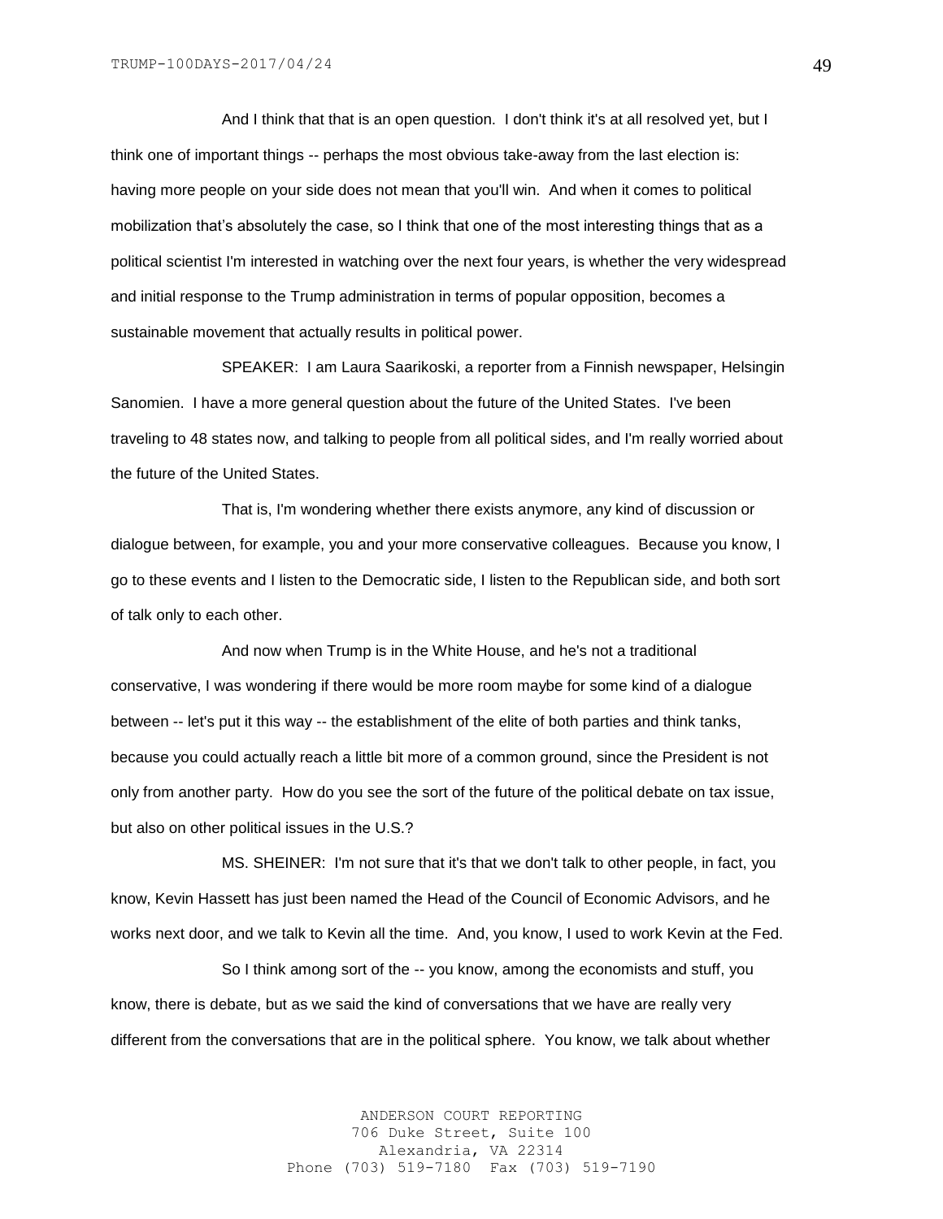And I think that that is an open question. I don't think it's at all resolved yet, but I think one of important things -- perhaps the most obvious take-away from the last election is: having more people on your side does not mean that you'll win. And when it comes to political mobilization that's absolutely the case, so I think that one of the most interesting things that as a political scientist I'm interested in watching over the next four years, is whether the very widespread and initial response to the Trump administration in terms of popular opposition, becomes a sustainable movement that actually results in political power.

SPEAKER: I am Laura Saarikoski, a reporter from a Finnish newspaper, Helsingin Sanomien. I have a more general question about the future of the United States. I've been traveling to 48 states now, and talking to people from all political sides, and I'm really worried about the future of the United States.

That is, I'm wondering whether there exists anymore, any kind of discussion or dialogue between, for example, you and your more conservative colleagues. Because you know, I go to these events and I listen to the Democratic side, I listen to the Republican side, and both sort of talk only to each other.

And now when Trump is in the White House, and he's not a traditional conservative, I was wondering if there would be more room maybe for some kind of a dialogue between -- let's put it this way -- the establishment of the elite of both parties and think tanks, because you could actually reach a little bit more of a common ground, since the President is not only from another party. How do you see the sort of the future of the political debate on tax issue, but also on other political issues in the U.S.?

MS. SHEINER: I'm not sure that it's that we don't talk to other people, in fact, you know, Kevin Hassett has just been named the Head of the Council of Economic Advisors, and he works next door, and we talk to Kevin all the time. And, you know, I used to work Kevin at the Fed.

So I think among sort of the -- you know, among the economists and stuff, you know, there is debate, but as we said the kind of conversations that we have are really very different from the conversations that are in the political sphere. You know, we talk about whether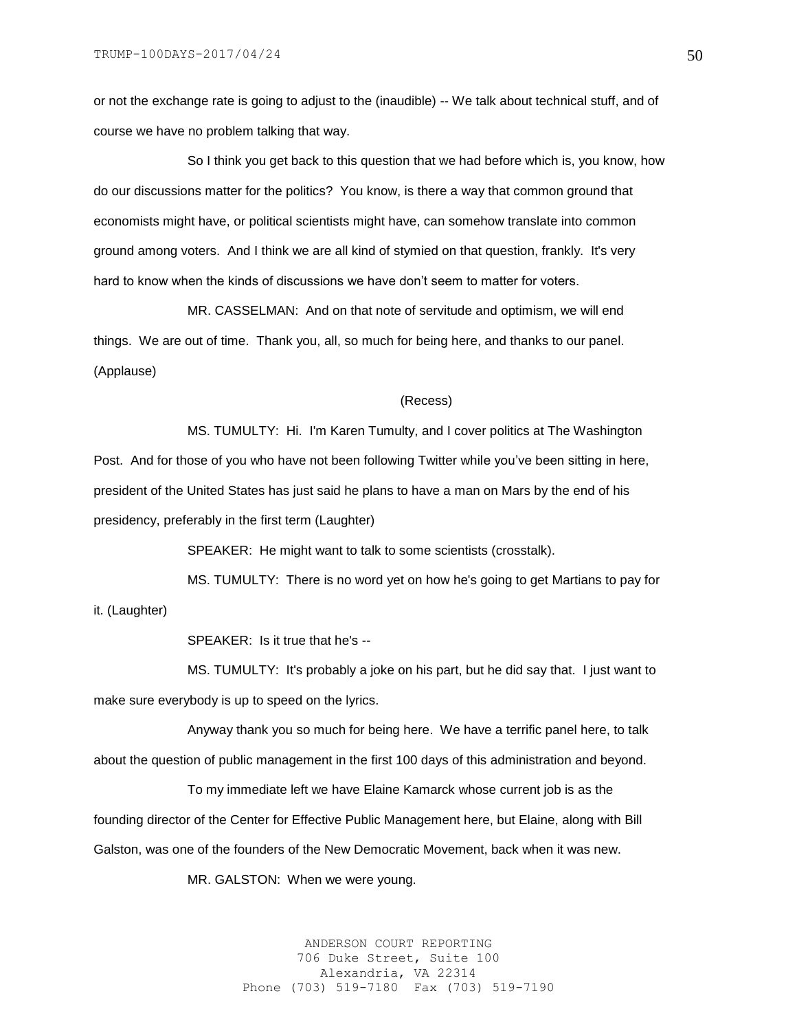or not the exchange rate is going to adjust to the (inaudible) -- We talk about technical stuff, and of course we have no problem talking that way.

So I think you get back to this question that we had before which is, you know, how do our discussions matter for the politics? You know, is there a way that common ground that economists might have, or political scientists might have, can somehow translate into common ground among voters. And I think we are all kind of stymied on that question, frankly. It's very hard to know when the kinds of discussions we have don't seem to matter for voters.

MR. CASSELMAN: And on that note of servitude and optimism, we will end things. We are out of time. Thank you, all, so much for being here, and thanks to our panel. (Applause)

(Recess)

MS. TUMULTY: Hi. I'm Karen Tumulty, and I cover politics at The Washington Post. And for those of you who have not been following Twitter while you've been sitting in here, president of the United States has just said he plans to have a man on Mars by the end of his presidency, preferably in the first term (Laughter)

SPEAKER: He might want to talk to some scientists (crosstalk).

MS. TUMULTY: There is no word yet on how he's going to get Martians to pay for it. (Laughter)

SPEAKER: Is it true that he's --

MS. TUMULTY: It's probably a joke on his part, but he did say that. I just want to make sure everybody is up to speed on the lyrics.

Anyway thank you so much for being here. We have a terrific panel here, to talk about the question of public management in the first 100 days of this administration and beyond.

To my immediate left we have Elaine Kamarck whose current job is as the founding director of the Center for Effective Public Management here, but Elaine, along with Bill Galston, was one of the founders of the New Democratic Movement, back when it was new.

MR. GALSTON: When we were young.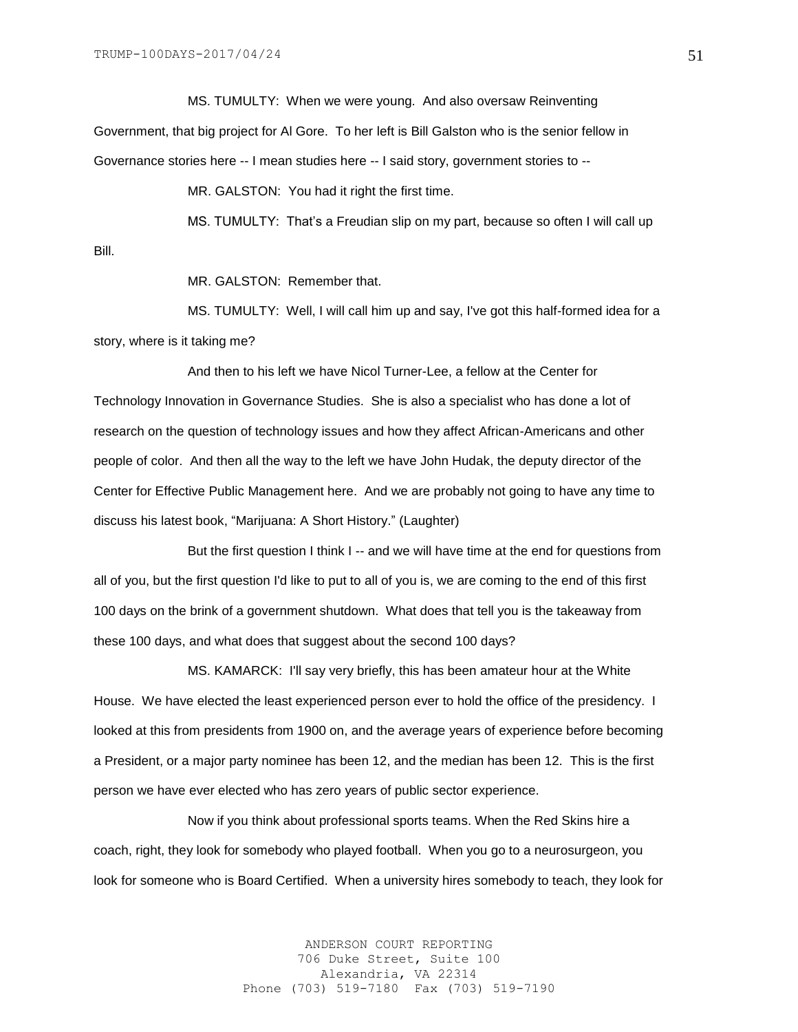MS. TUMULTY: When we were young. And also oversaw Reinventing Government, that big project for Al Gore. To her left is Bill Galston who is the senior fellow in Governance stories here -- I mean studies here -- I said story, government stories to --

MR. GALSTON: You had it right the first time.

MS. TUMULTY: That's a Freudian slip on my part, because so often I will call up Bill.

MR. GALSTON: Remember that.

MS. TUMULTY: Well, I will call him up and say, I've got this half-formed idea for a story, where is it taking me?

And then to his left we have Nicol Turner-Lee, a fellow at the Center for Technology Innovation in Governance Studies. She is also a specialist who has done a lot of research on the question of technology issues and how they affect African-Americans and other people of color. And then all the way to the left we have John Hudak, the deputy director of the Center for Effective Public Management here. And we are probably not going to have any time to discuss his latest book, "Marijuana: A Short History." (Laughter)

But the first question I think I -- and we will have time at the end for questions from all of you, but the first question I'd like to put to all of you is, we are coming to the end of this first 100 days on the brink of a government shutdown. What does that tell you is the takeaway from these 100 days, and what does that suggest about the second 100 days?

MS. KAMARCK: I'll say very briefly, this has been amateur hour at the White House. We have elected the least experienced person ever to hold the office of the presidency. I looked at this from presidents from 1900 on, and the average years of experience before becoming a President, or a major party nominee has been 12, and the median has been 12. This is the first person we have ever elected who has zero years of public sector experience.

Now if you think about professional sports teams. When the Red Skins hire a coach, right, they look for somebody who played football. When you go to a neurosurgeon, you look for someone who is Board Certified. When a university hires somebody to teach, they look for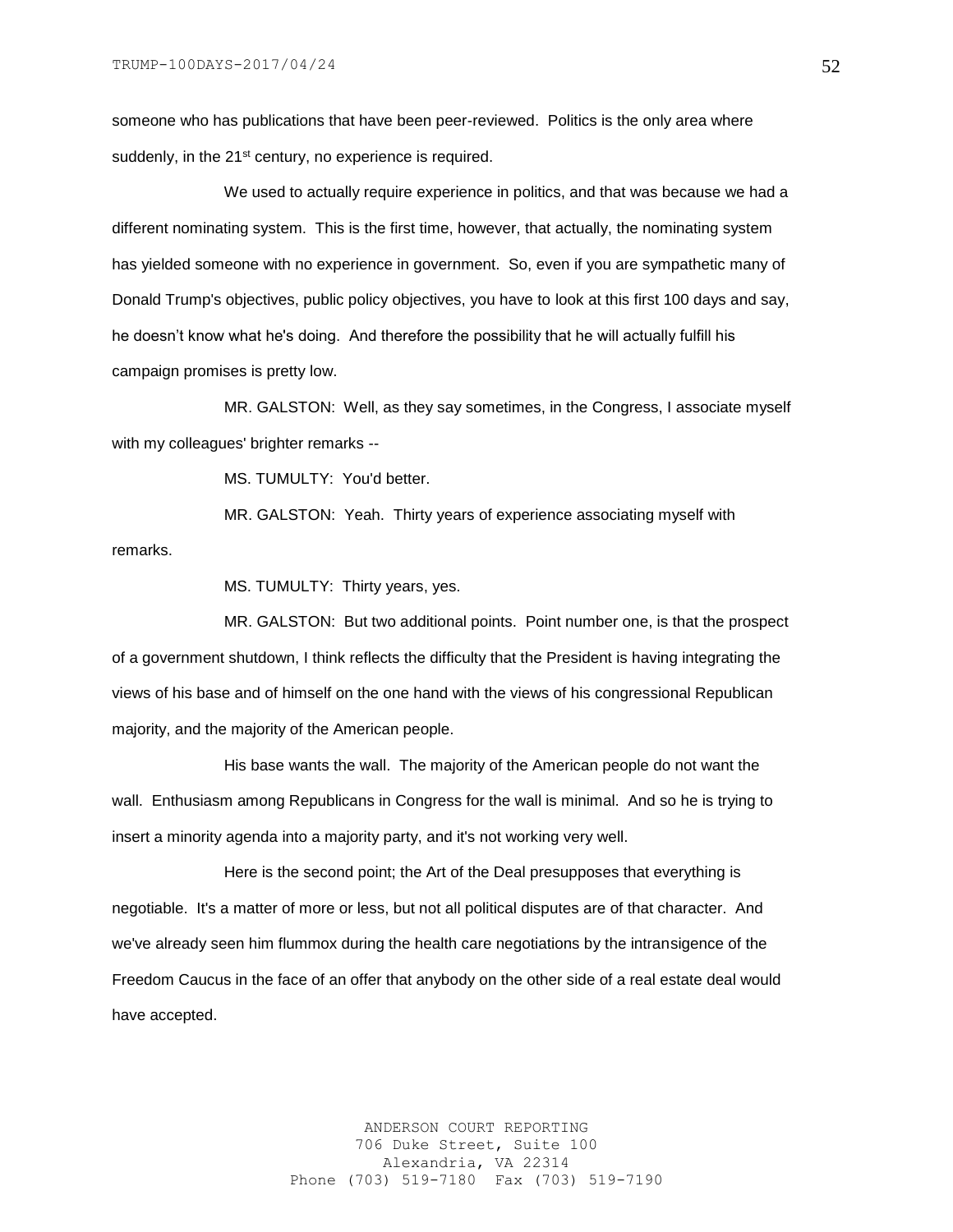someone who has publications that have been peer-reviewed. Politics is the only area where suddenly, in the 21st century, no experience is required.

We used to actually require experience in politics, and that was because we had a different nominating system. This is the first time, however, that actually, the nominating system has yielded someone with no experience in government. So, even if you are sympathetic many of Donald Trump's objectives, public policy objectives, you have to look at this first 100 days and say, he doesn't know what he's doing. And therefore the possibility that he will actually fulfill his campaign promises is pretty low.

MR. GALSTON: Well, as they say sometimes, in the Congress, I associate myself with my colleagues' brighter remarks --

MS. TUMULTY: You'd better.

MR. GALSTON: Yeah. Thirty years of experience associating myself with remarks.

MS. TUMULTY: Thirty years, yes.

MR. GALSTON: But two additional points. Point number one, is that the prospect of a government shutdown, I think reflects the difficulty that the President is having integrating the views of his base and of himself on the one hand with the views of his congressional Republican majority, and the majority of the American people.

His base wants the wall. The majority of the American people do not want the wall. Enthusiasm among Republicans in Congress for the wall is minimal. And so he is trying to insert a minority agenda into a majority party, and it's not working very well.

Here is the second point; the Art of the Deal presupposes that everything is negotiable. It's a matter of more or less, but not all political disputes are of that character. And we've already seen him flummox during the health care negotiations by the intransigence of the Freedom Caucus in the face of an offer that anybody on the other side of a real estate deal would have accepted.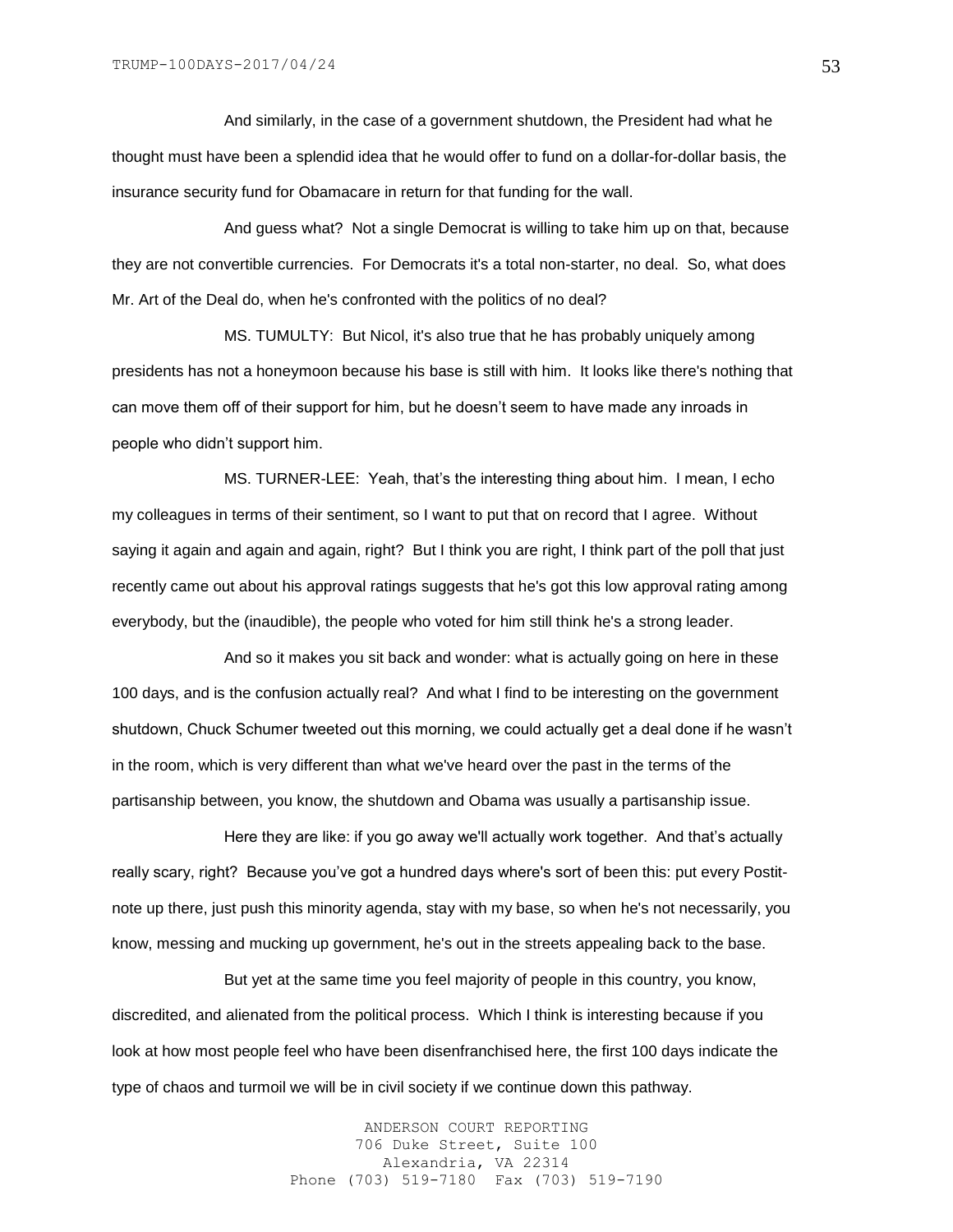And similarly, in the case of a government shutdown, the President had what he thought must have been a splendid idea that he would offer to fund on a dollar-for-dollar basis, the insurance security fund for Obamacare in return for that funding for the wall.

And guess what? Not a single Democrat is willing to take him up on that, because they are not convertible currencies. For Democrats it's a total non-starter, no deal. So, what does Mr. Art of the Deal do, when he's confronted with the politics of no deal?

MS. TUMULTY: But Nicol, it's also true that he has probably uniquely among presidents has not a honeymoon because his base is still with him. It looks like there's nothing that can move them off of their support for him, but he doesn't seem to have made any inroads in people who didn't support him.

MS. TURNER-LEE: Yeah, that's the interesting thing about him. I mean, I echo my colleagues in terms of their sentiment, so I want to put that on record that I agree. Without saying it again and again and again, right? But I think you are right, I think part of the poll that just recently came out about his approval ratings suggests that he's got this low approval rating among everybody, but the (inaudible), the people who voted for him still think he's a strong leader.

And so it makes you sit back and wonder: what is actually going on here in these 100 days, and is the confusion actually real? And what I find to be interesting on the government shutdown, Chuck Schumer tweeted out this morning, we could actually get a deal done if he wasn't in the room, which is very different than what we've heard over the past in the terms of the partisanship between, you know, the shutdown and Obama was usually a partisanship issue.

Here they are like: if you go away we'll actually work together. And that's actually really scary, right? Because you've got a hundred days where's sort of been this: put every Postit-note up there, just push this minority agenda, stay with my base, so when he's not necessarily, you know, messing and mucking up government, he's out in the streets appealing back to the base.

But yet at the same time you feel majority of people in this country, you know, discredited, and alienated from the political process. Which I think is interesting because if you look at how most people feel who have been disenfranchised here, the first 100 days indicate the type of chaos and turmoil we will be in civil society if we continue down this pathway.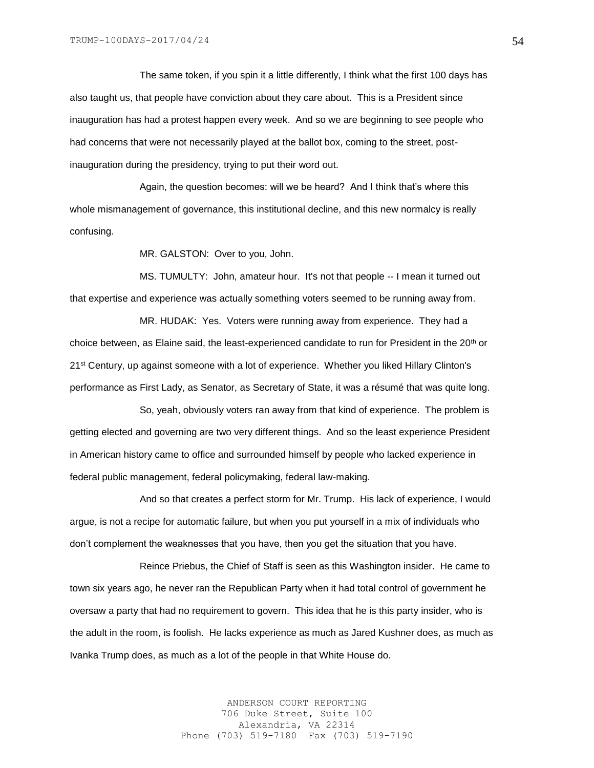The same token, if you spin it a little differently, I think what the first 100 days has also taught us, that people have conviction about they care about. This is a President since inauguration has had a protest happen every week. And so we are beginning to see people who had concerns that were not necessarily played at the ballot box, coming to the street, post-inauguration during the presidency, trying to put their word out.

Again, the question becomes: will we be heard? And I think that's where this whole mismanagement of governance, this institutional decline, and this new normalcy is really confusing.

MR. GALSTON: Over to you, John.

MS. TUMULTY: John, amateur hour. It's not that people -- I mean it turned out that expertise and experience was actually something voters seemed to be running away from.

MR. HUDAK: Yes. Voters were running away from experience. They had a choice between, as Elaine said, the least-experienced candidate to run for President in the 20th or 21st Century, up against someone with a lot of experience. Whether you liked Hillary Clinton's performance as First Lady, as Senator, as Secretary of State, it was a résumé that was quite long.

So, yeah, obviously voters ran away from that kind of experience. The problem is getting elected and governing are two very different things. And so the least experience President in American history came to office and surrounded himself by people who lacked experience in federal public management, federal policymaking, federal law-making.

And so that creates a perfect storm for Mr. Trump. His lack of experience, I would argue, is not a recipe for automatic failure, but when you put yourself in a mix of individuals who don't complement the weaknesses that you have, then you get the situation that you have.

Reince Priebus, the Chief of Staff is seen as this Washington insider. He came to town six years ago, he never ran the Republican Party when it had total control of government he oversaw a party that had no requirement to govern. This idea that he is this party insider, who is the adult in the room, is foolish. He lacks experience as much as Jared Kushner does, as much as Ivanka Trump does, as much as a lot of the people in that White House do.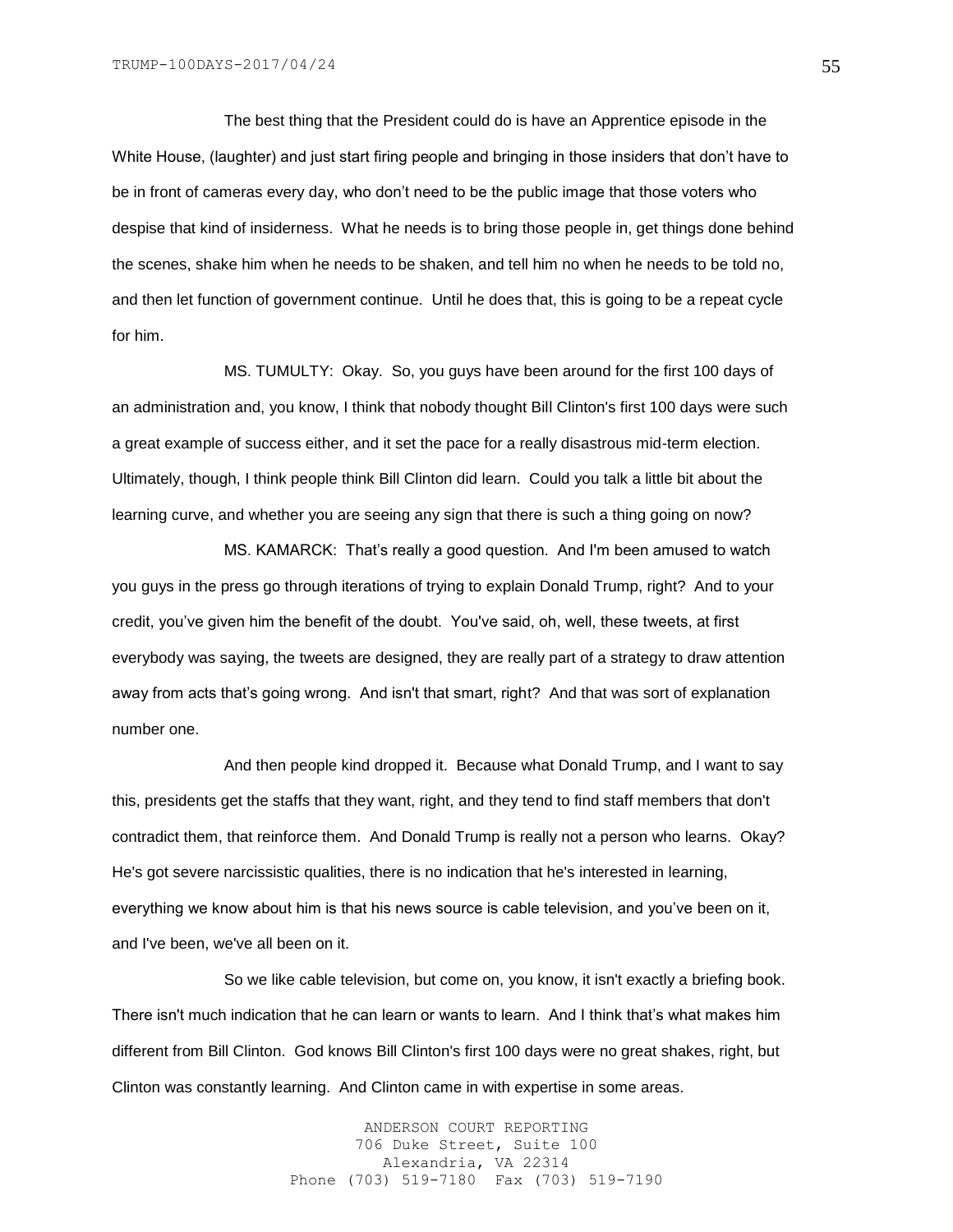The best thing that the President could do is have an Apprentice episode in the White House, (laughter) and just start firing people and bringing in those insiders that don't have to be in front of cameras every day, who don't need to be the public image that those voters who despise that kind of insiderness. What he needs is to bring those people in, get things done behind the scenes, shake him when he needs to be shaken, and tell him no when he needs to be told no, and then let function of government continue. Until he does that, this is going to be a repeat cycle for him.

MS. TUMULTY: Okay. So, you guys have been around for the first 100 days of an administration and, you know, I think that nobody thought Bill Clinton's first 100 days were such a great example of success either, and it set the pace for a really disastrous mid-term election. Ultimately, though, I think people think Bill Clinton did learn. Could you talk a little bit about the learning curve, and whether you are seeing any sign that there is such a thing going on now?

MS. KAMARCK: That's really a good question. And I'm been amused to watch you guys in the press go through iterations of trying to explain Donald Trump, right? And to your credit, you've given him the benefit of the doubt. You've said, oh, well, these tweets, at first everybody was saying, the tweets are designed, they are really part of a strategy to draw attention away from acts that's going wrong. And isn't that smart, right? And that was sort of explanation number one.

And then people kind dropped it. Because what Donald Trump, and I want to say this, presidents get the staffs that they want, right, and they tend to find staff members that don't contradict them, that reinforce them. And Donald Trump is really not a person who learns. Okay? He's got severe narcissistic qualities, there is no indication that he's interested in learning, everything we know about him is that his news source is cable television, and you've been on it, and I've been, we've all been on it.

So we like cable television, but come on, you know, it isn't exactly a briefing book. There isn't much indication that he can learn or wants to learn. And I think that's what makes him different from Bill Clinton. God knows Bill Clinton's first 100 days were no great shakes, right, but Clinton was constantly learning. And Clinton came in with expertise in some areas.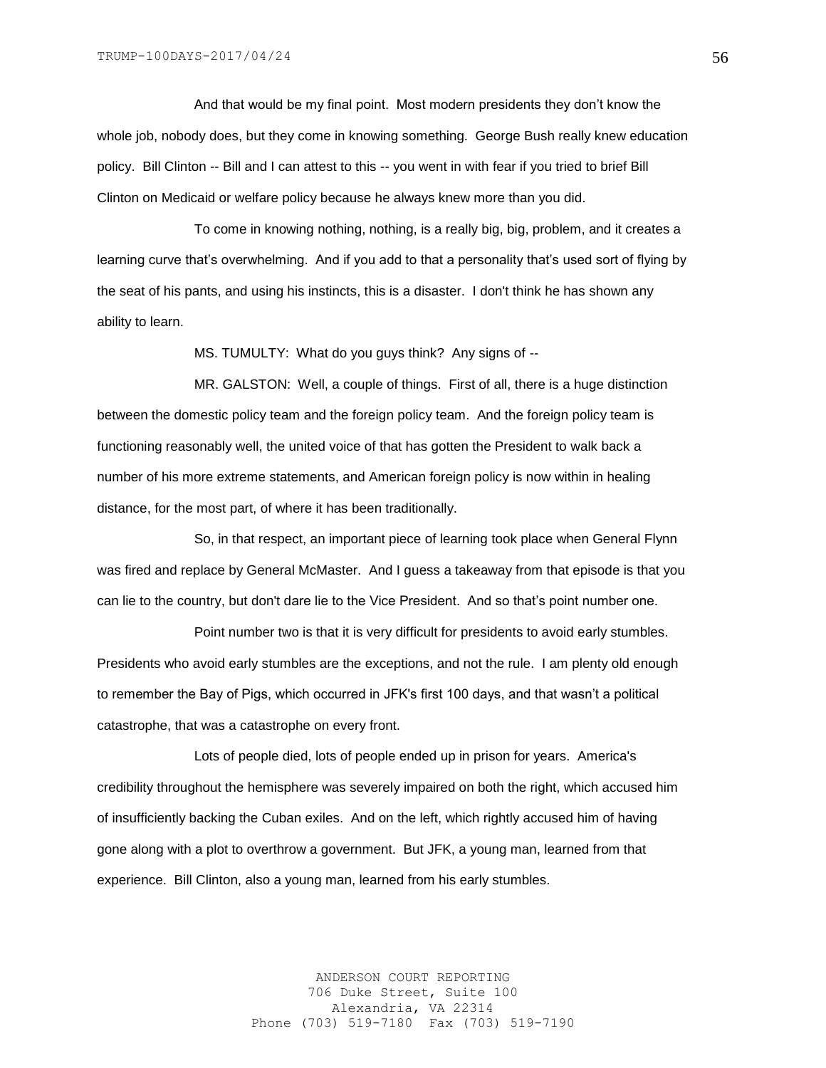And that would be my final point. Most modern presidents they don't know the whole job, nobody does, but they come in knowing something. George Bush really knew education policy. Bill Clinton -- Bill and I can attest to this -- you went in with fear if you tried to brief Bill Clinton on Medicaid or welfare policy because he always knew more than you did.

To come in knowing nothing, nothing, is a really big, big, problem, and it creates a learning curve that's overwhelming. And if you add to that a personality that's used sort of flying by the seat of his pants, and using his instincts, this is a disaster. I don't think he has shown any ability to learn.

MS. TUMULTY: What do you guys think? Any signs of --

MR. GALSTON: Well, a couple of things. First of all, there is a huge distinction between the domestic policy team and the foreign policy team. And the foreign policy team is functioning reasonably well, the united voice of that has gotten the President to walk back a number of his more extreme statements, and American foreign policy is now within in healing distance, for the most part, of where it has been traditionally.

So, in that respect, an important piece of learning took place when General Flynn was fired and replace by General McMaster. And I guess a takeaway from that episode is that you can lie to the country, but don't dare lie to the Vice President. And so that's point number one.

Point number two is that it is very difficult for presidents to avoid early stumbles. Presidents who avoid early stumbles are the exceptions, and not the rule. I am plenty old enough to remember the Bay of Pigs, which occurred in JFK's first 100 days, and that wasn't a political catastrophe, that was a catastrophe on every front.

Lots of people died, lots of people ended up in prison for years. America's credibility throughout the hemisphere was severely impaired on both the right, which accused him of insufficiently backing the Cuban exiles. And on the left, which rightly accused him of having gone along with a plot to overthrow a government. But JFK, a young man, learned from that experience. Bill Clinton, also a young man, learned from his early stumbles.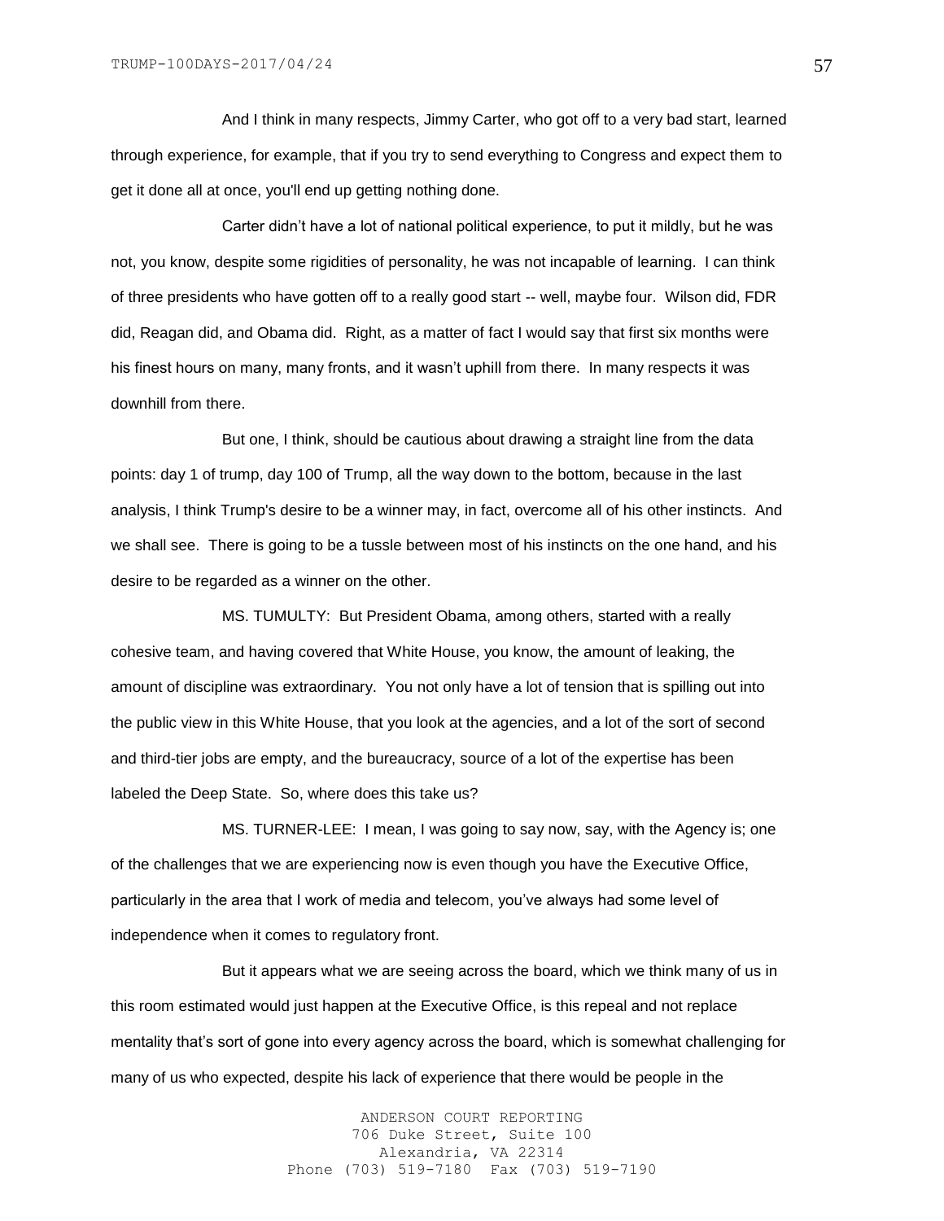And I think in many respects, Jimmy Carter, who got off to a very bad start, learned through experience, for example, that if you try to send everything to Congress and expect them to get it done all at once, you'll end up getting nothing done.

Carter didn't have a lot of national political experience, to put it mildly, but he was not, you know, despite some rigidities of personality, he was not incapable of learning. I can think of three presidents who have gotten off to a really good start -- well, maybe four. Wilson did, FDR did, Reagan did, and Obama did. Right, as a matter of fact I would say that first six months were his finest hours on many, many fronts, and it wasn't uphill from there. In many respects it was downhill from there.

But one, I think, should be cautious about drawing a straight line from the data points: day 1 of trump, day 100 of Trump, all the way down to the bottom, because in the last analysis, I think Trump's desire to be a winner may, in fact, overcome all of his other instincts. And we shall see. There is going to be a tussle between most of his instincts on the one hand, and his desire to be regarded as a winner on the other.

MS. TUMULTY: But President Obama, among others, started with a really cohesive team, and having covered that White House, you know, the amount of leaking, the amount of discipline was extraordinary. You not only have a lot of tension that is spilling out into the public view in this White House, that you look at the agencies, and a lot of the sort of second and third-tier jobs are empty, and the bureaucracy, source of a lot of the expertise has been labeled the Deep State. So, where does this take us?

MS. TURNER-LEE: I mean, I was going to say now, say, with the Agency is; one of the challenges that we are experiencing now is even though you have the Executive Office, particularly in the area that I work of media and telecom, you've always had some level of independence when it comes to regulatory front.

But it appears what we are seeing across the board, which we think many of us in this room estimated would just happen at the Executive Office, is this repeal and not replace mentality that's sort of gone into every agency across the board, which is somewhat challenging for many of us who expected, despite his lack of experience that there would be people in the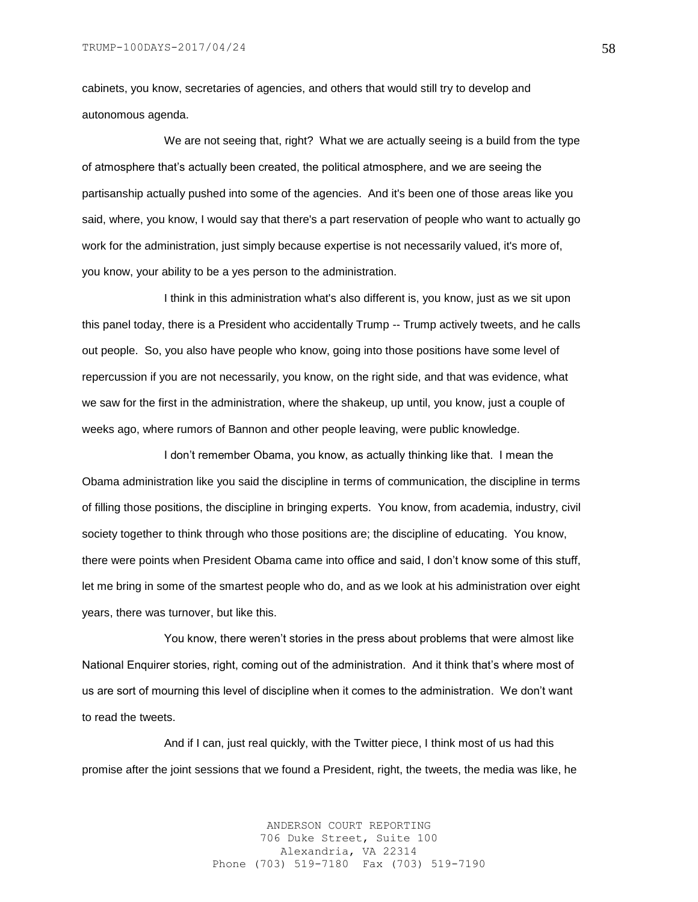cabinets, you know, secretaries of agencies, and others that would still try to develop and autonomous agenda.

We are not seeing that, right? What we are actually seeing is a build from the type of atmosphere that's actually been created, the political atmosphere, and we are seeing the partisanship actually pushed into some of the agencies. And it's been one of those areas like you said, where, you know, I would say that there's a part reservation of people who want to actually go work for the administration, just simply because expertise is not necessarily valued, it's more of, you know, your ability to be a yes person to the administration.

I think in this administration what's also different is, you know, just as we sit upon this panel today, there is a President who accidentally Trump -- Trump actively tweets, and he calls out people. So, you also have people who know, going into those positions have some level of repercussion if you are not necessarily, you know, on the right side, and that was evidence, what we saw for the first in the administration, where the shakeup, up until, you know, just a couple of weeks ago, where rumors of Bannon and other people leaving, were public knowledge.

I don't remember Obama, you know, as actually thinking like that. I mean the Obama administration like you said the discipline in terms of communication, the discipline in terms of filling those positions, the discipline in bringing experts. You know, from academia, industry, civil society together to think through who those positions are; the discipline of educating. You know, there were points when President Obama came into office and said, I don't know some of this stuff, let me bring in some of the smartest people who do, and as we look at his administration over eight years, there was turnover, but like this.

You know, there weren't stories in the press about problems that were almost like National Enquirer stories, right, coming out of the administration. And it think that's where most of us are sort of mourning this level of discipline when it comes to the administration. We don't want to read the tweets.

And if I can, just real quickly, with the Twitter piece, I think most of us had this promise after the joint sessions that we found a President, right, the tweets, the media was like, he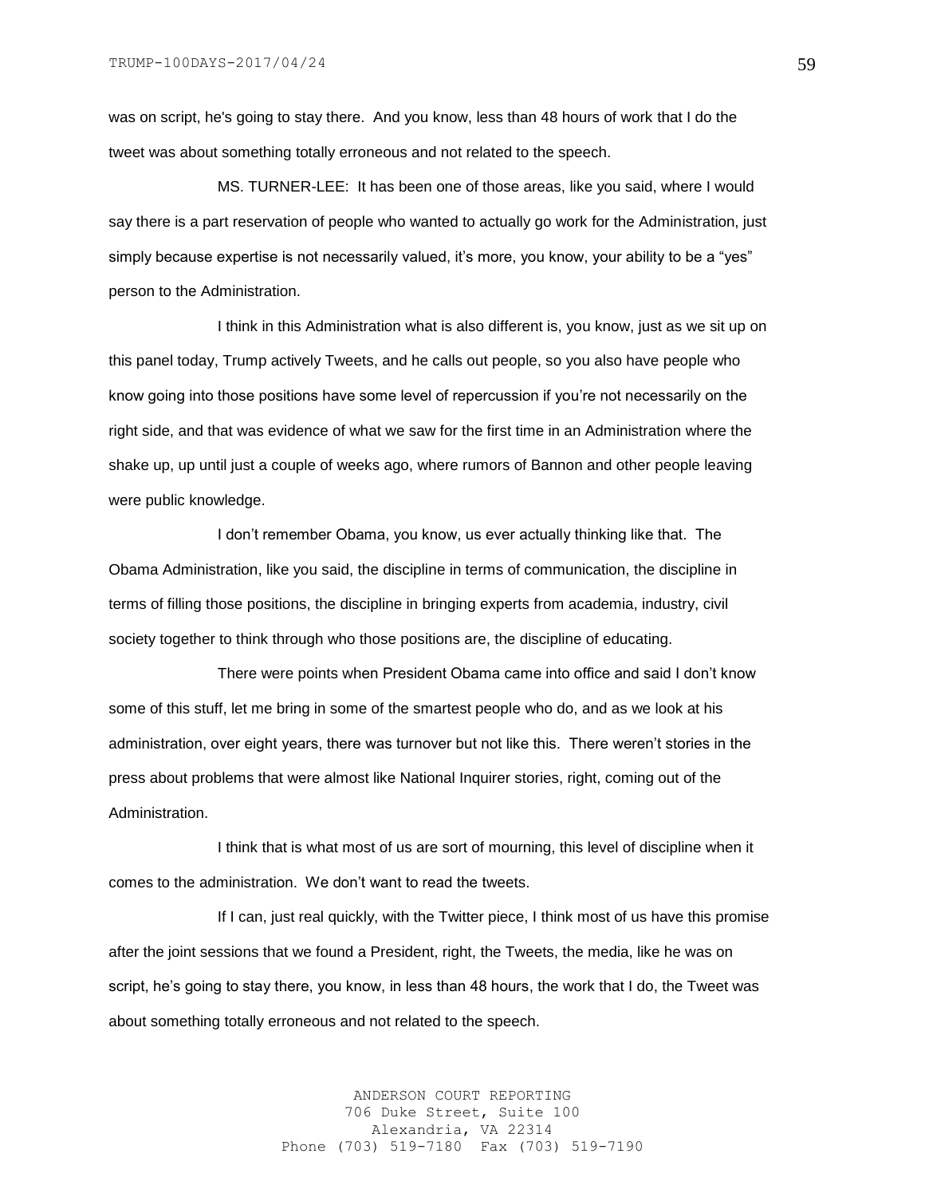was on script, he's going to stay there. And you know, less than 48 hours of work that I do the tweet was about something totally erroneous and not related to the speech.

MS. TURNER-LEE: It has been one of those areas, like you said, where I would say there is a part reservation of people who wanted to actually go work for the Administration, just simply because expertise is not necessarily valued, it's more, you know, your ability to be a "yes" person to the Administration.

I think in this Administration what is also different is, you know, just as we sit up on this panel today, Trump actively Tweets, and he calls out people, so you also have people who know going into those positions have some level of repercussion if you're not necessarily on the right side, and that was evidence of what we saw for the first time in an Administration where the shake up, up until just a couple of weeks ago, where rumors of Bannon and other people leaving were public knowledge.

I don't remember Obama, you know, us ever actually thinking like that. The Obama Administration, like you said, the discipline in terms of communication, the discipline in terms of filling those positions, the discipline in bringing experts from academia, industry, civil society together to think through who those positions are, the discipline of educating.

There were points when President Obama came into office and said I don't know some of this stuff, let me bring in some of the smartest people who do, and as we look at his administration, over eight years, there was turnover but not like this. There weren't stories in the press about problems that were almost like National Inquirer stories, right, coming out of the Administration.

I think that is what most of us are sort of mourning, this level of discipline when it comes to the administration. We don't want to read the tweets.

If I can, just real quickly, with the Twitter piece, I think most of us have this promise after the joint sessions that we found a President, right, the Tweets, the media, like he was on script, he's going to stay there, you know, in less than 48 hours, the work that I do, the Tweet was about something totally erroneous and not related to the speech.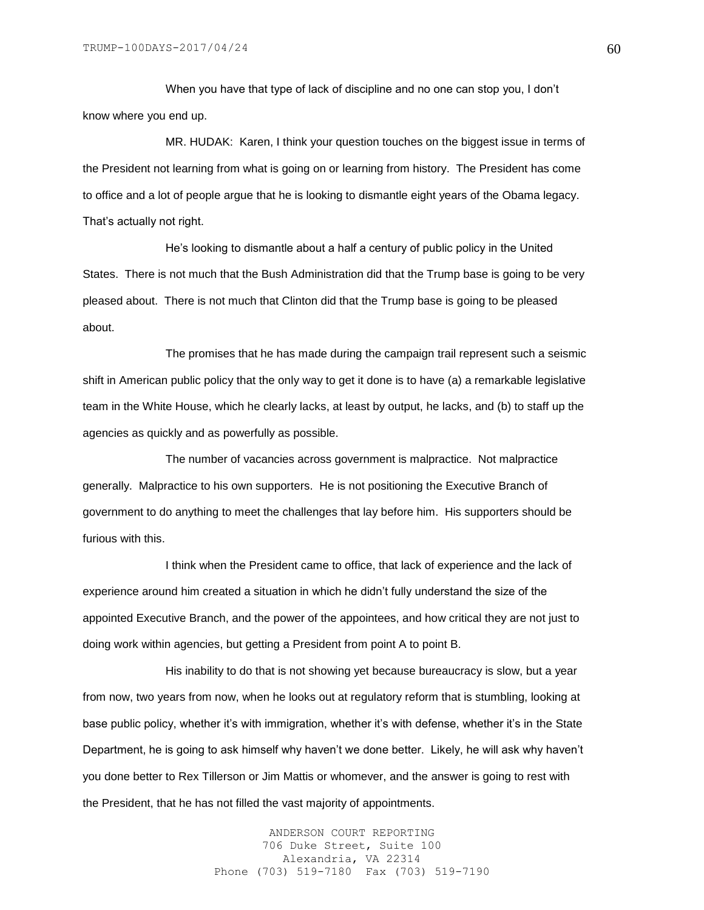When you have that type of lack of discipline and no one can stop you, I don't know where you end up.

MR. HUDAK: Karen, I think your question touches on the biggest issue in terms of the President not learning from what is going on or learning from history. The President has come to office and a lot of people argue that he is looking to dismantle eight years of the Obama legacy. That's actually not right.

He's looking to dismantle about a half a century of public policy in the United States. There is not much that the Bush Administration did that the Trump base is going to be very pleased about. There is not much that Clinton did that the Trump base is going to be pleased about.

The promises that he has made during the campaign trail represent such a seismic shift in American public policy that the only way to get it done is to have (a) a remarkable legislative team in the White House, which he clearly lacks, at least by output, he lacks, and (b) to staff up the agencies as quickly and as powerfully as possible.

The number of vacancies across government is malpractice. Not malpractice generally. Malpractice to his own supporters. He is not positioning the Executive Branch of government to do anything to meet the challenges that lay before him. His supporters should be furious with this.

I think when the President came to office, that lack of experience and the lack of experience around him created a situation in which he didn't fully understand the size of the appointed Executive Branch, and the power of the appointees, and how critical they are not just to doing work within agencies, but getting a President from point A to point B.

His inability to do that is not showing yet because bureaucracy is slow, but a year from now, two years from now, when he looks out at regulatory reform that is stumbling, looking at base public policy, whether it's with immigration, whether it's with defense, whether it's in the State Department, he is going to ask himself why haven't we done better. Likely, he will ask why haven't you done better to Rex Tillerson or Jim Mattis or whomever, and the answer is going to rest with the President, that he has not filled the vast majority of appointments.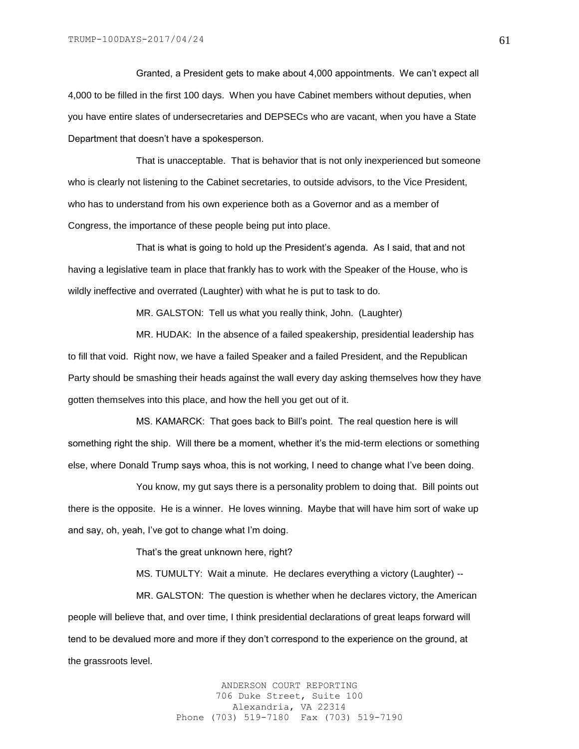Granted, a President gets to make about 4,000 appointments. We can't expect all 4,000 to be filled in the first 100 days. When you have Cabinet members without deputies, when you have entire slates of undersecretaries and DEPSECs who are vacant, when you have a State Department that doesn't have a spokesperson.

That is unacceptable. That is behavior that is not only inexperienced but someone who is clearly not listening to the Cabinet secretaries, to outside advisors, to the Vice President, who has to understand from his own experience both as a Governor and as a member of Congress, the importance of these people being put into place.

That is what is going to hold up the President's agenda. As I said, that and not having a legislative team in place that frankly has to work with the Speaker of the House, who is wildly ineffective and overrated (Laughter) with what he is put to task to do.

MR. GALSTON: Tell us what you really think, John. (Laughter)

MR. HUDAK: In the absence of a failed speakership, presidential leadership has to fill that void. Right now, we have a failed Speaker and a failed President, and the Republican Party should be smashing their heads against the wall every day asking themselves how they have gotten themselves into this place, and how the hell you get out of it.

MS. KAMARCK: That goes back to Bill's point. The real question here is will something right the ship. Will there be a moment, whether it's the mid-term elections or something else, where Donald Trump says whoa, this is not working, I need to change what I've been doing.

You know, my gut says there is a personality problem to doing that. Bill points out there is the opposite. He is a winner. He loves winning. Maybe that will have him sort of wake up and say, oh, yeah, I've got to change what I'm doing.

That's the great unknown here, right?

MS. TUMULTY: Wait a minute. He declares everything a victory (Laughter) --

MR. GALSTON: The question is whether when he declares victory, the American people will believe that, and over time, I think presidential declarations of great leaps forward will tend to be devalued more and more if they don't correspond to the experience on the ground, at the grassroots level.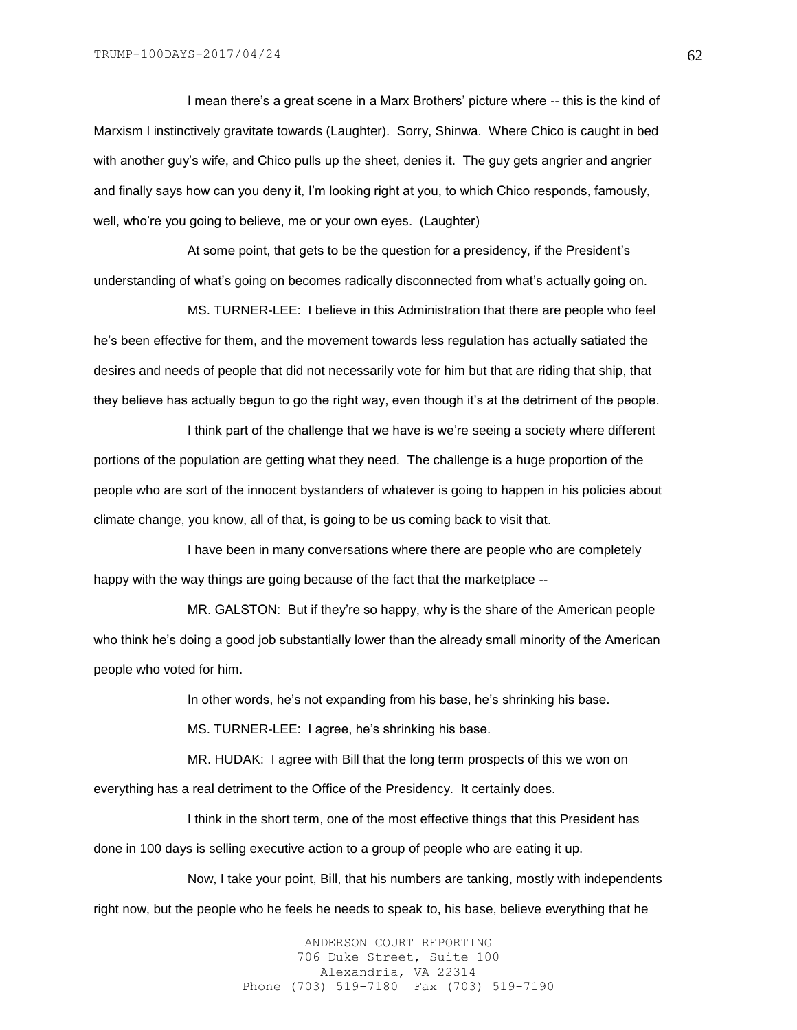I mean there's a great scene in a Marx Brothers' picture where -- this is the kind of Marxism I instinctively gravitate towards (Laughter). Sorry, Shinwa. Where Chico is caught in bed with another guy's wife, and Chico pulls up the sheet, denies it. The guy gets angrier and angrier and finally says how can you deny it, I'm looking right at you, to which Chico responds, famously, well, who're you going to believe, me or your own eyes. (Laughter)

At some point, that gets to be the question for a presidency, if the President's understanding of what's going on becomes radically disconnected from what's actually going on.

MS. TURNER-LEE: I believe in this Administration that there are people who feel he's been effective for them, and the movement towards less regulation has actually satiated the desires and needs of people that did not necessarily vote for him but that are riding that ship, that they believe has actually begun to go the right way, even though it's at the detriment of the people.

I think part of the challenge that we have is we're seeing a society where different portions of the population are getting what they need. The challenge is a huge proportion of the people who are sort of the innocent bystanders of whatever is going to happen in his policies about climate change, you know, all of that, is going to be us coming back to visit that.

I have been in many conversations where there are people who are completely happy with the way things are going because of the fact that the marketplace --

MR. GALSTON: But if they're so happy, why is the share of the American people who think he's doing a good job substantially lower than the already small minority of the American people who voted for him.

In other words, he's not expanding from his base, he's shrinking his base.

MS. TURNER-LEE: I agree, he's shrinking his base.

MR. HUDAK: I agree with Bill that the long term prospects of this we won on everything has a real detriment to the Office of the Presidency. It certainly does.

I think in the short term, one of the most effective things that this President has done in 100 days is selling executive action to a group of people who are eating it up.

Now, I take your point, Bill, that his numbers are tanking, mostly with independents right now, but the people who he feels he needs to speak to, his base, believe everything that he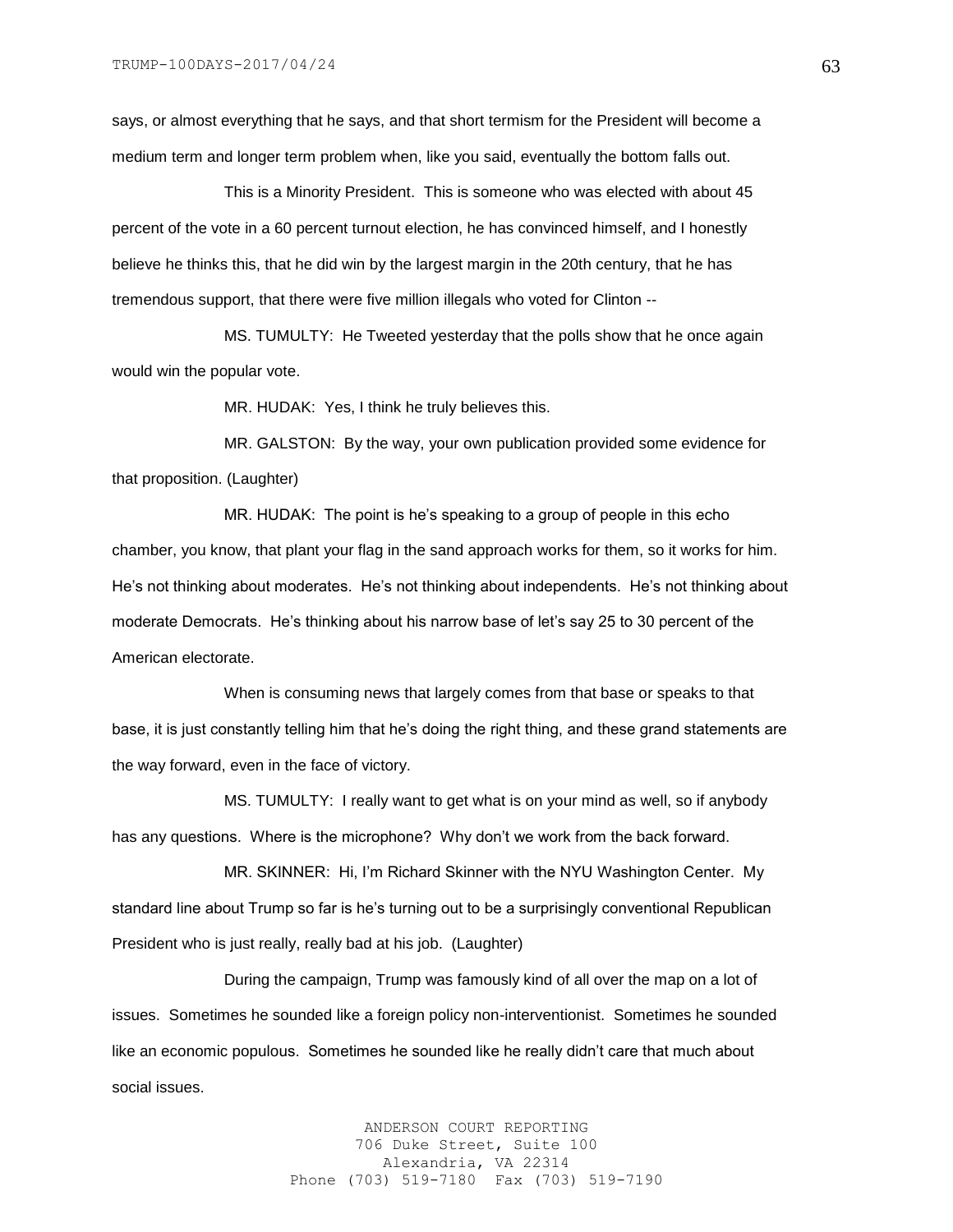says, or almost everything that he says, and that short termism for the President will become a medium term and longer term problem when, like you said, eventually the bottom falls out.

This is a Minority President. This is someone who was elected with about 45 percent of the vote in a 60 percent turnout election, he has convinced himself, and I honestly believe he thinks this, that he did win by the largest margin in the 20th century, that he has tremendous support, that there were five million illegals who voted for Clinton --

MS. TUMULTY: He Tweeted yesterday that the polls show that he once again would win the popular vote.

MR. HUDAK: Yes, I think he truly believes this.

MR. GALSTON: By the way, your own publication provided some evidence for that proposition. (Laughter)

MR. HUDAK: The point is he's speaking to a group of people in this echo chamber, you know, that plant your flag in the sand approach works for them, so it works for him. He's not thinking about moderates. He's not thinking about independents. He's not thinking about moderate Democrats. He's thinking about his narrow base of let's say 25 to 30 percent of the American electorate.

When is consuming news that largely comes from that base or speaks to that base, it is just constantly telling him that he's doing the right thing, and these grand statements are the way forward, even in the face of victory.

MS. TUMULTY: I really want to get what is on your mind as well, so if anybody has any questions. Where is the microphone? Why don't we work from the back forward.

MR. SKINNER: Hi, I'm Richard Skinner with the NYU Washington Center. My standard line about Trump so far is he's turning out to be a surprisingly conventional Republican President who is just really, really bad at his job. (Laughter)

During the campaign, Trump was famously kind of all over the map on a lot of issues. Sometimes he sounded like a foreign policy non-interventionist. Sometimes he sounded like an economic populous. Sometimes he sounded like he really didn't care that much about social issues.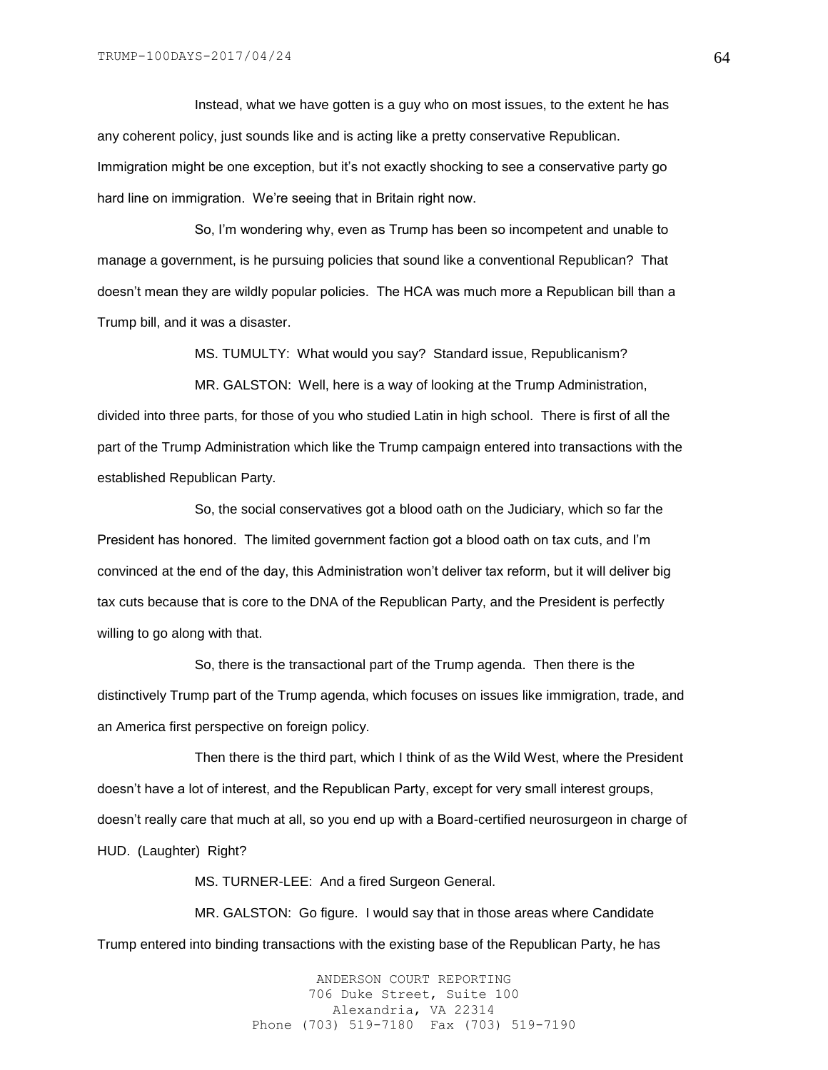Instead, what we have gotten is a guy who on most issues, to the extent he has any coherent policy, just sounds like and is acting like a pretty conservative Republican. Immigration might be one exception, but it's not exactly shocking to see a conservative party go hard line on immigration. We're seeing that in Britain right now.

So, I'm wondering why, even as Trump has been so incompetent and unable to manage a government, is he pursuing policies that sound like a conventional Republican? That doesn't mean they are wildly popular policies. The HCA was much more a Republican bill than a Trump bill, and it was a disaster.

MS. TUMULTY: What would you say? Standard issue, Republicanism?

MR. GALSTON: Well, here is a way of looking at the Trump Administration, divided into three parts, for those of you who studied Latin in high school. There is first of all the part of the Trump Administration which like the Trump campaign entered into transactions with the established Republican Party.

So, the social conservatives got a blood oath on the Judiciary, which so far the President has honored. The limited government faction got a blood oath on tax cuts, and I'm convinced at the end of the day, this Administration won't deliver tax reform, but it will deliver big tax cuts because that is core to the DNA of the Republican Party, and the President is perfectly willing to go along with that.

So, there is the transactional part of the Trump agenda. Then there is the distinctively Trump part of the Trump agenda, which focuses on issues like immigration, trade, and an America first perspective on foreign policy.

Then there is the third part, which I think of as the Wild West, where the President doesn't have a lot of interest, and the Republican Party, except for very small interest groups, doesn't really care that much at all, so you end up with a Board-certified neurosurgeon in charge of HUD. (Laughter) Right?

MS. TURNER-LEE: And a fired Surgeon General.

MR. GALSTON: Go figure. I would say that in those areas where Candidate Trump entered into binding transactions with the existing base of the Republican Party, he has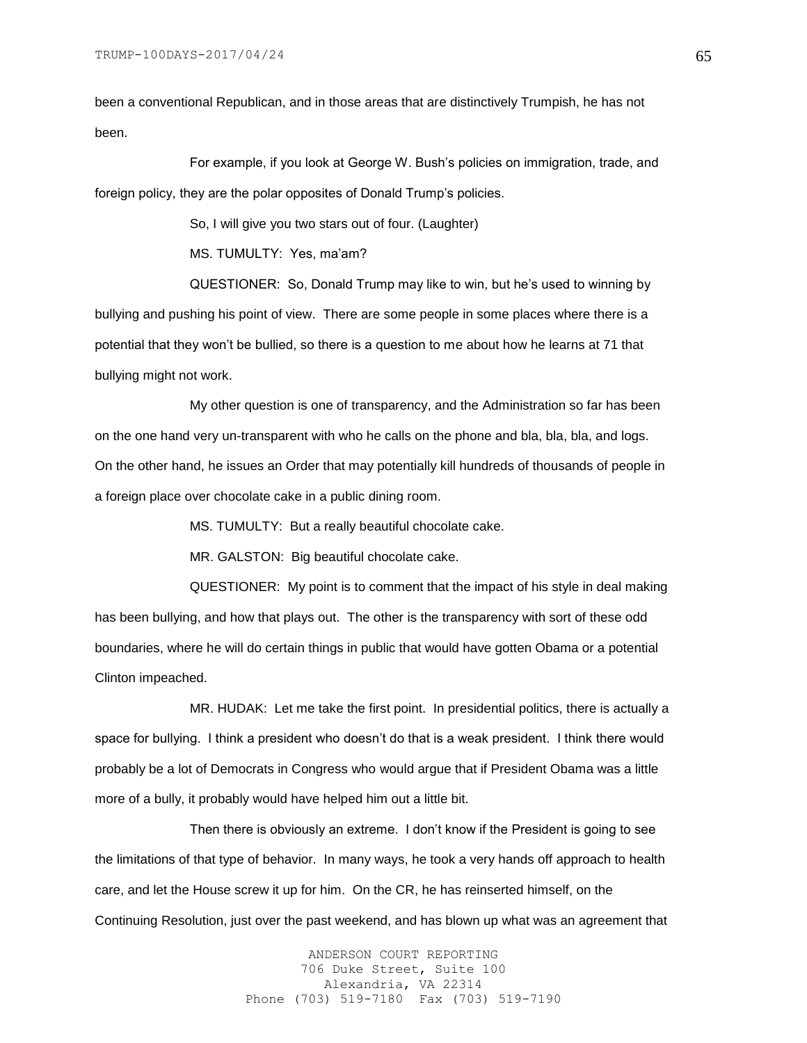been a conventional Republican, and in those areas that are distinctively Trumpish, he has not been.

For example, if you look at George W. Bush's policies on immigration, trade, and foreign policy, they are the polar opposites of Donald Trump's policies.

So, I will give you two stars out of four. (Laughter)

MS. TUMULTY: Yes, ma'am?

QUESTIONER: So, Donald Trump may like to win, but he's used to winning by bullying and pushing his point of view. There are some people in some places where there is a potential that they won't be bullied, so there is a question to me about how he learns at 71 that bullying might not work.

My other question is one of transparency, and the Administration so far has been on the one hand very un-transparent with who he calls on the phone and bla, bla, bla, and logs. On the other hand, he issues an Order that may potentially kill hundreds of thousands of people in a foreign place over chocolate cake in a public dining room.

MS. TUMULTY: But a really beautiful chocolate cake.

MR. GALSTON: Big beautiful chocolate cake.

QUESTIONER: My point is to comment that the impact of his style in deal making has been bullying, and how that plays out. The other is the transparency with sort of these odd boundaries, where he will do certain things in public that would have gotten Obama or a potential Clinton impeached.

MR. HUDAK: Let me take the first point. In presidential politics, there is actually a space for bullying. I think a president who doesn't do that is a weak president. I think there would probably be a lot of Democrats in Congress who would argue that if President Obama was a little more of a bully, it probably would have helped him out a little bit.

Then there is obviously an extreme. I don't know if the President is going to see the limitations of that type of behavior. In many ways, he took a very hands off approach to health care, and let the House screw it up for him. On the CR, he has reinserted himself, on the Continuing Resolution, just over the past weekend, and has blown up what was an agreement that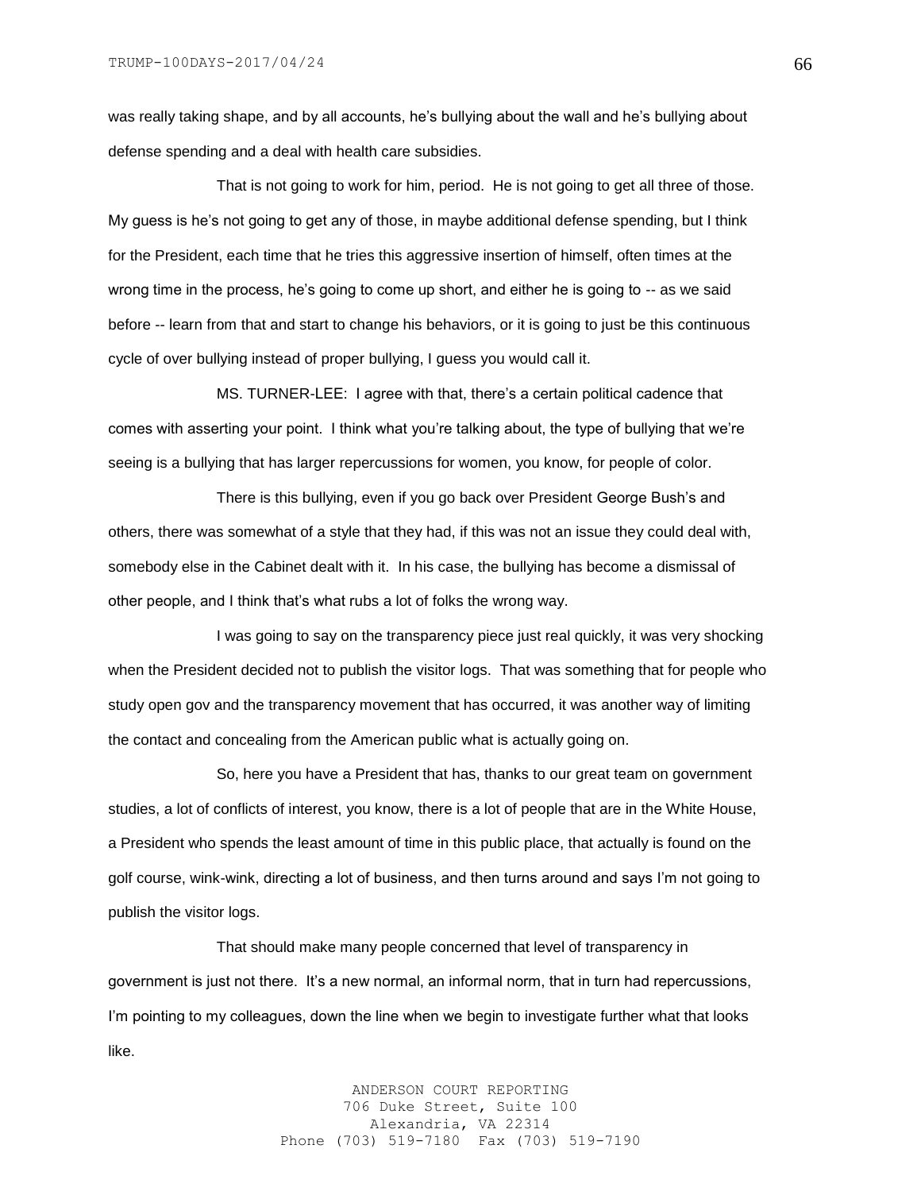was really taking shape, and by all accounts, he's bullying about the wall and he's bullying about defense spending and a deal with health care subsidies.

That is not going to work for him, period. He is not going to get all three of those. My guess is he's not going to get any of those, in maybe additional defense spending, but I think for the President, each time that he tries this aggressive insertion of himself, often times at the wrong time in the process, he's going to come up short, and either he is going to -- as we said before -- learn from that and start to change his behaviors, or it is going to just be this continuous cycle of over bullying instead of proper bullying, I guess you would call it.

MS. TURNER-LEE: I agree with that, there's a certain political cadence that comes with asserting your point. I think what you're talking about, the type of bullying that we're seeing is a bullying that has larger repercussions for women, you know, for people of color.

There is this bullying, even if you go back over President George Bush's and others, there was somewhat of a style that they had, if this was not an issue they could deal with, somebody else in the Cabinet dealt with it. In his case, the bullying has become a dismissal of other people, and I think that's what rubs a lot of folks the wrong way.

I was going to say on the transparency piece just real quickly, it was very shocking when the President decided not to publish the visitor logs. That was something that for people who study open gov and the transparency movement that has occurred, it was another way of limiting the contact and concealing from the American public what is actually going on.

So, here you have a President that has, thanks to our great team on government studies, a lot of conflicts of interest, you know, there is a lot of people that are in the White House, a President who spends the least amount of time in this public place, that actually is found on the golf course, wink-wink, directing a lot of business, and then turns around and says I'm not going to publish the visitor logs.

That should make many people concerned that level of transparency in government is just not there. It's a new normal, an informal norm, that in turn had repercussions, I'm pointing to my colleagues, down the line when we begin to investigate further what that looks like.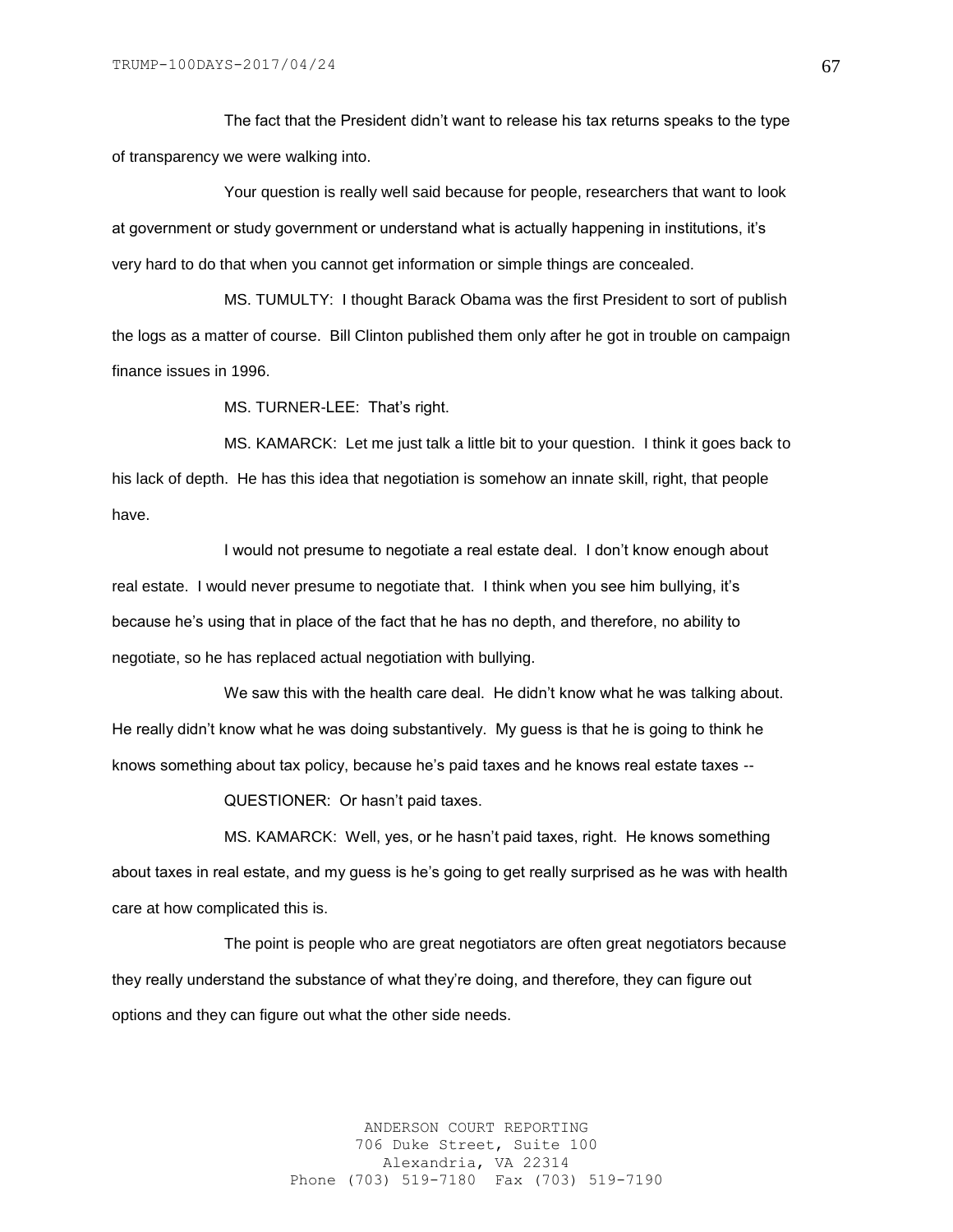The fact that the President didn't want to release his tax returns speaks to the type of transparency we were walking into.

Your question is really well said because for people, researchers that want to look at government or study government or understand what is actually happening in institutions, it's very hard to do that when you cannot get information or simple things are concealed.

MS. TUMULTY: I thought Barack Obama was the first President to sort of publish the logs as a matter of course. Bill Clinton published them only after he got in trouble on campaign finance issues in 1996.

MS. TURNER-LEE: That's right.

MS. KAMARCK: Let me just talk a little bit to your question. I think it goes back to his lack of depth. He has this idea that negotiation is somehow an innate skill, right, that people have.

I would not presume to negotiate a real estate deal. I don't know enough about real estate. I would never presume to negotiate that. I think when you see him bullying, it's because he's using that in place of the fact that he has no depth, and therefore, no ability to negotiate, so he has replaced actual negotiation with bullying.

We saw this with the health care deal. He didn't know what he was talking about. He really didn't know what he was doing substantively. My guess is that he is going to think he knows something about tax policy, because he's paid taxes and he knows real estate taxes --

QUESTIONER: Or hasn't paid taxes.

MS. KAMARCK: Well, yes, or he hasn't paid taxes, right. He knows something about taxes in real estate, and my guess is he's going to get really surprised as he was with health care at how complicated this is.

The point is people who are great negotiators are often great negotiators because they really understand the substance of what they're doing, and therefore, they can figure out options and they can figure out what the other side needs.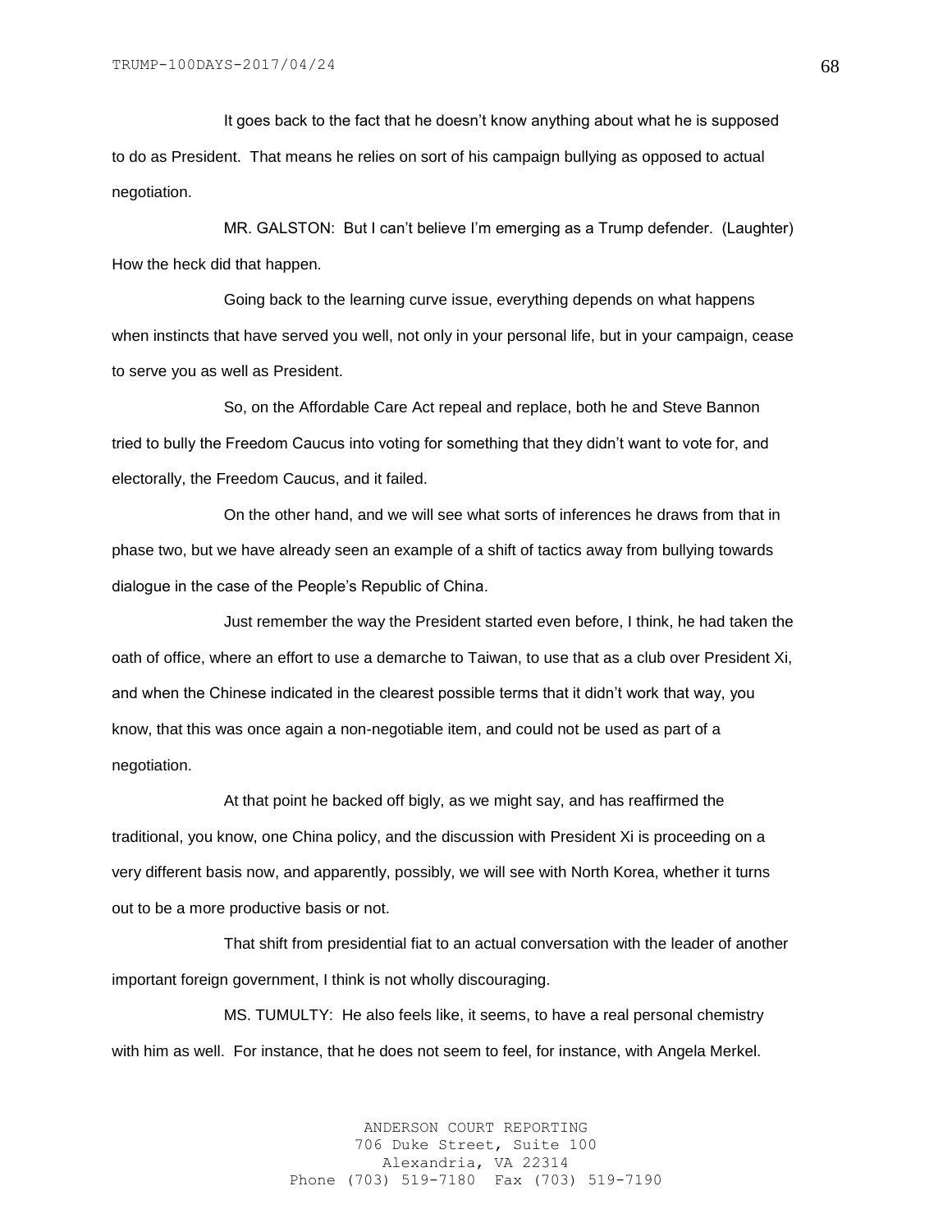It goes back to the fact that he doesn't know anything about what he is supposed to do as President. That means he relies on sort of his campaign bullying as opposed to actual negotiation.

MR. GALSTON: But I can't believe I'm emerging as a Trump defender. (Laughter) How the heck did that happen.

Going back to the learning curve issue, everything depends on what happens when instincts that have served you well, not only in your personal life, but in your campaign, cease to serve you as well as President.

So, on the Affordable Care Act repeal and replace, both he and Steve Bannon tried to bully the Freedom Caucus into voting for something that they didn't want to vote for, and electorally, the Freedom Caucus, and it failed.

On the other hand, and we will see what sorts of inferences he draws from that in phase two, but we have already seen an example of a shift of tactics away from bullying towards dialogue in the case of the People's Republic of China.

Just remember the way the President started even before, I think, he had taken the oath of office, where an effort to use a demarche to Taiwan, to use that as a club over President Xi, and when the Chinese indicated in the clearest possible terms that it didn't work that way, you know, that this was once again a non-negotiable item, and could not be used as part of a negotiation.

At that point he backed off bigly, as we might say, and has reaffirmed the traditional, you know, one China policy, and the discussion with President Xi is proceeding on a very different basis now, and apparently, possibly, we will see with North Korea, whether it turns out to be a more productive basis or not.

That shift from presidential fiat to an actual conversation with the leader of another important foreign government, I think is not wholly discouraging.

MS. TUMULTY: He also feels like, it seems, to have a real personal chemistry with him as well. For instance, that he does not seem to feel, for instance, with Angela Merkel.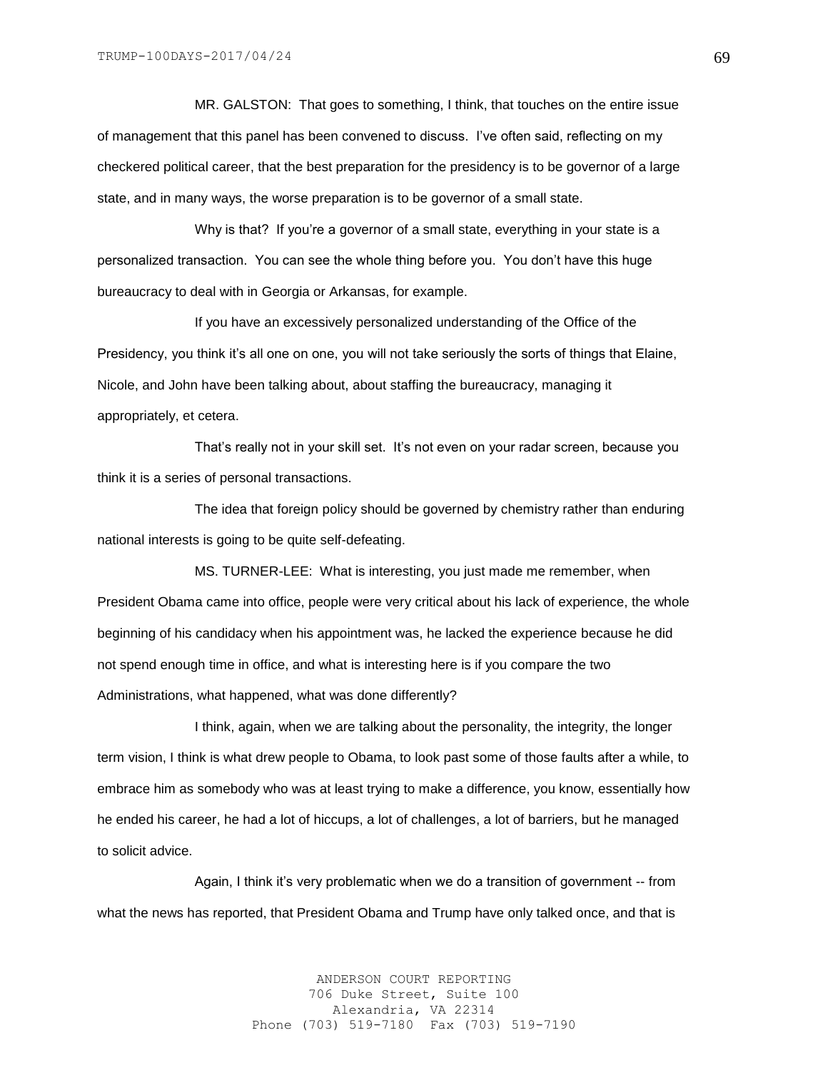MR. GALSTON: That goes to something, I think, that touches on the entire issue of management that this panel has been convened to discuss. I've often said, reflecting on my checkered political career, that the best preparation for the presidency is to be governor of a large state, and in many ways, the worse preparation is to be governor of a small state.

Why is that? If you're a governor of a small state, everything in your state is a personalized transaction. You can see the whole thing before you. You don't have this huge bureaucracy to deal with in Georgia or Arkansas, for example.

If you have an excessively personalized understanding of the Office of the Presidency, you think it's all one on one, you will not take seriously the sorts of things that Elaine, Nicole, and John have been talking about, about staffing the bureaucracy, managing it appropriately, et cetera.

That's really not in your skill set. It's not even on your radar screen, because you think it is a series of personal transactions.

The idea that foreign policy should be governed by chemistry rather than enduring national interests is going to be quite self-defeating.

MS. TURNER-LEE: What is interesting, you just made me remember, when President Obama came into office, people were very critical about his lack of experience, the whole beginning of his candidacy when his appointment was, he lacked the experience because he did not spend enough time in office, and what is interesting here is if you compare the two Administrations, what happened, what was done differently?

I think, again, when we are talking about the personality, the integrity, the longer term vision, I think is what drew people to Obama, to look past some of those faults after a while, to embrace him as somebody who was at least trying to make a difference, you know, essentially how he ended his career, he had a lot of hiccups, a lot of challenges, a lot of barriers, but he managed to solicit advice.

Again, I think it's very problematic when we do a transition of government -- from what the news has reported, that President Obama and Trump have only talked once, and that is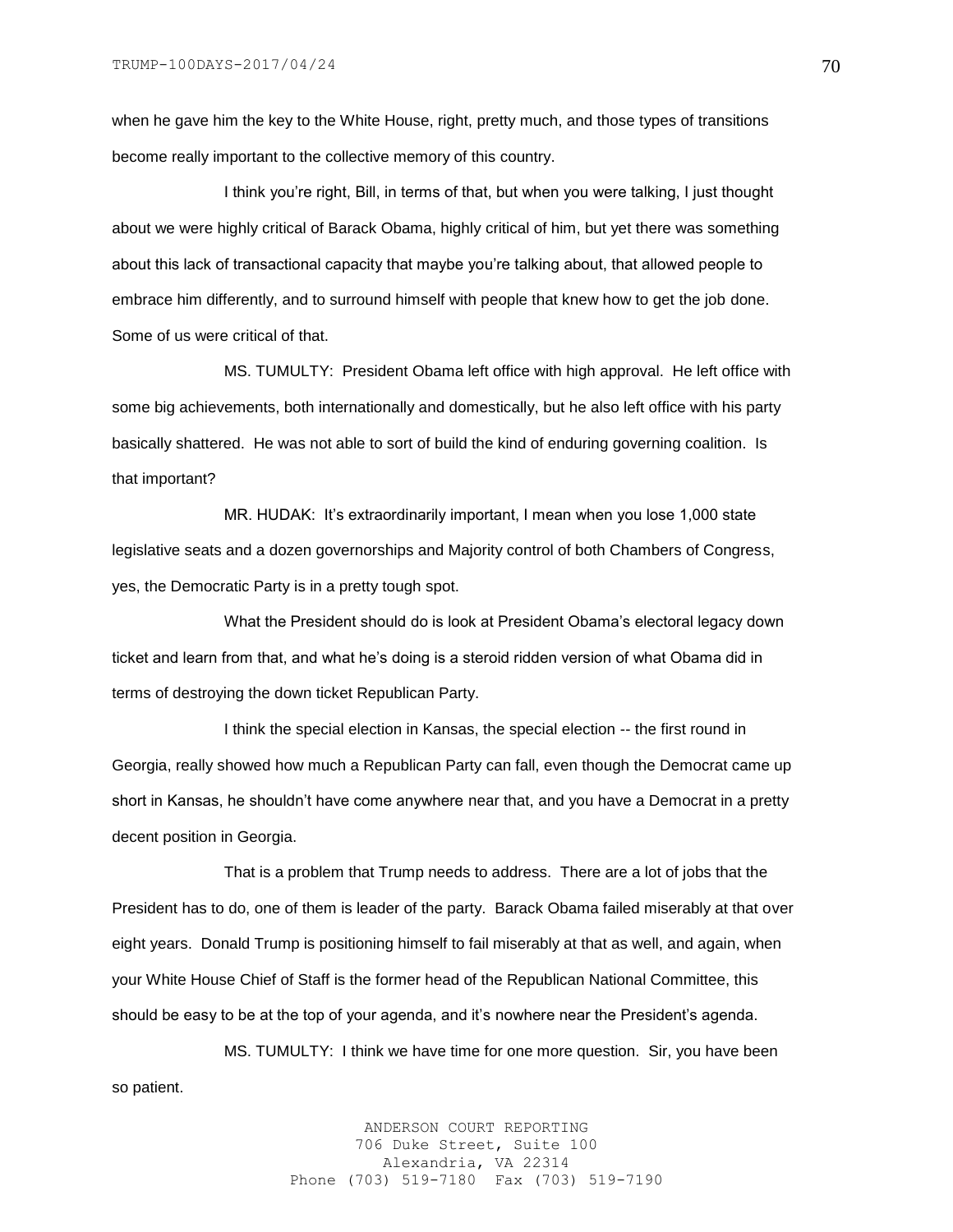when he gave him the key to the White House, right, pretty much, and those types of transitions become really important to the collective memory of this country.

I think you're right, Bill, in terms of that, but when you were talking, I just thought about we were highly critical of Barack Obama, highly critical of him, but yet there was something about this lack of transactional capacity that maybe you're talking about, that allowed people to embrace him differently, and to surround himself with people that knew how to get the job done. Some of us were critical of that.

MS. TUMULTY: President Obama left office with high approval. He left office with some big achievements, both internationally and domestically, but he also left office with his party basically shattered. He was not able to sort of build the kind of enduring governing coalition. Is that important?

MR. HUDAK: It's extraordinarily important, I mean when you lose 1,000 state legislative seats and a dozen governorships and Majority control of both Chambers of Congress, yes, the Democratic Party is in a pretty tough spot.

What the President should do is look at President Obama's electoral legacy down ticket and learn from that, and what he's doing is a steroid ridden version of what Obama did in terms of destroying the down ticket Republican Party.

I think the special election in Kansas, the special election -- the first round in Georgia, really showed how much a Republican Party can fall, even though the Democrat came up short in Kansas, he shouldn't have come anywhere near that, and you have a Democrat in a pretty decent position in Georgia.

That is a problem that Trump needs to address. There are a lot of jobs that the President has to do, one of them is leader of the party. Barack Obama failed miserably at that over eight years. Donald Trump is positioning himself to fail miserably at that as well, and again, when your White House Chief of Staff is the former head of the Republican National Committee, this should be easy to be at the top of your agenda, and it's nowhere near the President's agenda.

MS. TUMULTY: I think we have time for one more question. Sir, you have been so patient.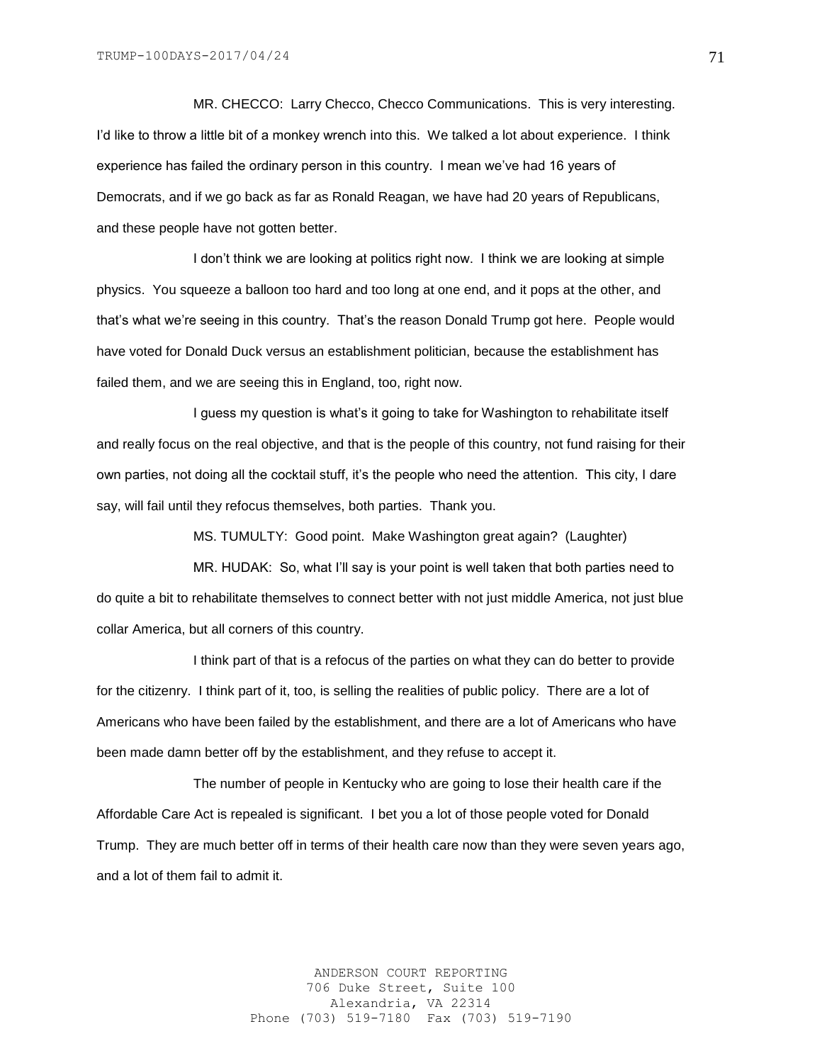MR. CHECCO: Larry Checco, Checco Communications. This is very interesting. I'd like to throw a little bit of a monkey wrench into this. We talked a lot about experience. I think experience has failed the ordinary person in this country. I mean we've had 16 years of Democrats, and if we go back as far as Ronald Reagan, we have had 20 years of Republicans, and these people have not gotten better.

I don't think we are looking at politics right now. I think we are looking at simple physics. You squeeze a balloon too hard and too long at one end, and it pops at the other, and that's what we're seeing in this country. That's the reason Donald Trump got here. People would have voted for Donald Duck versus an establishment politician, because the establishment has failed them, and we are seeing this in England, too, right now.

I guess my question is what's it going to take for Washington to rehabilitate itself and really focus on the real objective, and that is the people of this country, not fund raising for their own parties, not doing all the cocktail stuff, it's the people who need the attention. This city, I dare say, will fail until they refocus themselves, both parties. Thank you.

MS. TUMULTY: Good point. Make Washington great again? (Laughter)

MR. HUDAK: So, what I'll say is your point is well taken that both parties need to do quite a bit to rehabilitate themselves to connect better with not just middle America, not just blue collar America, but all corners of this country.

I think part of that is a refocus of the parties on what they can do better to provide for the citizenry. I think part of it, too, is selling the realities of public policy. There are a lot of Americans who have been failed by the establishment, and there are a lot of Americans who have been made damn better off by the establishment, and they refuse to accept it.

The number of people in Kentucky who are going to lose their health care if the Affordable Care Act is repealed is significant. I bet you a lot of those people voted for Donald Trump. They are much better off in terms of their health care now than they were seven years ago, and a lot of them fail to admit it.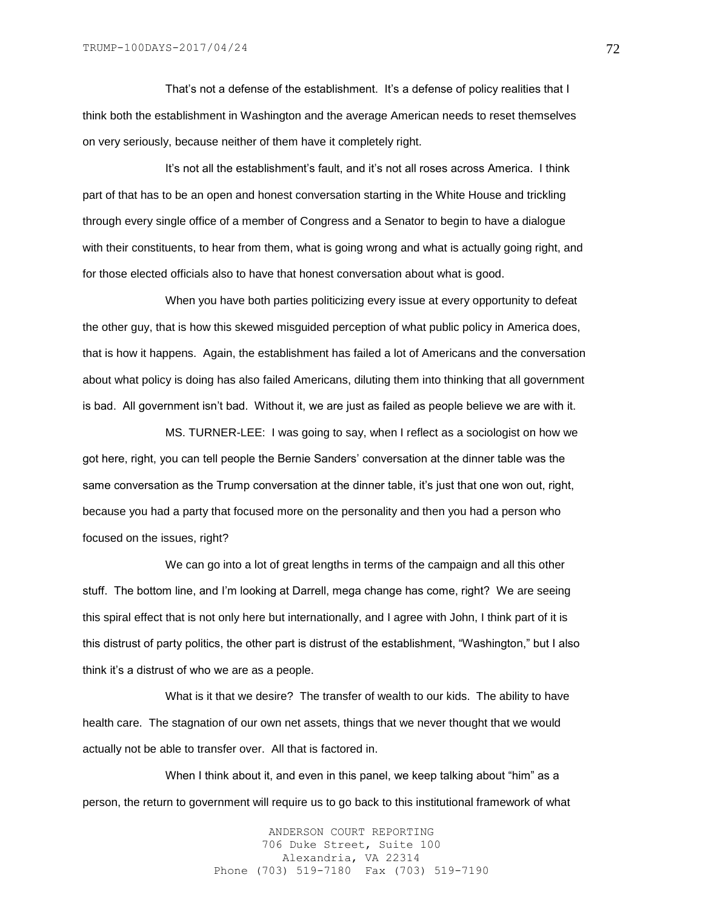That's not a defense of the establishment. It's a defense of policy realities that I think both the establishment in Washington and the average American needs to reset themselves on very seriously, because neither of them have it completely right.

It's not all the establishment's fault, and it's not all roses across America. I think part of that has to be an open and honest conversation starting in the White House and trickling through every single office of a member of Congress and a Senator to begin to have a dialogue with their constituents, to hear from them, what is going wrong and what is actually going right, and for those elected officials also to have that honest conversation about what is good.

When you have both parties politicizing every issue at every opportunity to defeat the other guy, that is how this skewed misguided perception of what public policy in America does, that is how it happens. Again, the establishment has failed a lot of Americans and the conversation about what policy is doing has also failed Americans, diluting them into thinking that all government is bad. All government isn't bad. Without it, we are just as failed as people believe we are with it.

MS. TURNER-LEE: I was going to say, when I reflect as a sociologist on how we got here, right, you can tell people the Bernie Sanders' conversation at the dinner table was the same conversation as the Trump conversation at the dinner table, it's just that one won out, right, because you had a party that focused more on the personality and then you had a person who focused on the issues, right?

We can go into a lot of great lengths in terms of the campaign and all this other stuff. The bottom line, and I'm looking at Darrell, mega change has come, right? We are seeing this spiral effect that is not only here but internationally, and I agree with John, I think part of it is this distrust of party politics, the other part is distrust of the establishment, "Washington," but I also think it's a distrust of who we are as a people.

What is it that we desire? The transfer of wealth to our kids. The ability to have health care. The stagnation of our own net assets, things that we never thought that we would actually not be able to transfer over. All that is factored in.

When I think about it, and even in this panel, we keep talking about "him" as a person, the return to government will require us to go back to this institutional framework of what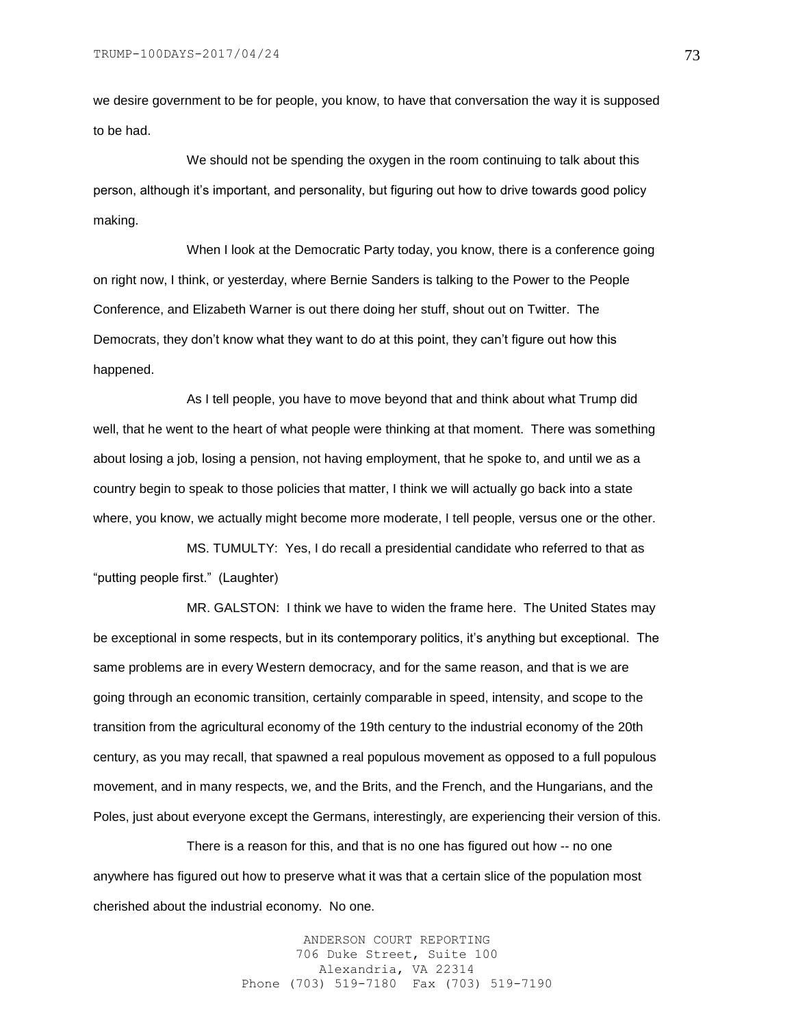we desire government to be for people, you know, to have that conversation the way it is supposed to be had.

We should not be spending the oxygen in the room continuing to talk about this person, although it's important, and personality, but figuring out how to drive towards good policy making.

When I look at the Democratic Party today, you know, there is a conference going on right now, I think, or yesterday, where Bernie Sanders is talking to the Power to the People Conference, and Elizabeth Warner is out there doing her stuff, shout out on Twitter. The Democrats, they don't know what they want to do at this point, they can't figure out how this happened.

As I tell people, you have to move beyond that and think about what Trump did well, that he went to the heart of what people were thinking at that moment. There was something about losing a job, losing a pension, not having employment, that he spoke to, and until we as a country begin to speak to those policies that matter, I think we will actually go back into a state where, you know, we actually might become more moderate, I tell people, versus one or the other.

MS. TUMULTY: Yes, I do recall a presidential candidate who referred to that as "putting people first." (Laughter)

MR. GALSTON: I think we have to widen the frame here. The United States may be exceptional in some respects, but in its contemporary politics, it's anything but exceptional. The same problems are in every Western democracy, and for the same reason, and that is we are going through an economic transition, certainly comparable in speed, intensity, and scope to the transition from the agricultural economy of the 19th century to the industrial economy of the 20th century, as you may recall, that spawned a real populous movement as opposed to a full populous movement, and in many respects, we, and the Brits, and the French, and the Hungarians, and the Poles, just about everyone except the Germans, interestingly, are experiencing their version of this.

There is a reason for this, and that is no one has figured out how -- no one anywhere has figured out how to preserve what it was that a certain slice of the population most cherished about the industrial economy. No one.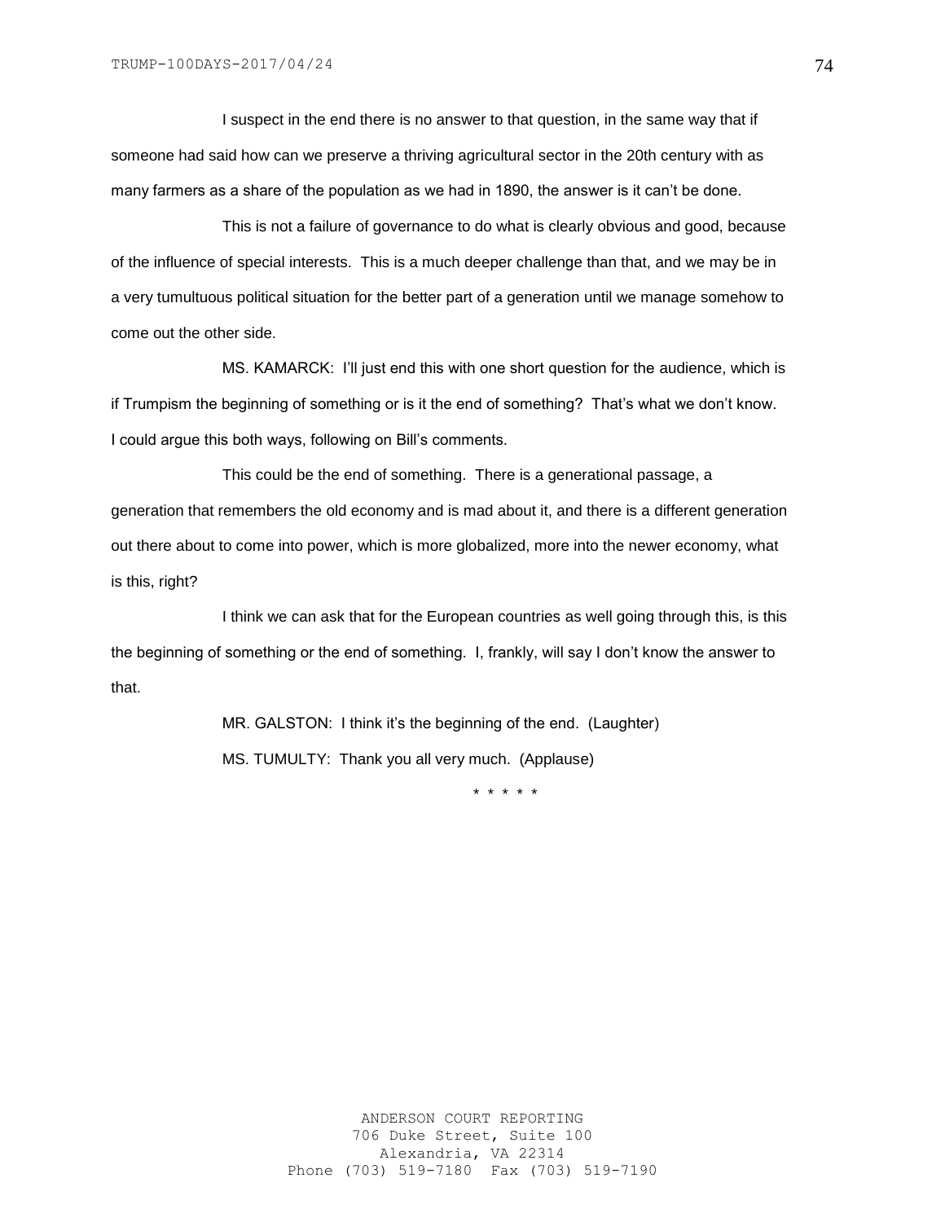I suspect in the end there is no answer to that question, in the same way that if someone had said how can we preserve a thriving agricultural sector in the 20th century with as many farmers as a share of the population as we had in 1890, the answer is it can't be done.

This is not a failure of governance to do what is clearly obvious and good, because of the influence of special interests. This is a much deeper challenge than that, and we may be in a very tumultuous political situation for the better part of a generation until we manage somehow to come out the other side.

MS. KAMARCK: I'll just end this with one short question for the audience, which is if Trumpism the beginning of something or is it the end of something? That's what we don't know. I could argue this both ways, following on Bill's comments.

This could be the end of something. There is a generational passage, a generation that remembers the old economy and is mad about it, and there is a different generation out there about to come into power, which is more globalized, more into the newer economy, what is this, right?

I think we can ask that for the European countries as well going through this, is this the beginning of something or the end of something. I, frankly, will say I don't know the answer to that.

MR. GALSTON: I think it's the beginning of the end. (Laughter)

MS. TUMULTY: Thank you all very much. (Applause)

\* \* \* \* \*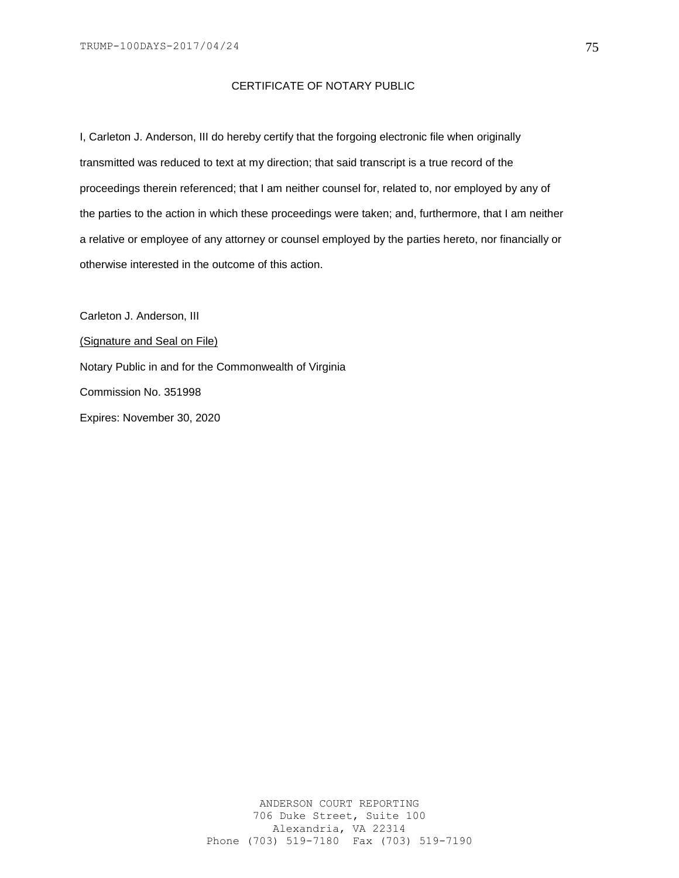## CERTIFICATE OF NOTARY PUBLIC

I, Carleton J. Anderson, III do hereby certify that the forgoing electronic file when originally transmitted was reduced to text at my direction; that said transcript is a true record of the proceedings therein referenced; that I am neither counsel for, related to, nor employed by any of the parties to the action in which these proceedings were taken; and, furthermore, that I am neither a relative or employee of any attorney or counsel employed by the parties hereto, nor financially or otherwise interested in the outcome of this action.

Carleton J. Anderson, III

(Signature and Seal on File)

Notary Public in and for the Commonwealth of Virginia

Commission No. 351998

Expires: November 30, 2020